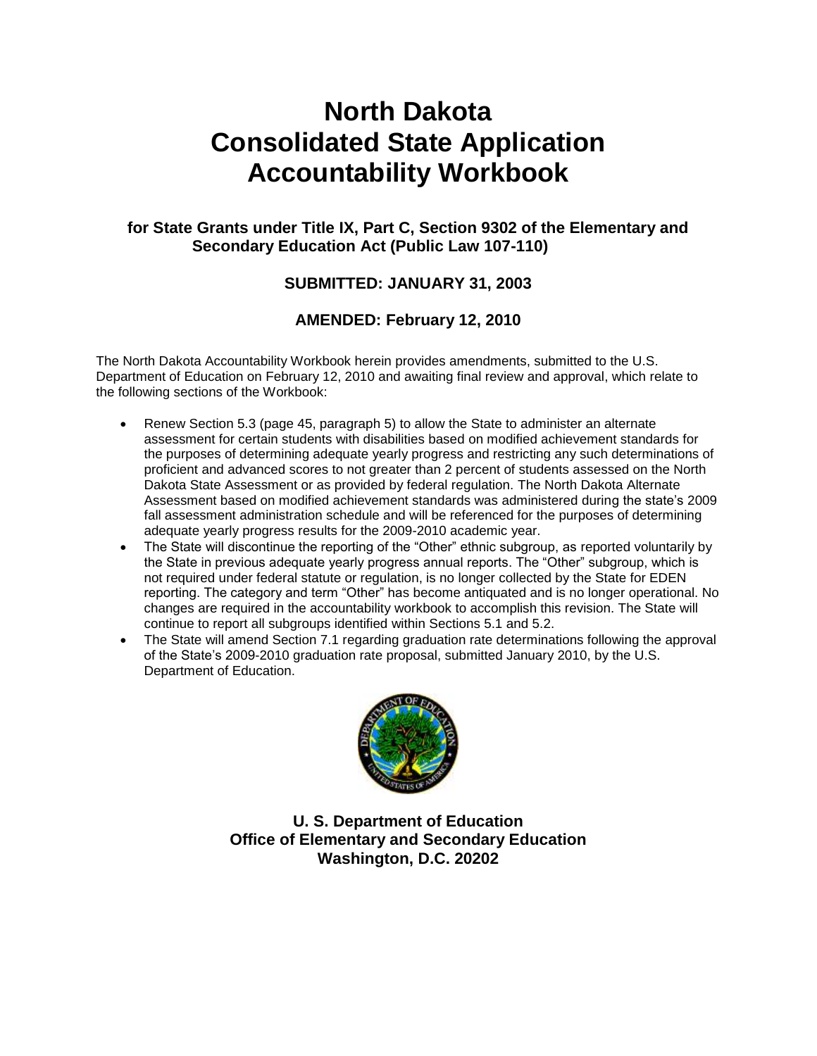# North Dakota Consolidated State Application Accountability Workbook

**for State Grants under Title IX, Part C, Section 9302 of the Elementary and Secondary Education Act (Public Law 107-110)**

**SUBMITTED: JANUARY 31, 2003**

**AMENDED: February 12, 2010**

The North Dakota Accountability Workbook herein provides amendments, submitted to the U.S. Department of Education on February 12, 2010 and awaiting final review and approval, which relate to the following sections of the Workbook:

- Renew Section 5.3 (page 45, paragraph 5) to allow the State to administer an alternate assessment for certain students with disabilities based on modified achievement standards for the purposes of determining adequate yearly progress and restricting any such determinations of proficient and advanced scores to not greater than 2 percent of students assessed on the North Dakota State Assessment or as provided by federal regulation. The North Dakota Alternate Assessment based on modified achievement standards was administered during the state's 2009 fall assessment administration schedule and will be referenced for the purposes of determining adequate yearly progress results for the 2009-2010 academic year.
- The State will discontinue the reporting of the "Other" ethnic subgroup, as reported voluntarily by the State in previous adequate yearly progress annual reports. The "Other" subgroup, which is not required under federal statute or regulation, is no longer collected by the State for EDEN reporting. The category and term "Other" has become antiquated and is no longer operational. No changes are required in the accountability workbook to accomplish this revision. The State will continue to report all subgroups identified within Sections 5.1 and 5.2.
- The State will amend Section 7.1 regarding graduation rate determinations following the approval of the State's 2009-2010 graduation rate proposal, submitted January 2010, by the U.S. Department of Education.

**U. S. Department of Education**
**Office of Elementary and Secondary Education**
**Washington, D.C. 20202**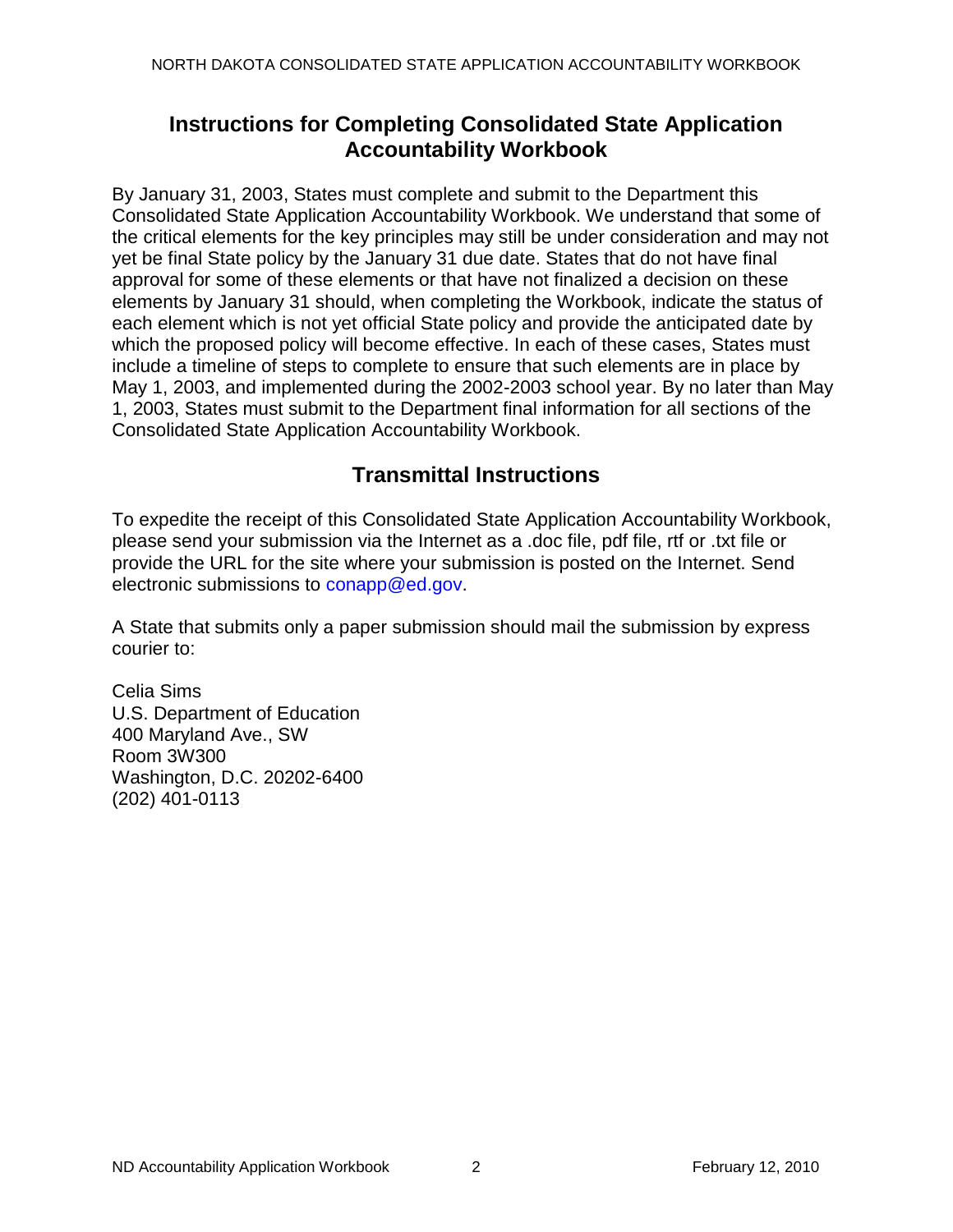## Instructions for Completing Consolidated State Application Accountability Workbook

By January 31, 2003, States must complete and submit to the Department this Consolidated State Application Accountability Workbook. We understand that some of the critical elements for the key principles may still be under consideration and may not yet be final State policy by the January 31 due date. States that do not have final approval for some of these elements or that have not finalized a decision on these elements by January 31 should, when completing the Workbook, indicate the status of each element which is not yet official State policy and provide the anticipated date by which the proposed policy will become effective. In each of these cases, States must include a timeline of steps to complete to ensure that such elements are in place by May 1, 2003, and implemented during the 2002-2003 school year. By no later than May 1, 2003, States must submit to the Department final information for all sections of the Consolidated State Application Accountability Workbook.

## Transmittal Instructions

To expedite the receipt of this Consolidated State Application Accountability Workbook, please send your submission via the Internet as a .doc file, pdf file, rtf or .txt file or provide the URL for the site where your submission is posted on the Internet. Send electronic submissions to conapp@ed.gov.

A State that submits only a paper submission should mail the submission by express courier to:

Celia Sims
U.S. Department of Education
400 Maryland Ave., SW
Room 3W300
Washington, D.C. 20202-6400
(202) 401-0113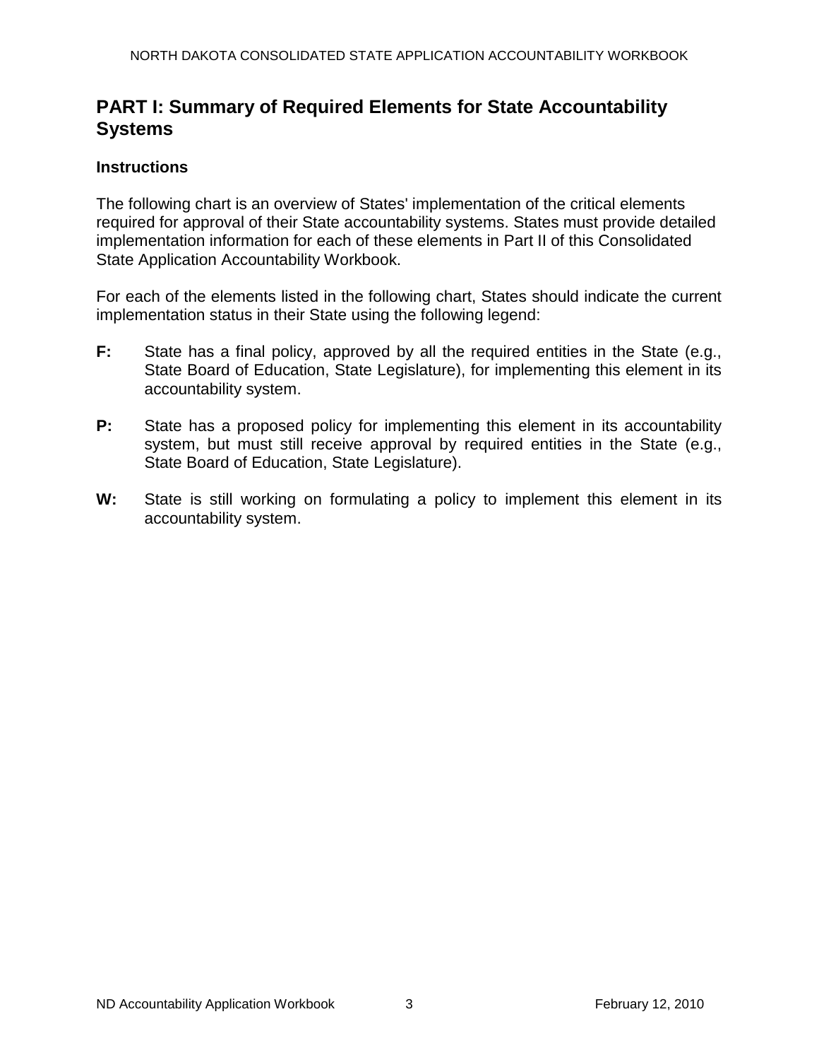## PART I: Summary of Required Elements for State Accountability Systems

### Instructions

The following chart is an overview of States' implementation of the critical elements required for approval of their State accountability systems. States must provide detailed implementation information for each of these elements in Part II of this Consolidated State Application Accountability Workbook.

For each of the elements listed in the following chart, States should indicate the current implementation status in their State using the following legend:

**F:** State has a final policy, approved by all the required entities in the State (e.g., State Board of Education, State Legislature), for implementing this element in its accountability system.

**P:** State has a proposed policy for implementing this element in its accountability system, but must still receive approval by required entities in the State (e.g., State Board of Education, State Legislature).

**W:** State is still working on formulating a policy to implement this element in its accountability system.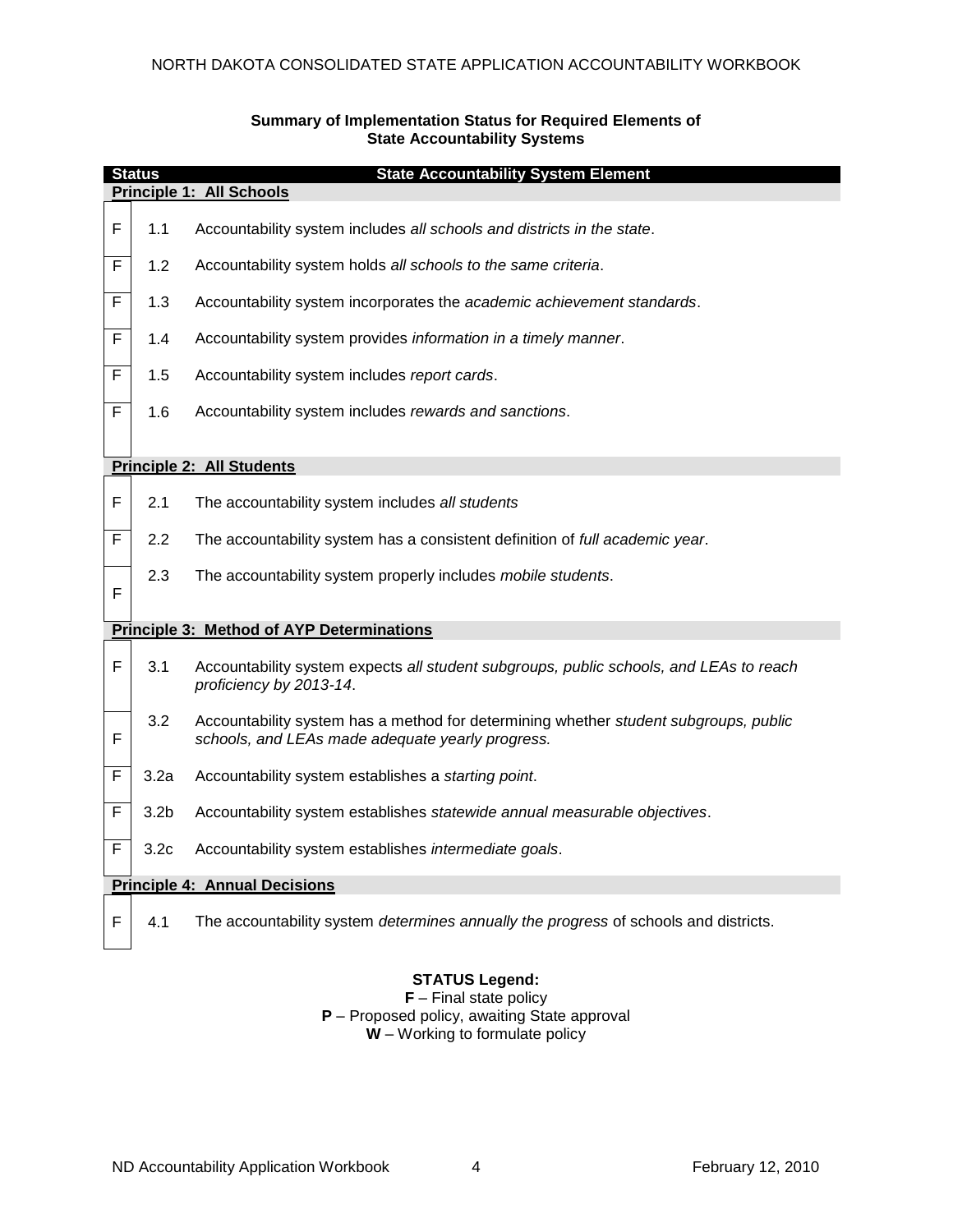**Summary of Implementation Status for Required Elements of State Accountability Systems**

| Status | | State Accountability System Element |
|---|---|---|
| **Principle 1: All Schools** | | |
| F | 1.1 | Accountability system includes *all schools and districts in the state*. |
| F | 1.2 | Accountability system holds *all schools to the same criteria*. |
| F | 1.3 | Accountability system incorporates the *academic achievement standards*. |
| F | 1.4 | Accountability system provides *information in a timely manner*. |
| F | 1.5 | Accountability system includes *report cards*. |
| F | 1.6 | Accountability system includes *rewards and sanctions*. |
| **Principle 2: All Students** | | |
| F | 2.1 | The accountability system includes *all students* |
| F | 2.2 | The accountability system has a consistent definition of *full academic year*. |
| F | 2.3 | The accountability system properly includes *mobile students*. |
| **Principle 3: Method of AYP Determinations** | | |
| F | 3.1 | Accountability system expects *all student subgroups, public schools, and LEAs to reach proficiency by 2013-14*. |
| F | 3.2 | Accountability system has a method for determining whether *student subgroups, public schools, and LEAs made adequate yearly progress.* |
| F | 3.2a | Accountability system establishes a *starting point*. |
| F | 3.2b | Accountability system establishes *statewide annual measurable objectives*. |
| F | 3.2c | Accountability system establishes *intermediate goals*. |
| **Principle 4: Annual Decisions** | | |
| F | 4.1 | The accountability system *determines annually the progress* of schools and districts. |

**STATUS Legend:**
**F** – Final state policy
**P** – Proposed policy, awaiting State approval
**W** – Working to formulate policy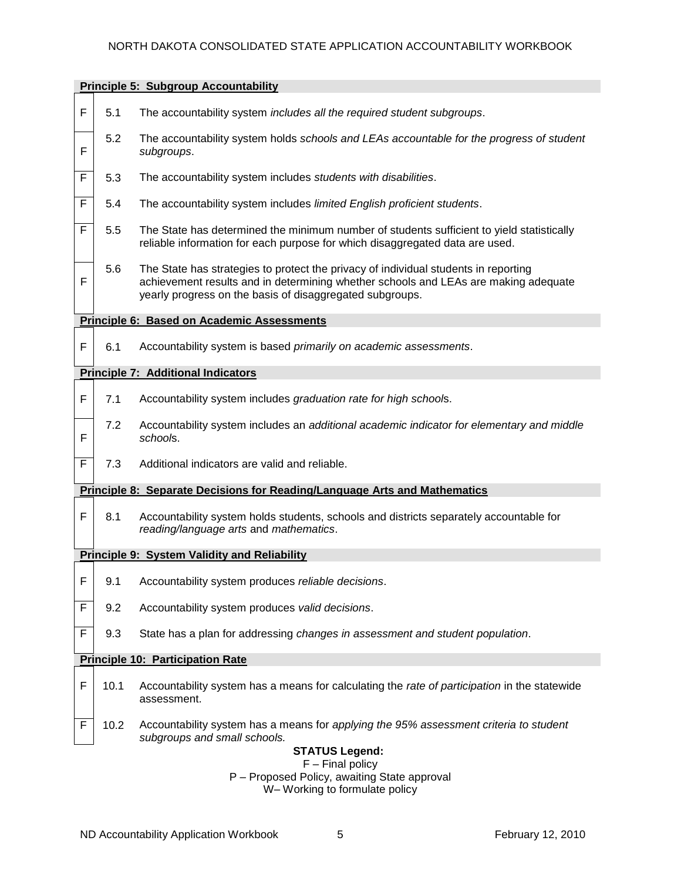| Status | Number | Critical Element |
|---|---|---|
| **Principle 5: Subgroup Accountability** | | |
| F | 5.1 | The accountability system *includes all the required student subgroups*. |
| F | 5.2 | The accountability system holds *schools and LEAs accountable for the progress of student subgroups*. |
| F | 5.3 | The accountability system includes *students with disabilities*. |
| F | 5.4 | The accountability system includes *limited English proficient students*. |
| F | 5.5 | The State has determined the minimum number of students sufficient to yield statistically reliable information for each purpose for which disaggregated data are used. |
| F | 5.6 | The State has strategies to protect the privacy of individual students in reporting achievement results and in determining whether schools and LEAs are making adequate yearly progress on the basis of disaggregated subgroups. |
| **Principle 6: Based on Academic Assessments** | | |
| F | 6.1 | Accountability system is based *primarily on academic assessments*. |
| **Principle 7: Additional Indicators** | | |
| F | 7.1 | Accountability system includes *graduation rate for high schools*. |
| F | 7.2 | Accountability system includes an *additional academic indicator for elementary and middle schools*. |
| F | 7.3 | Additional indicators are valid and reliable. |
| **Principle 8: Separate Decisions for Reading/Language Arts and Mathematics** | | |
| F | 8.1 | Accountability system holds students, schools and districts separately accountable for *reading/language arts* and *mathematics*. |
| **Principle 9: System Validity and Reliability** | | |
| F | 9.1 | Accountability system produces *reliable decisions*. |
| F | 9.2 | Accountability system produces *valid decisions*. |
| F | 9.3 | State has a plan for addressing *changes in assessment and student population*. |
| **Principle 10: Participation Rate** | | |
| F | 10.1 | Accountability system has a means for calculating the *rate of participation* in the statewide assessment. |
| F | 10.2 | Accountability system has a means for *applying the 95% assessment criteria to student subgroups and small schools.* |

**STATUS Legend:**
F – Final policy
P – Proposed Policy, awaiting State approval
W– Working to formulate policy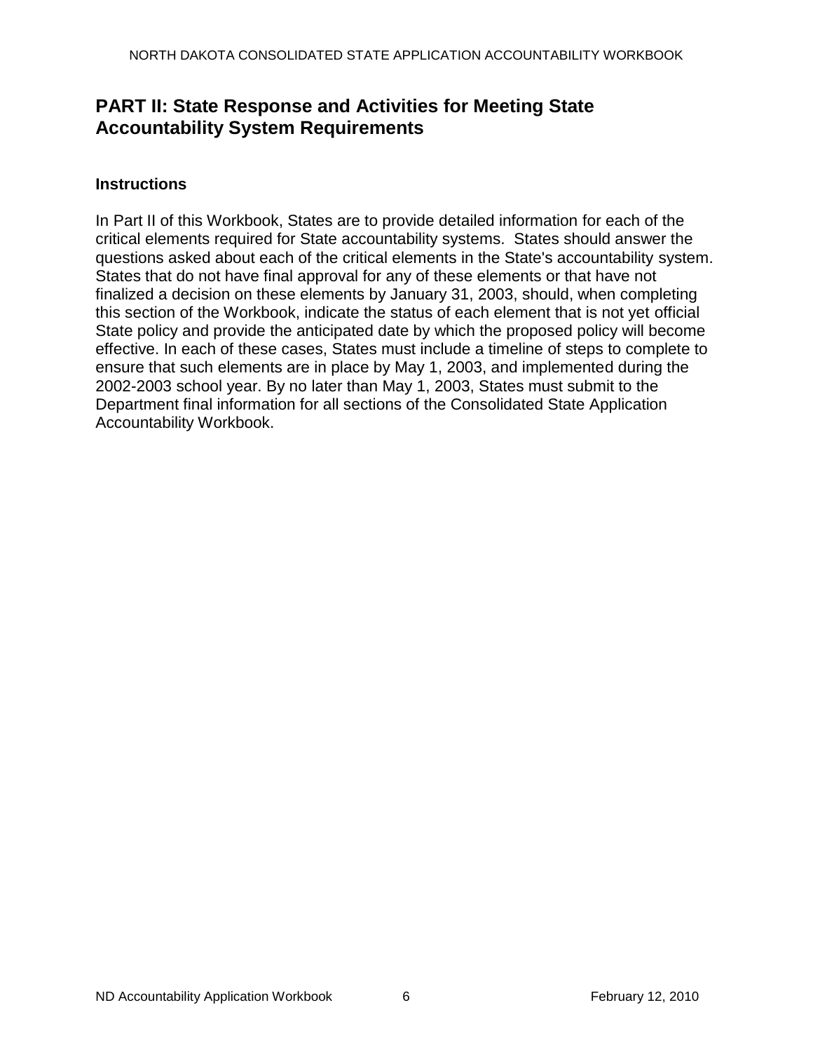## PART II: State Response and Activities for Meeting State Accountability System Requirements

### Instructions

In Part II of this Workbook, States are to provide detailed information for each of the critical elements required for State accountability systems. States should answer the questions asked about each of the critical elements in the State's accountability system. States that do not have final approval for any of these elements or that have not finalized a decision on these elements by January 31, 2003, should, when completing this section of the Workbook, indicate the status of each element that is not yet official State policy and provide the anticipated date by which the proposed policy will become effective. In each of these cases, States must include a timeline of steps to complete to ensure that such elements are in place by May 1, 2003, and implemented during the 2002-2003 school year. By no later than May 1, 2003, States must submit to the Department final information for all sections of the Consolidated State Application Accountability Workbook.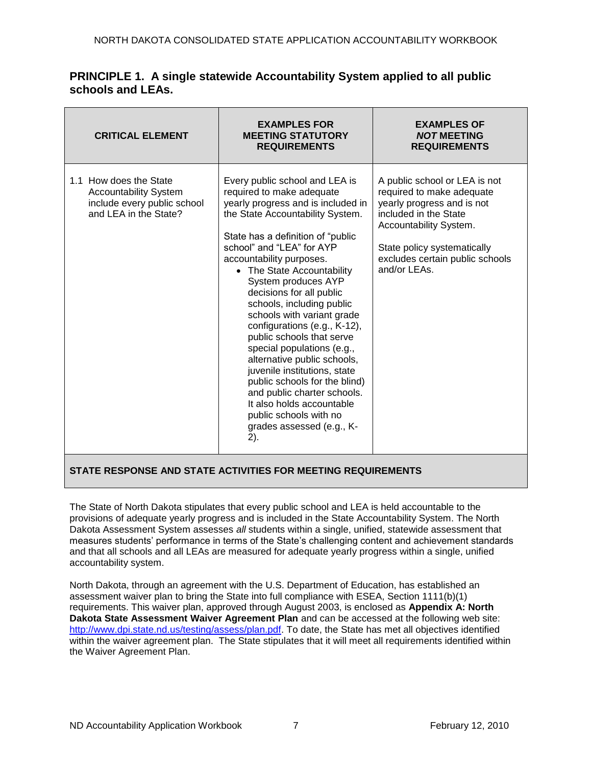## PRINCIPLE 1. A single statewide Accountability System applied to all public schools and LEAs.

| CRITICAL ELEMENT | EXAMPLES FOR MEETING STATUTORY REQUIREMENTS | EXAMPLES OF *NOT* MEETING REQUIREMENTS |
|---|---|---|
| 1.1 How does the State Accountability System include every public school and LEA in the State? | Every public school and LEA is required to make adequate yearly progress and is included in the State Accountability System.<br><br>State has a definition of "public school" and "LEA" for AYP accountability purposes.<br>• The State Accountability System produces AYP decisions for all public schools, including public schools with variant grade configurations (e.g., K-12), public schools that serve special populations (e.g., alternative public schools, juvenile institutions, state public schools for the blind) and public charter schools. It also holds accountable public schools with no grades assessed (e.g., K-2). | A public school or LEA is not required to make adequate yearly progress and is not included in the State Accountability System.<br><br>State policy systematically excludes certain public schools and/or LEAs. |

**STATE RESPONSE AND STATE ACTIVITIES FOR MEETING REQUIREMENTS**

The State of North Dakota stipulates that every public school and LEA is held accountable to the provisions of adequate yearly progress and is included in the State Accountability System. The North Dakota Assessment System assesses *all* students within a single, unified, statewide assessment that measures students' performance in terms of the State's challenging content and achievement standards and that all schools and all LEAs are measured for adequate yearly progress within a single, unified accountability system.

North Dakota, through an agreement with the U.S. Department of Education, has established an assessment waiver plan to bring the State into full compliance with ESEA, Section 1111(b)(1) requirements. This waiver plan, approved through August 2003, is enclosed as **Appendix A: North Dakota State Assessment Waiver Agreement Plan** and can be accessed at the following web site: http://www.dpi.state.nd.us/testing/assess/plan.pdf. To date, the State has met all objectives identified within the waiver agreement plan. The State stipulates that it will meet all requirements identified within the Waiver Agreement Plan.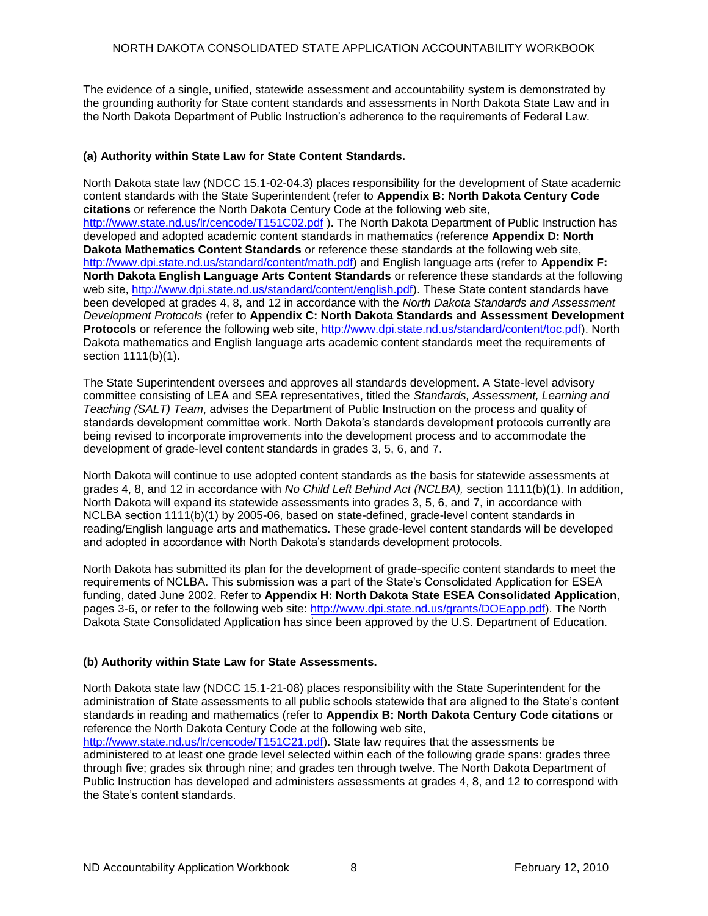The evidence of a single, unified, statewide assessment and accountability system is demonstrated by the grounding authority for State content standards and assessments in North Dakota State Law and in the North Dakota Department of Public Instruction's adherence to the requirements of Federal Law.

**(a) Authority within State Law for State Content Standards.**

North Dakota state law (NDCC 15.1-02-04.3) places responsibility for the development of State academic content standards with the State Superintendent (refer to **Appendix B: North Dakota Century Code citations** or reference the North Dakota Century Code at the following web site, http://www.state.nd.us/lr/cencode/T151C02.pdf ). The North Dakota Department of Public Instruction has developed and adopted academic content standards in mathematics (reference **Appendix D: North Dakota Mathematics Content Standards** or reference these standards at the following web site, http://www.dpi.state.nd.us/standard/content/math.pdf) and English language arts (refer to **Appendix F: North Dakota English Language Arts Content Standards** or reference these standards at the following web site, http://www.dpi.state.nd.us/standard/content/english.pdf). These State content standards have been developed at grades 4, 8, and 12 in accordance with the *North Dakota Standards and Assessment Development Protocols* (refer to **Appendix C: North Dakota Standards and Assessment Development Protocols** or reference the following web site, http://www.dpi.state.nd.us/standard/content/toc.pdf). North Dakota mathematics and English language arts academic content standards meet the requirements of section 1111(b)(1).

The State Superintendent oversees and approves all standards development. A State-level advisory committee consisting of LEA and SEA representatives, titled the *Standards, Assessment, Learning and Teaching (SALT) Team*, advises the Department of Public Instruction on the process and quality of standards development committee work. North Dakota's standards development protocols currently are being revised to incorporate improvements into the development process and to accommodate the development of grade-level content standards in grades 3, 5, 6, and 7.

North Dakota will continue to use adopted content standards as the basis for statewide assessments at grades 4, 8, and 12 in accordance with *No Child Left Behind Act (NCLBA),* section 1111(b)(1). In addition, North Dakota will expand its statewide assessments into grades 3, 5, 6, and 7, in accordance with NCLBA section 1111(b)(1) by 2005-06, based on state-defined, grade-level content standards in reading/English language arts and mathematics. These grade-level content standards will be developed and adopted in accordance with North Dakota's standards development protocols.

North Dakota has submitted its plan for the development of grade-specific content standards to meet the requirements of NCLBA. This submission was a part of the State's Consolidated Application for ESEA funding, dated June 2002. Refer to **Appendix H: North Dakota State ESEA Consolidated Application**, pages 3-6, or refer to the following web site: http://www.dpi.state.nd.us/grants/DOEapp.pdf). The North Dakota State Consolidated Application has since been approved by the U.S. Department of Education.

**(b) Authority within State Law for State Assessments.**

North Dakota state law (NDCC 15.1-21-08) places responsibility with the State Superintendent for the administration of State assessments to all public schools statewide that are aligned to the State's content standards in reading and mathematics (refer to **Appendix B: North Dakota Century Code citations** or reference the North Dakota Century Code at the following web site, http://www.state.nd.us/lr/cencode/T151C21.pdf). State law requires that the assessments be administered to at least one grade level selected within each of the following grade spans: grades three through five; grades six through nine; and grades ten through twelve. The North Dakota Department of Public Instruction has developed and administers assessments at grades 4, 8, and 12 to correspond with the State's content standards.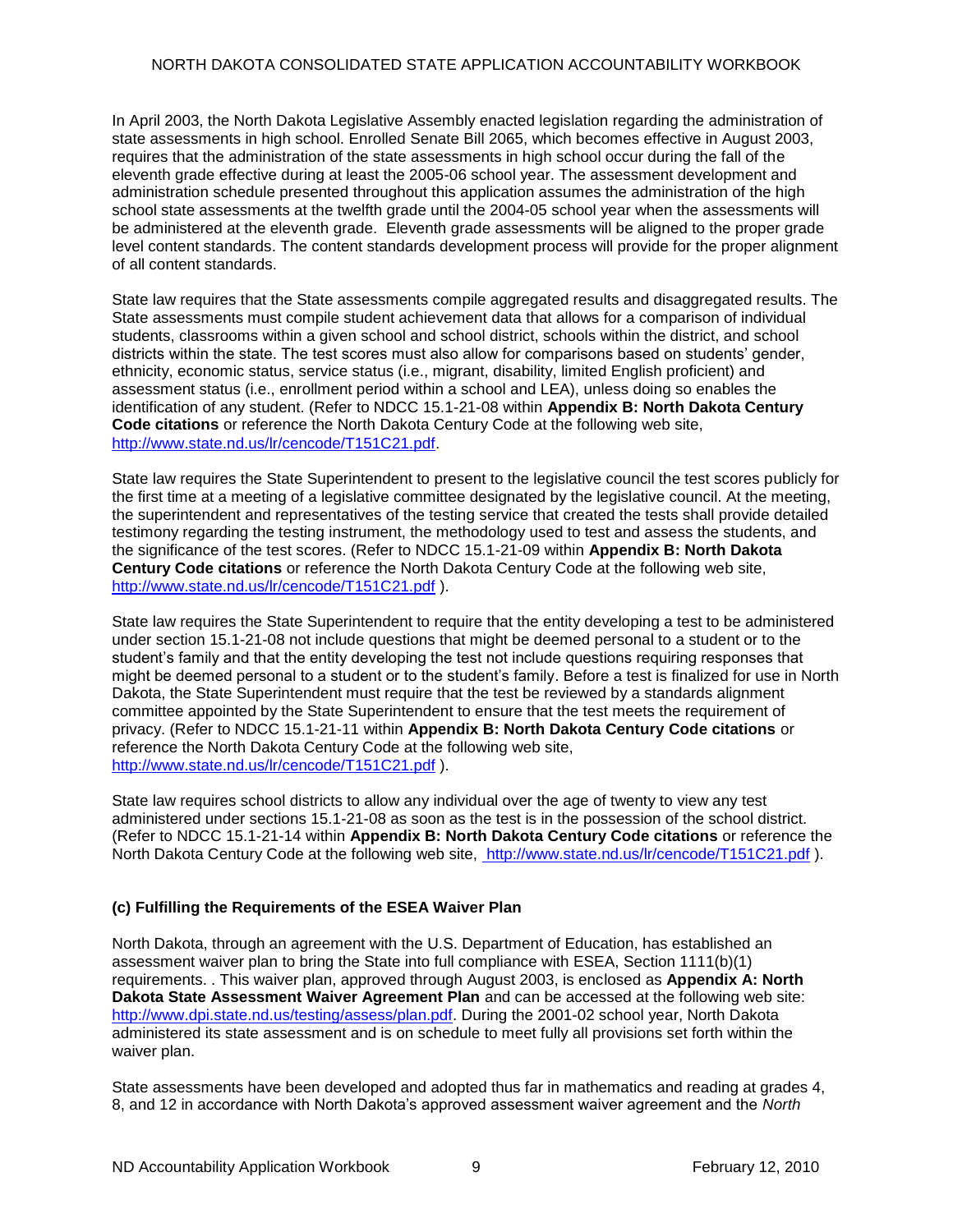In April 2003, the North Dakota Legislative Assembly enacted legislation regarding the administration of state assessments in high school. Enrolled Senate Bill 2065, which becomes effective in August 2003, requires that the administration of the state assessments in high school occur during the fall of the eleventh grade effective during at least the 2005-06 school year. The assessment development and administration schedule presented throughout this application assumes the administration of the high school state assessments at the twelfth grade until the 2004-05 school year when the assessments will be administered at the eleventh grade. Eleventh grade assessments will be aligned to the proper grade level content standards. The content standards development process will provide for the proper alignment of all content standards.

State law requires that the State assessments compile aggregated results and disaggregated results. The State assessments must compile student achievement data that allows for a comparison of individual students, classrooms within a given school and school district, schools within the district, and school districts within the state. The test scores must also allow for comparisons based on students' gender, ethnicity, economic status, service status (i.e., migrant, disability, limited English proficient) and assessment status (i.e., enrollment period within a school and LEA), unless doing so enables the identification of any student. (Refer to NDCC 15.1-21-08 within **Appendix B: North Dakota Century Code citations** or reference the North Dakota Century Code at the following web site, http://www.state.nd.us/lr/cencode/T151C21.pdf.

State law requires the State Superintendent to present to the legislative council the test scores publicly for the first time at a meeting of a legislative committee designated by the legislative council. At the meeting, the superintendent and representatives of the testing service that created the tests shall provide detailed testimony regarding the testing instrument, the methodology used to test and assess the students, and the significance of the test scores. (Refer to NDCC 15.1-21-09 within **Appendix B: North Dakota Century Code citations** or reference the North Dakota Century Code at the following web site, http://www.state.nd.us/lr/cencode/T151C21.pdf ).

State law requires the State Superintendent to require that the entity developing a test to be administered under section 15.1-21-08 not include questions that might be deemed personal to a student or to the student's family and that the entity developing the test not include questions requiring responses that might be deemed personal to a student or to the student's family. Before a test is finalized for use in North Dakota, the State Superintendent must require that the test be reviewed by a standards alignment committee appointed by the State Superintendent to ensure that the test meets the requirement of privacy. (Refer to NDCC 15.1-21-11 within **Appendix B: North Dakota Century Code citations** or reference the North Dakota Century Code at the following web site, http://www.state.nd.us/lr/cencode/T151C21.pdf ).

State law requires school districts to allow any individual over the age of twenty to view any test administered under sections 15.1-21-08 as soon as the test is in the possession of the school district. (Refer to NDCC 15.1-21-14 within **Appendix B: North Dakota Century Code citations** or reference the North Dakota Century Code at the following web site, http://www.state.nd.us/lr/cencode/T151C21.pdf ).

### (c) Fulfilling the Requirements of the ESEA Waiver Plan

North Dakota, through an agreement with the U.S. Department of Education, has established an assessment waiver plan to bring the State into full compliance with ESEA, Section 1111(b)(1) requirements. . This waiver plan, approved through August 2003, is enclosed as **Appendix A: North Dakota State Assessment Waiver Agreement Plan** and can be accessed at the following web site: http://www.dpi.state.nd.us/testing/assess/plan.pdf. During the 2001-02 school year, North Dakota administered its state assessment and is on schedule to meet fully all provisions set forth within the waiver plan.

State assessments have been developed and adopted thus far in mathematics and reading at grades 4, 8, and 12 in accordance with North Dakota's approved assessment waiver agreement and the *North*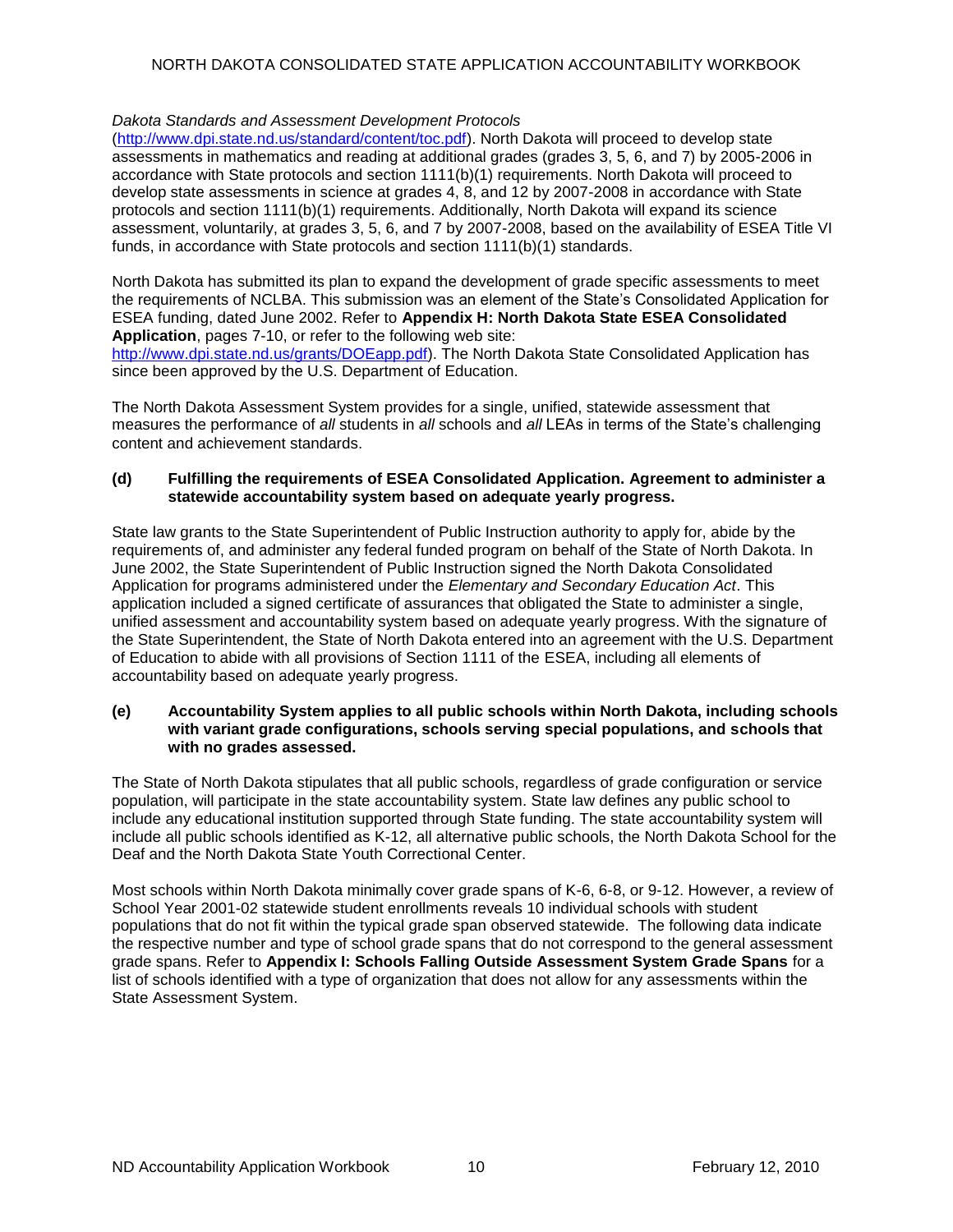*Dakota Standards and Assessment Development Protocols* (http://www.dpi.state.nd.us/standard/content/toc.pdf). North Dakota will proceed to develop state assessments in mathematics and reading at additional grades (grades 3, 5, 6, and 7) by 2005-2006 in accordance with State protocols and section 1111(b)(1) requirements. North Dakota will proceed to develop state assessments in science at grades 4, 8, and 12 by 2007-2008 in accordance with State protocols and section 1111(b)(1) requirements. Additionally, North Dakota will expand its science assessment, voluntarily, at grades 3, 5, 6, and 7 by 2007-2008, based on the availability of ESEA Title VI funds, in accordance with State protocols and section 1111(b)(1) standards.

North Dakota has submitted its plan to expand the development of grade specific assessments to meet the requirements of NCLBA. This submission was an element of the State's Consolidated Application for ESEA funding, dated June 2002. Refer to **Appendix H: North Dakota State ESEA Consolidated Application**, pages 7-10, or refer to the following web site: http://www.dpi.state.nd.us/grants/DOEapp.pdf). The North Dakota State Consolidated Application has since been approved by the U.S. Department of Education.

The North Dakota Assessment System provides for a single, unified, statewide assessment that measures the performance of *all* students in *all* schools and *all* LEAs in terms of the State's challenging content and achievement standards.

**(d) Fulfilling the requirements of ESEA Consolidated Application. Agreement to administer a statewide accountability system based on adequate yearly progress.**

State law grants to the State Superintendent of Public Instruction authority to apply for, abide by the requirements of, and administer any federal funded program on behalf of the State of North Dakota. In June 2002, the State Superintendent of Public Instruction signed the North Dakota Consolidated Application for programs administered under the *Elementary and Secondary Education Act*. This application included a signed certificate of assurances that obligated the State to administer a single, unified assessment and accountability system based on adequate yearly progress. With the signature of the State Superintendent, the State of North Dakota entered into an agreement with the U.S. Department of Education to abide with all provisions of Section 1111 of the ESEA, including all elements of accountability based on adequate yearly progress.

**(e) Accountability System applies to all public schools within North Dakota, including schools with variant grade configurations, schools serving special populations, and schools that with no grades assessed.**

The State of North Dakota stipulates that all public schools, regardless of grade configuration or service population, will participate in the state accountability system. State law defines any public school to include any educational institution supported through State funding. The state accountability system will include all public schools identified as K-12, all alternative public schools, the North Dakota School for the Deaf and the North Dakota State Youth Correctional Center.

Most schools within North Dakota minimally cover grade spans of K-6, 6-8, or 9-12. However, a review of School Year 2001-02 statewide student enrollments reveals 10 individual schools with student populations that do not fit within the typical grade span observed statewide. The following data indicate the respective number and type of school grade spans that do not correspond to the general assessment grade spans. Refer to **Appendix I: Schools Falling Outside Assessment System Grade Spans** for a list of schools identified with a type of organization that does not allow for any assessments within the State Assessment System.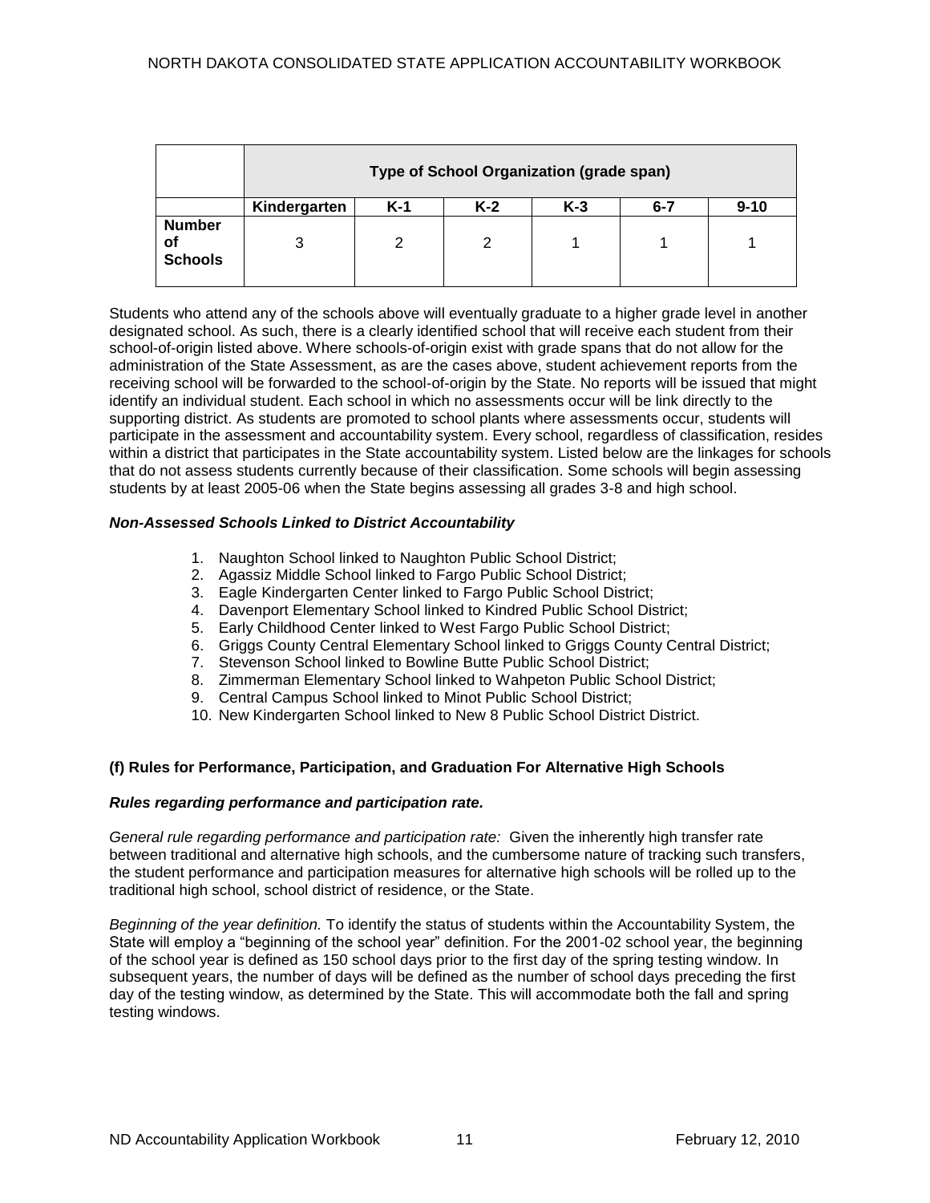| | Type of School Organization (grade span) | | | | | |
|---|---|---|---|---|---|---|
| | **Kindergarten** | **K-1** | **K-2** | **K-3** | **6-7** | **9-10** |
| **Number of Schools** | 3 | 2 | 2 | 1 | 1 | 1 |

Students who attend any of the schools above will eventually graduate to a higher grade level in another designated school. As such, there is a clearly identified school that will receive each student from their school-of-origin listed above. Where schools-of-origin exist with grade spans that do not allow for the administration of the State Assessment, as are the cases above, student achievement reports from the receiving school will be forwarded to the school-of-origin by the State. No reports will be issued that might identify an individual student. Each school in which no assessments occur will be link directly to the supporting district. As students are promoted to school plants where assessments occur, students will participate in the assessment and accountability system. Every school, regardless of classification, resides within a district that participates in the State accountability system. Listed below are the linkages for schools that do not assess students currently because of their classification. Some schools will begin assessing students by at least 2005-06 when the State begins assessing all grades 3-8 and high school.

***Non-Assessed Schools Linked to District Accountability***

1. Naughton School linked to Naughton Public School District;
2. Agassiz Middle School linked to Fargo Public School District;
3. Eagle Kindergarten Center linked to Fargo Public School District;
4. Davenport Elementary School linked to Kindred Public School District;
5. Early Childhood Center linked to West Fargo Public School District;
6. Griggs County Central Elementary School linked to Griggs County Central District;
7. Stevenson School linked to Bowline Butte Public School District;
8. Zimmerman Elementary School linked to Wahpeton Public School District;
9. Central Campus School linked to Minot Public School District;
10. New Kindergarten School linked to New 8 Public School District District.

**(f) Rules for Performance, Participation, and Graduation For Alternative High Schools**

***Rules regarding performance and participation rate.***

*General rule regarding performance and participation rate:* Given the inherently high transfer rate between traditional and alternative high schools, and the cumbersome nature of tracking such transfers, the student performance and participation measures for alternative high schools will be rolled up to the traditional high school, school district of residence, or the State.

*Beginning of the year definition.* To identify the status of students within the Accountability System, the State will employ a "beginning of the school year" definition. For the 2001-02 school year, the beginning of the school year is defined as 150 school days prior to the first day of the spring testing window. In subsequent years, the number of days will be defined as the number of school days preceding the first day of the testing window, as determined by the State. This will accommodate both the fall and spring testing windows.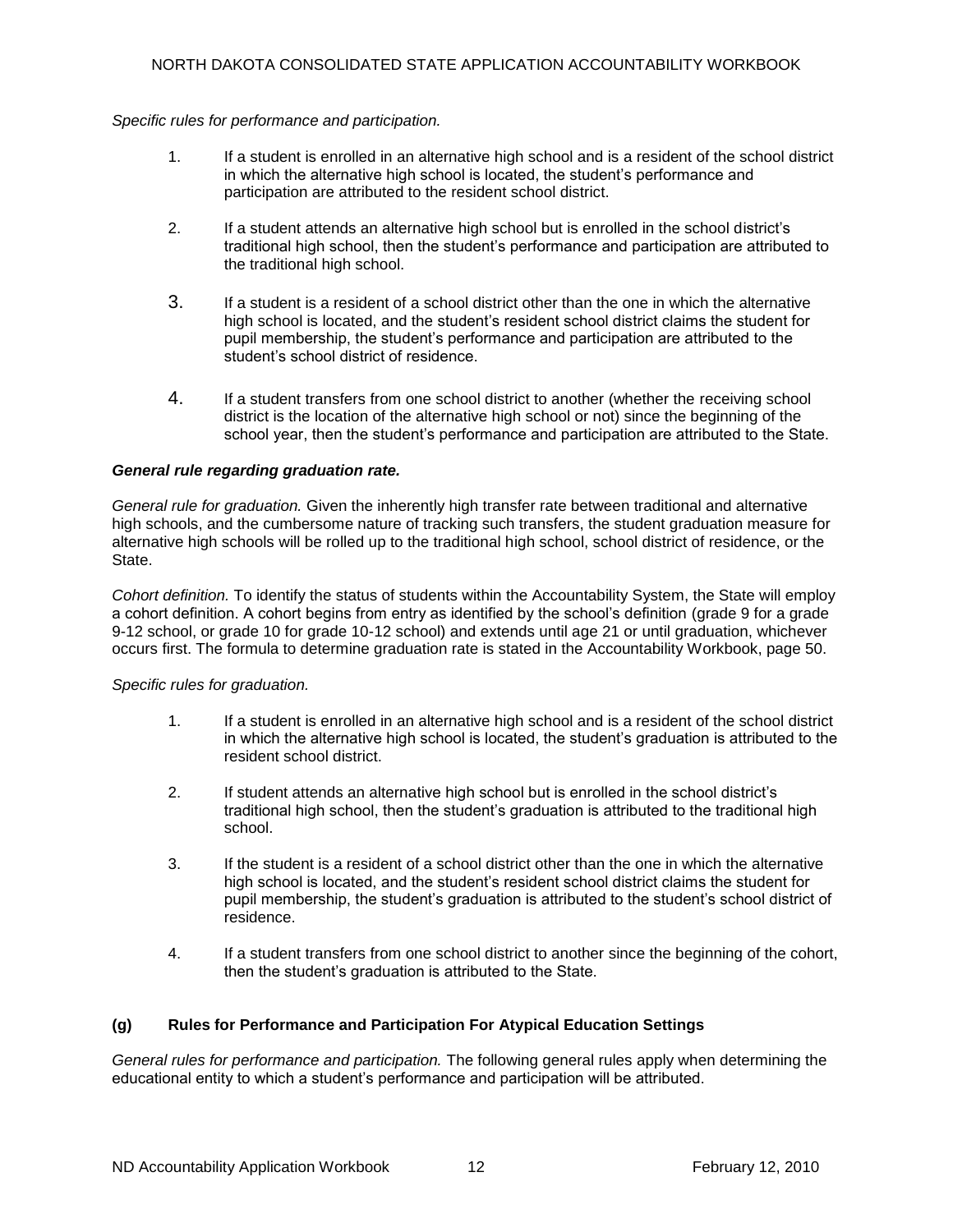*Specific rules for performance and participation.*

1. If a student is enrolled in an alternative high school and is a resident of the school district in which the alternative high school is located, the student's performance and participation are attributed to the resident school district.

2. If a student attends an alternative high school but is enrolled in the school district's traditional high school, then the student's performance and participation are attributed to the traditional high school.

3. If a student is a resident of a school district other than the one in which the alternative high school is located, and the student's resident school district claims the student for pupil membership, the student's performance and participation are attributed to the student's school district of residence.

4. If a student transfers from one school district to another (whether the receiving school district is the location of the alternative high school or not) since the beginning of the school year, then the student's performance and participation are attributed to the State.

***General rule regarding graduation rate.***

*General rule for graduation.* Given the inherently high transfer rate between traditional and alternative high schools, and the cumbersome nature of tracking such transfers, the student graduation measure for alternative high schools will be rolled up to the traditional high school, school district of residence, or the State.

*Cohort definition.* To identify the status of students within the Accountability System, the State will employ a cohort definition. A cohort begins from entry as identified by the school's definition (grade 9 for a grade 9-12 school, or grade 10 for grade 10-12 school) and extends until age 21 or until graduation, whichever occurs first. The formula to determine graduation rate is stated in the Accountability Workbook, page 50.

*Specific rules for graduation.*

1. If a student is enrolled in an alternative high school and is a resident of the school district in which the alternative high school is located, the student's graduation is attributed to the resident school district.

2. If student attends an alternative high school but is enrolled in the school district's traditional high school, then the student's graduation is attributed to the traditional high school.

3. If the student is a resident of a school district other than the one in which the alternative high school is located, and the student's resident school district claims the student for pupil membership, the student's graduation is attributed to the student's school district of residence.

4. If a student transfers from one school district to another since the beginning of the cohort, then the student's graduation is attributed to the State.

### (g) Rules for Performance and Participation For Atypical Education Settings

*General rules for performance and participation.* The following general rules apply when determining the educational entity to which a student's performance and participation will be attributed.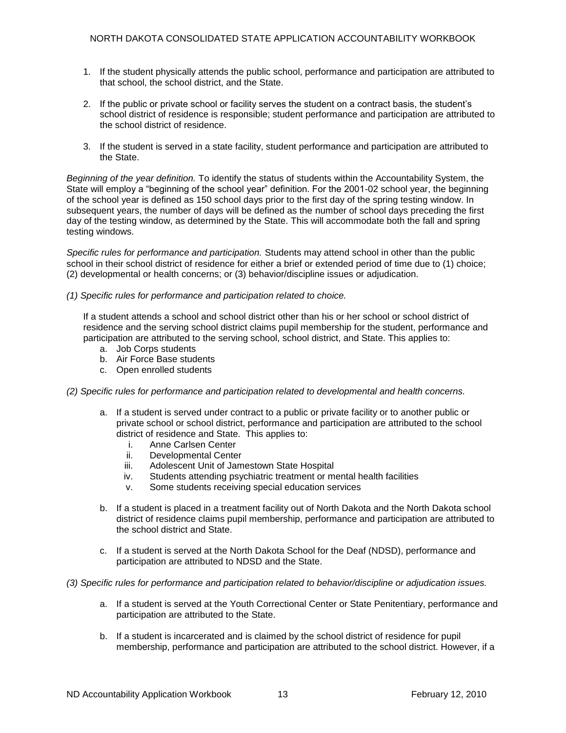1. If the student physically attends the public school, performance and participation are attributed to that school, the school district, and the State.

2. If the public or private school or facility serves the student on a contract basis, the student's school district of residence is responsible; student performance and participation are attributed to the school district of residence.

3. If the student is served in a state facility, student performance and participation are attributed to the State.

*Beginning of the year definition.* To identify the status of students within the Accountability System, the State will employ a "beginning of the school year" definition. For the 2001-02 school year, the beginning of the school year is defined as 150 school days prior to the first day of the spring testing window. In subsequent years, the number of days will be defined as the number of school days preceding the first day of the testing window, as determined by the State. This will accommodate both the fall and spring testing windows.

*Specific rules for performance and participation.* Students may attend school in other than the public school in their school district of residence for either a brief or extended period of time due to (1) choice; (2) developmental or health concerns; or (3) behavior/discipline issues or adjudication.

*(1) Specific rules for performance and participation related to choice.*

If a student attends a school and school district other than his or her school or school district of residence and the serving school district claims pupil membership for the student, performance and participation are attributed to the serving school, school district, and State. This applies to:

a. Job Corps students
b. Air Force Base students
c. Open enrolled students

*(2) Specific rules for performance and participation related to developmental and health concerns.*

a. If a student is served under contract to a public or private facility or to another public or private school or school district, performance and participation are attributed to the school district of residence and State. This applies to:
    i. Anne Carlsen Center
    ii. Developmental Center
    iii. Adolescent Unit of Jamestown State Hospital
    iv. Students attending psychiatric treatment or mental health facilities
    v. Some students receiving special education services

b. If a student is placed in a treatment facility out of North Dakota and the North Dakota school district of residence claims pupil membership, performance and participation are attributed to the school district and State.

c. If a student is served at the North Dakota School for the Deaf (NDSD), performance and participation are attributed to NDSD and the State.

*(3) Specific rules for performance and participation related to behavior/discipline or adjudication issues.*

a. If a student is served at the Youth Correctional Center or State Penitentiary, performance and participation are attributed to the State.

b. If a student is incarcerated and is claimed by the school district of residence for pupil membership, performance and participation are attributed to the school district. However, if a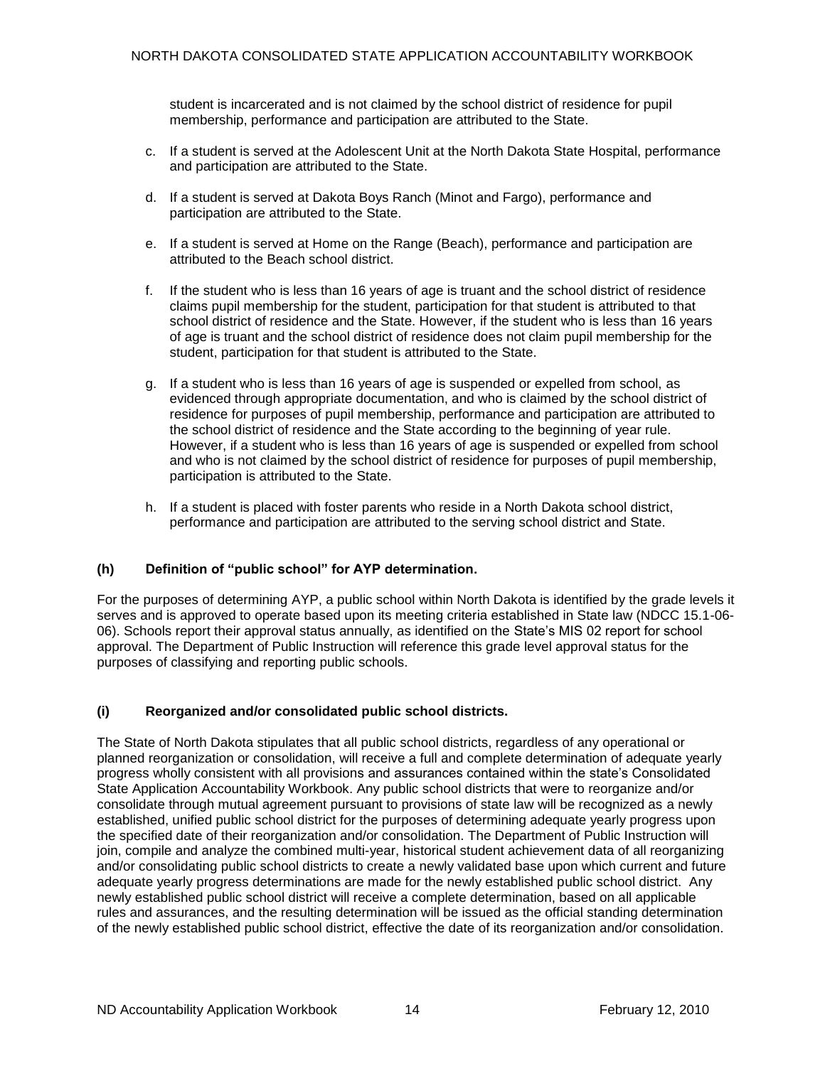student is incarcerated and is not claimed by the school district of residence for pupil membership, performance and participation are attributed to the State.

c. If a student is served at the Adolescent Unit at the North Dakota State Hospital, performance and participation are attributed to the State.

d. If a student is served at Dakota Boys Ranch (Minot and Fargo), performance and participation are attributed to the State.

e. If a student is served at Home on the Range (Beach), performance and participation are attributed to the Beach school district.

f. If the student who is less than 16 years of age is truant and the school district of residence claims pupil membership for the student, participation for that student is attributed to that school district of residence and the State. However, if the student who is less than 16 years of age is truant and the school district of residence does not claim pupil membership for the student, participation for that student is attributed to the State.

g. If a student who is less than 16 years of age is suspended or expelled from school, as evidenced through appropriate documentation, and who is claimed by the school district of residence for purposes of pupil membership, performance and participation are attributed to the school district of residence and the State according to the beginning of year rule. However, if a student who is less than 16 years of age is suspended or expelled from school and who is not claimed by the school district of residence for purposes of pupil membership, participation is attributed to the State.

h. If a student is placed with foster parents who reside in a North Dakota school district, performance and participation are attributed to the serving school district and State.

### (h) Definition of "public school" for AYP determination.

For the purposes of determining AYP, a public school within North Dakota is identified by the grade levels it serves and is approved to operate based upon its meeting criteria established in State law (NDCC 15.1-06-06). Schools report their approval status annually, as identified on the State's MIS 02 report for school approval. The Department of Public Instruction will reference this grade level approval status for the purposes of classifying and reporting public schools.

### (i) Reorganized and/or consolidated public school districts.

The State of North Dakota stipulates that all public school districts, regardless of any operational or planned reorganization or consolidation, will receive a full and complete determination of adequate yearly progress wholly consistent with all provisions and assurances contained within the state's Consolidated State Application Accountability Workbook. Any public school districts that were to reorganize and/or consolidate through mutual agreement pursuant to provisions of state law will be recognized as a newly established, unified public school district for the purposes of determining adequate yearly progress upon the specified date of their reorganization and/or consolidation. The Department of Public Instruction will join, compile and analyze the combined multi-year, historical student achievement data of all reorganizing and/or consolidating public school districts to create a newly validated base upon which current and future adequate yearly progress determinations are made for the newly established public school district. Any newly established public school district will receive a complete determination, based on all applicable rules and assurances, and the resulting determination will be issued as the official standing determination of the newly established public school district, effective the date of its reorganization and/or consolidation.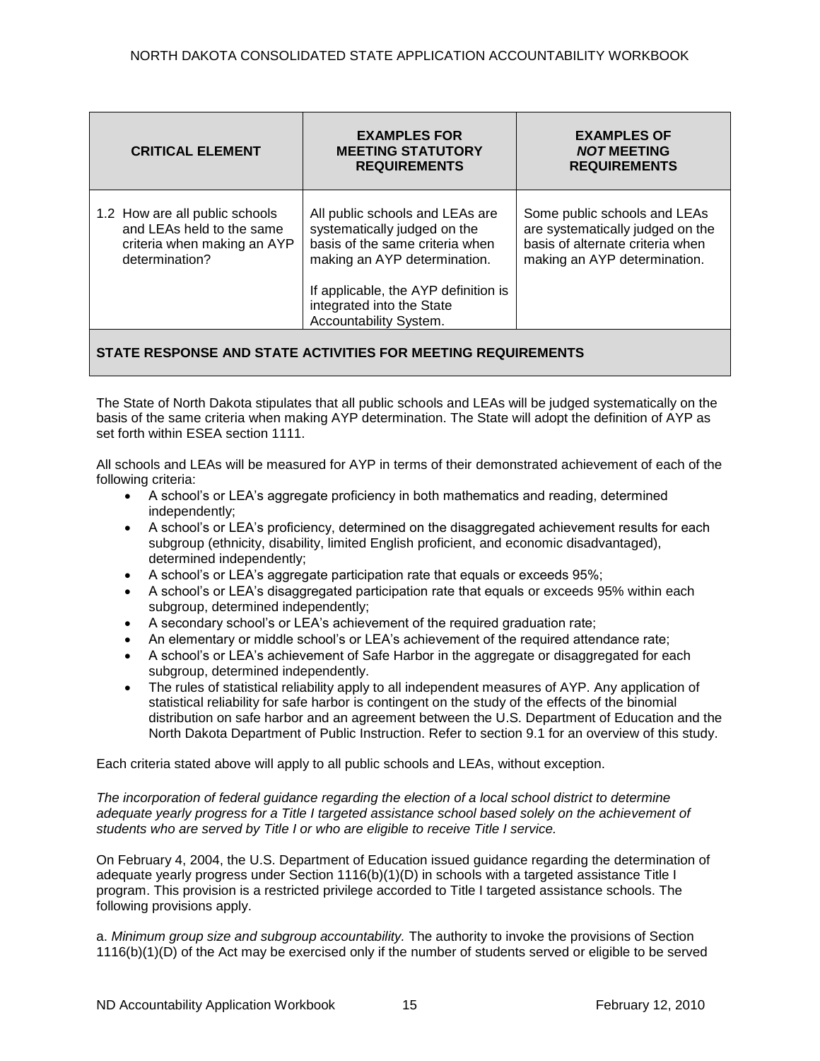| CRITICAL ELEMENT | EXAMPLES FOR MEETING STATUTORY REQUIREMENTS | EXAMPLES OF *NOT* MEETING REQUIREMENTS |
|---|---|---|
| 1.2 How are all public schools and LEAs held to the same criteria when making an AYP determination? | All public schools and LEAs are systematically judged on the basis of the same criteria when making an AYP determination.<br><br>If applicable, the AYP definition is integrated into the State Accountability System. | Some public schools and LEAs are systematically judged on the basis of alternate criteria when making an AYP determination. |

**STATE RESPONSE AND STATE ACTIVITIES FOR MEETING REQUIREMENTS**

The State of North Dakota stipulates that all public schools and LEAs will be judged systematically on the basis of the same criteria when making AYP determination. The State will adopt the definition of AYP as set forth within ESEA section 1111.

All schools and LEAs will be measured for AYP in terms of their demonstrated achievement of each of the following criteria:

- A school's or LEA's aggregate proficiency in both mathematics and reading, determined independently;
- A school's or LEA's proficiency, determined on the disaggregated achievement results for each subgroup (ethnicity, disability, limited English proficient, and economic disadvantaged), determined independently;
- A school's or LEA's aggregate participation rate that equals or exceeds 95%;
- A school's or LEA's disaggregated participation rate that equals or exceeds 95% within each subgroup, determined independently;
- A secondary school's or LEA's achievement of the required graduation rate;
- An elementary or middle school's or LEA's achievement of the required attendance rate;
- A school's or LEA's achievement of Safe Harbor in the aggregate or disaggregated for each subgroup, determined independently.
- The rules of statistical reliability apply to all independent measures of AYP. Any application of statistical reliability for safe harbor is contingent on the study of the effects of the binomial distribution on safe harbor and an agreement between the U.S. Department of Education and the North Dakota Department of Public Instruction. Refer to section 9.1 for an overview of this study.

Each criteria stated above will apply to all public schools and LEAs, without exception.

*The incorporation of federal guidance regarding the election of a local school district to determine adequate yearly progress for a Title I targeted assistance school based solely on the achievement of students who are served by Title I or who are eligible to receive Title I service.*

On February 4, 2004, the U.S. Department of Education issued guidance regarding the determination of adequate yearly progress under Section 1116(b)(1)(D) in schools with a targeted assistance Title I program. This provision is a restricted privilege accorded to Title I targeted assistance schools. The following provisions apply.

a. *Minimum group size and subgroup accountability.* The authority to invoke the provisions of Section 1116(b)(1)(D) of the Act may be exercised only if the number of students served or eligible to be served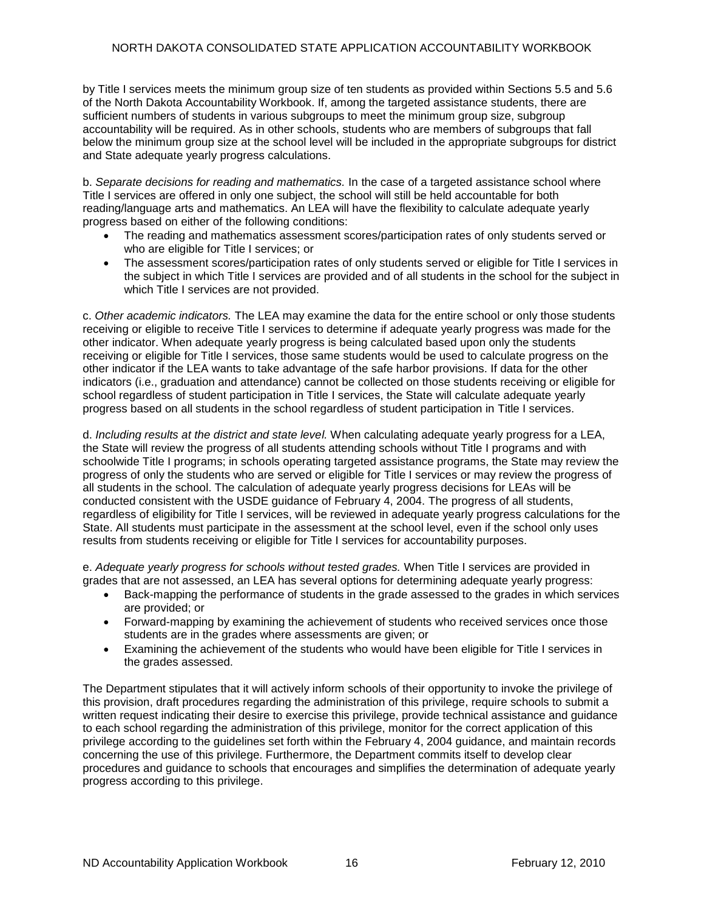by Title I services meets the minimum group size of ten students as provided within Sections 5.5 and 5.6 of the North Dakota Accountability Workbook. If, among the targeted assistance students, there are sufficient numbers of students in various subgroups to meet the minimum group size, subgroup accountability will be required. As in other schools, students who are members of subgroups that fall below the minimum group size at the school level will be included in the appropriate subgroups for district and State adequate yearly progress calculations.

b. *Separate decisions for reading and mathematics.* In the case of a targeted assistance school where Title I services are offered in only one subject, the school will still be held accountable for both reading/language arts and mathematics. An LEA will have the flexibility to calculate adequate yearly progress based on either of the following conditions:

- The reading and mathematics assessment scores/participation rates of only students served or who are eligible for Title I services; or
- The assessment scores/participation rates of only students served or eligible for Title I services in the subject in which Title I services are provided and of all students in the school for the subject in which Title I services are not provided.

c. *Other academic indicators.* The LEA may examine the data for the entire school or only those students receiving or eligible to receive Title I services to determine if adequate yearly progress was made for the other indicator. When adequate yearly progress is being calculated based upon only the students receiving or eligible for Title I services, those same students would be used to calculate progress on the other indicator if the LEA wants to take advantage of the safe harbor provisions. If data for the other indicators (i.e., graduation and attendance) cannot be collected on those students receiving or eligible for school regardless of student participation in Title I services, the State will calculate adequate yearly progress based on all students in the school regardless of student participation in Title I services.

d. *Including results at the district and state level.* When calculating adequate yearly progress for a LEA, the State will review the progress of all students attending schools without Title I programs and with schoolwide Title I programs; in schools operating targeted assistance programs, the State may review the progress of only the students who are served or eligible for Title I services or may review the progress of all students in the school. The calculation of adequate yearly progress decisions for LEAs will be conducted consistent with the USDE guidance of February 4, 2004. The progress of all students, regardless of eligibility for Title I services, will be reviewed in adequate yearly progress calculations for the State. All students must participate in the assessment at the school level, even if the school only uses results from students receiving or eligible for Title I services for accountability purposes.

e. *Adequate yearly progress for schools without tested grades.* When Title I services are provided in grades that are not assessed, an LEA has several options for determining adequate yearly progress:

- Back-mapping the performance of students in the grade assessed to the grades in which services are provided; or
- Forward-mapping by examining the achievement of students who received services once those students are in the grades where assessments are given; or
- Examining the achievement of the students who would have been eligible for Title I services in the grades assessed.

The Department stipulates that it will actively inform schools of their opportunity to invoke the privilege of this provision, draft procedures regarding the administration of this privilege, require schools to submit a written request indicating their desire to exercise this privilege, provide technical assistance and guidance to each school regarding the administration of this privilege, monitor for the correct application of this privilege according to the guidelines set forth within the February 4, 2004 guidance, and maintain records concerning the use of this privilege. Furthermore, the Department commits itself to develop clear procedures and guidance to schools that encourages and simplifies the determination of adequate yearly progress according to this privilege.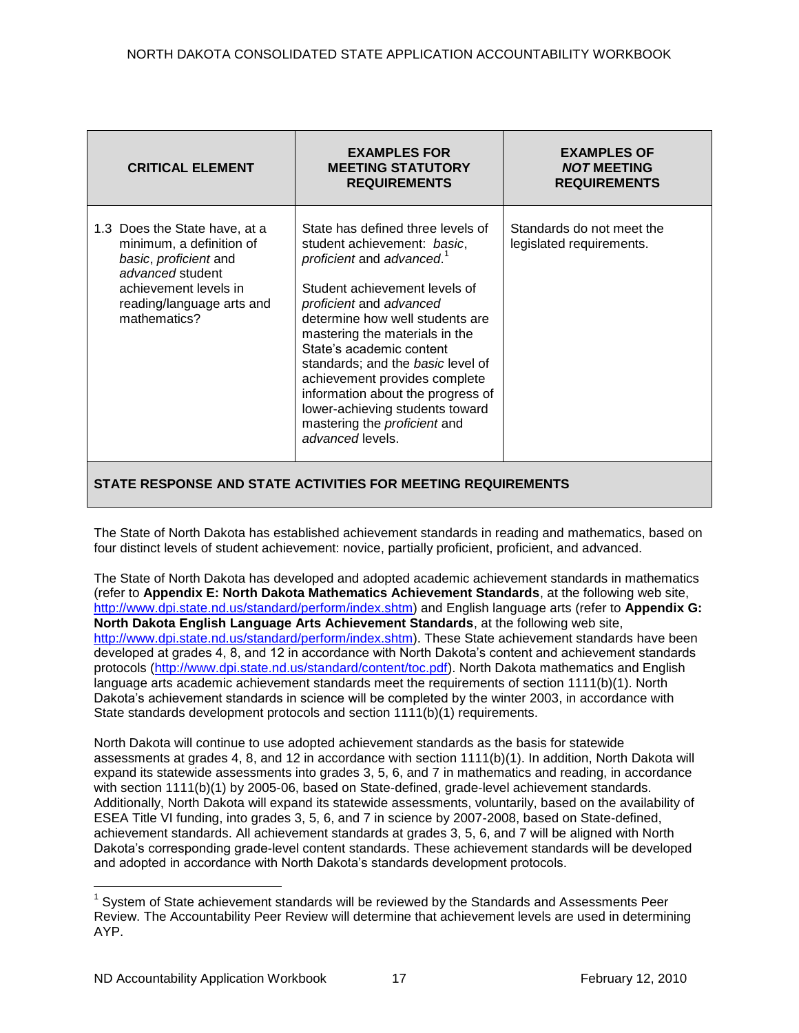| CRITICAL ELEMENT | EXAMPLES FOR MEETING STATUTORY REQUIREMENTS | EXAMPLES OF *NOT* MEETING REQUIREMENTS |
|---|---|---|
| 1.3 Does the State have, at a minimum, a definition of *basic*, *proficient* and *advanced* student achievement levels in reading/language arts and mathematics? | State has defined three levels of student achievement: *basic*, *proficient* and *advanced*.[1]<br><br>Student achievement levels of *proficient* and *advanced* determine how well students are mastering the materials in the State's academic content standards; and the *basic* level of achievement provides complete information about the progress of lower-achieving students toward mastering the *proficient* and *advanced* levels. | Standards do not meet the legislated requirements. |

**STATE RESPONSE AND STATE ACTIVITIES FOR MEETING REQUIREMENTS**

The State of North Dakota has established achievement standards in reading and mathematics, based on four distinct levels of student achievement: novice, partially proficient, proficient, and advanced.

The State of North Dakota has developed and adopted academic achievement standards in mathematics (refer to **Appendix E: North Dakota Mathematics Achievement Standards**, at the following web site, http://www.dpi.state.nd.us/standard/perform/index.shtm) and English language arts (refer to **Appendix G: North Dakota English Language Arts Achievement Standards**, at the following web site, http://www.dpi.state.nd.us/standard/perform/index.shtm). These State achievement standards have been developed at grades 4, 8, and 12 in accordance with North Dakota's content and achievement standards protocols (http://www.dpi.state.nd.us/standard/content/toc.pdf). North Dakota mathematics and English language arts academic achievement standards meet the requirements of section 1111(b)(1). North Dakota's achievement standards in science will be completed by the winter 2003, in accordance with State standards development protocols and section 1111(b)(1) requirements.

North Dakota will continue to use adopted achievement standards as the basis for statewide assessments at grades 4, 8, and 12 in accordance with section 1111(b)(1). In addition, North Dakota will expand its statewide assessments into grades 3, 5, 6, and 7 in mathematics and reading, in accordance with section 1111(b)(1) by 2005-06, based on State-defined, grade-level achievement standards. Additionally, North Dakota will expand its statewide assessments, voluntarily, based on the availability of ESEA Title VI funding, into grades 3, 5, 6, and 7 in science by 2007-2008, based on State-defined, achievement standards. All achievement standards at grades 3, 5, 6, and 7 will be aligned with North Dakota's corresponding grade-level content standards. These achievement standards will be developed and adopted in accordance with North Dakota's standards development protocols.

[1] System of State achievement standards will be reviewed by the Standards and Assessments Peer Review. The Accountability Peer Review will determine that achievement levels are used in determining AYP.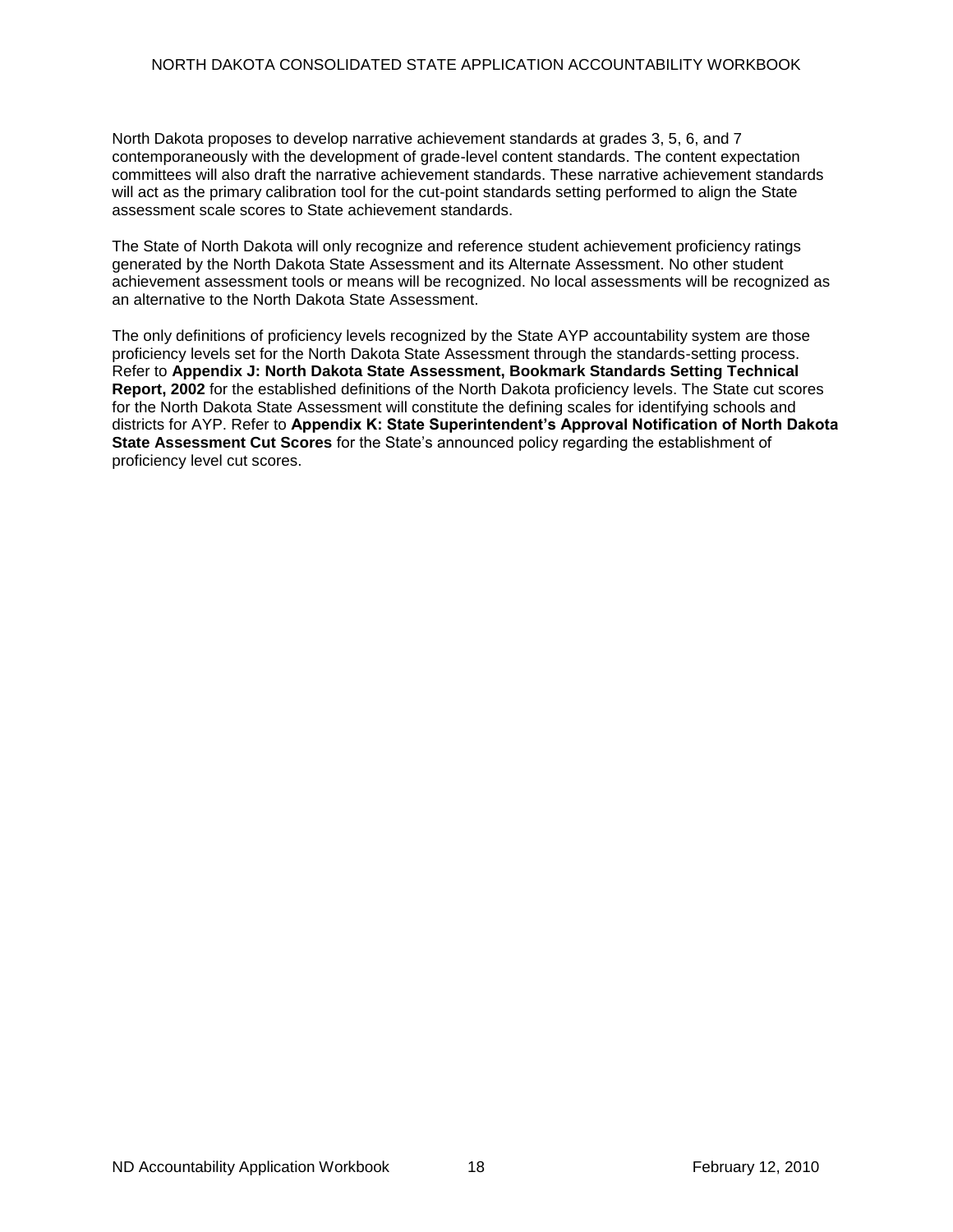North Dakota proposes to develop narrative achievement standards at grades 3, 5, 6, and 7 contemporaneously with the development of grade-level content standards. The content expectation committees will also draft the narrative achievement standards. These narrative achievement standards will act as the primary calibration tool for the cut-point standards setting performed to align the State assessment scale scores to State achievement standards.

The State of North Dakota will only recognize and reference student achievement proficiency ratings generated by the North Dakota State Assessment and its Alternate Assessment. No other student achievement assessment tools or means will be recognized. No local assessments will be recognized as an alternative to the North Dakota State Assessment.

The only definitions of proficiency levels recognized by the State AYP accountability system are those proficiency levels set for the North Dakota State Assessment through the standards-setting process. Refer to **Appendix J: North Dakota State Assessment, Bookmark Standards Setting Technical Report, 2002** for the established definitions of the North Dakota proficiency levels. The State cut scores for the North Dakota State Assessment will constitute the defining scales for identifying schools and districts for AYP. Refer to **Appendix K: State Superintendent's Approval Notification of North Dakota State Assessment Cut Scores** for the State's announced policy regarding the establishment of proficiency level cut scores.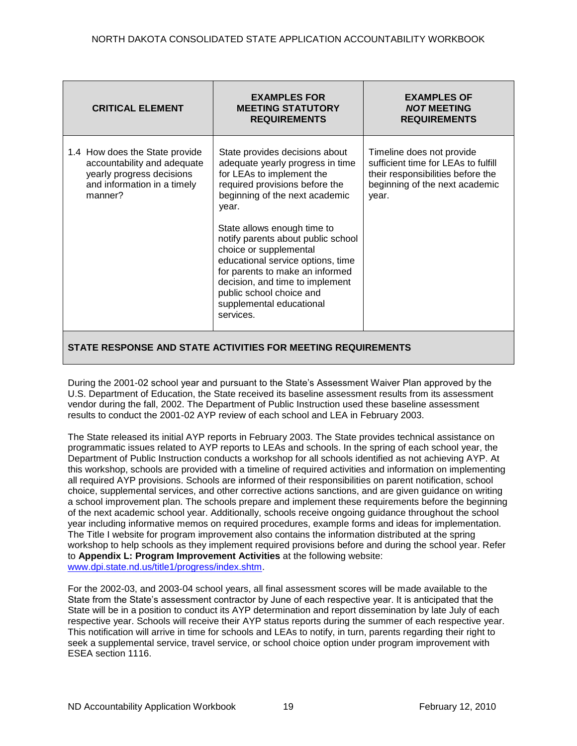| CRITICAL ELEMENT | EXAMPLES FOR MEETING STATUTORY REQUIREMENTS | EXAMPLES OF *NOT* MEETING REQUIREMENTS |
|---|---|---|
| 1.4 How does the State provide accountability and adequate yearly progress decisions and information in a timely manner? | State provides decisions about adequate yearly progress in time for LEAs to implement the required provisions before the beginning of the next academic year.<br><br>State allows enough time to notify parents about public school choice or supplemental educational service options, time for parents to make an informed decision, and time to implement public school choice and supplemental educational services. | Timeline does not provide sufficient time for LEAs to fulfill their responsibilities before the beginning of the next academic year. |

**STATE RESPONSE AND STATE ACTIVITIES FOR MEETING REQUIREMENTS**

During the 2001-02 school year and pursuant to the State's Assessment Waiver Plan approved by the U.S. Department of Education, the State received its baseline assessment results from its assessment vendor during the fall, 2002. The Department of Public Instruction used these baseline assessment results to conduct the 2001-02 AYP review of each school and LEA in February 2003.

The State released its initial AYP reports in February 2003. The State provides technical assistance on programmatic issues related to AYP reports to LEAs and schools. In the spring of each school year, the Department of Public Instruction conducts a workshop for all schools identified as not achieving AYP. At this workshop, schools are provided with a timeline of required activities and information on implementing all required AYP provisions. Schools are informed of their responsibilities on parent notification, school choice, supplemental services, and other corrective actions sanctions, and are given guidance on writing a school improvement plan. The schools prepare and implement these requirements before the beginning of the next academic school year. Additionally, schools receive ongoing guidance throughout the school year including informative memos on required procedures, example forms and ideas for implementation. The Title I website for program improvement also contains the information distributed at the spring workshop to help schools as they implement required provisions before and during the school year. Refer to **Appendix L: Program Improvement Activities** at the following website: www.dpi.state.nd.us/title1/progress/index.shtm.

For the 2002-03, and 2003-04 school years, all final assessment scores will be made available to the State from the State's assessment contractor by June of each respective year. It is anticipated that the State will be in a position to conduct its AYP determination and report dissemination by late July of each respective year. Schools will receive their AYP status reports during the summer of each respective year. This notification will arrive in time for schools and LEAs to notify, in turn, parents regarding their right to seek a supplemental service, travel service, or school choice option under program improvement with ESEA section 1116.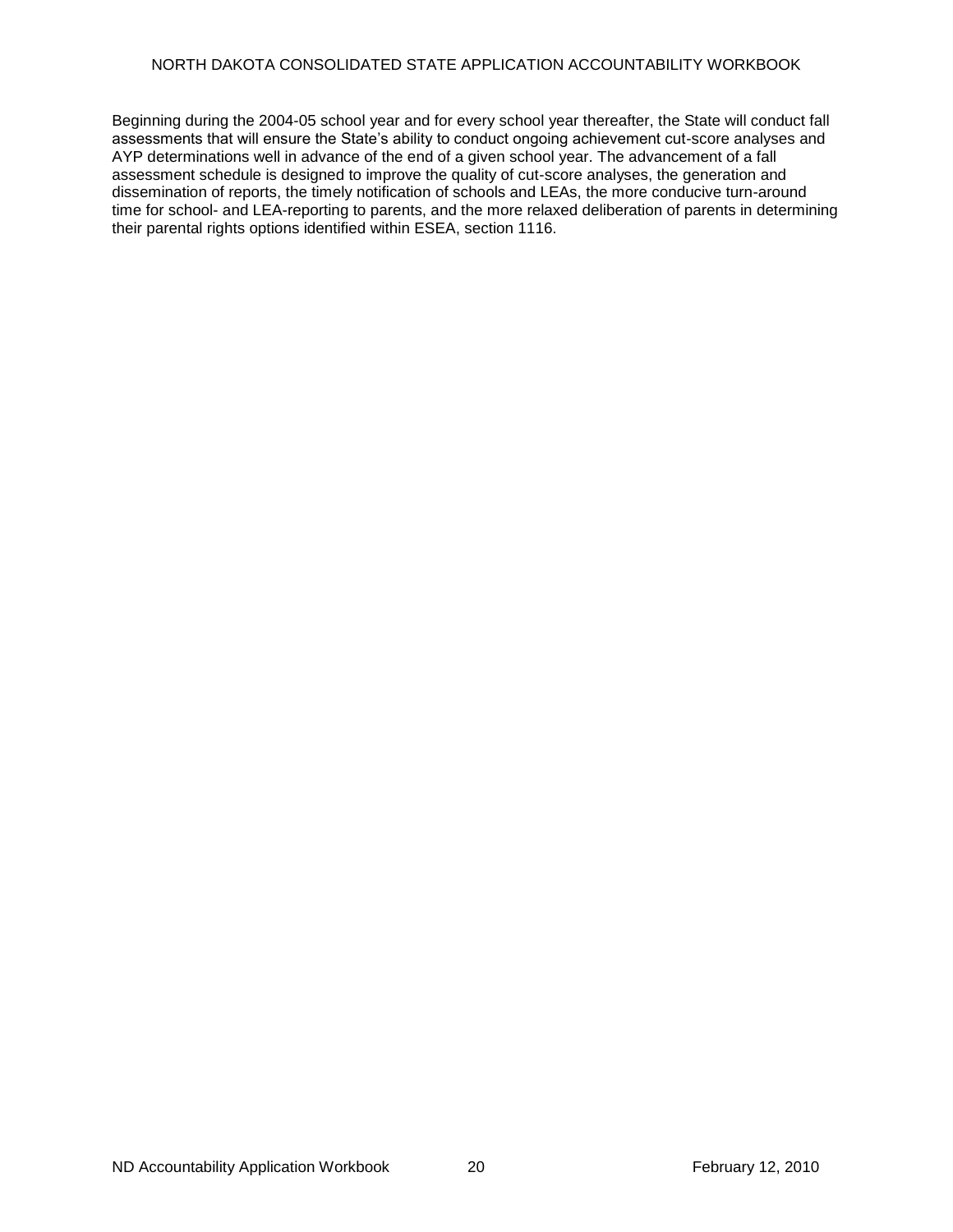Beginning during the 2004-05 school year and for every school year thereafter, the State will conduct fall assessments that will ensure the State's ability to conduct ongoing achievement cut-score analyses and AYP determinations well in advance of the end of a given school year. The advancement of a fall assessment schedule is designed to improve the quality of cut-score analyses, the generation and dissemination of reports, the timely notification of schools and LEAs, the more conducive turn-around time for school- and LEA-reporting to parents, and the more relaxed deliberation of parents in determining their parental rights options identified within ESEA, section 1116.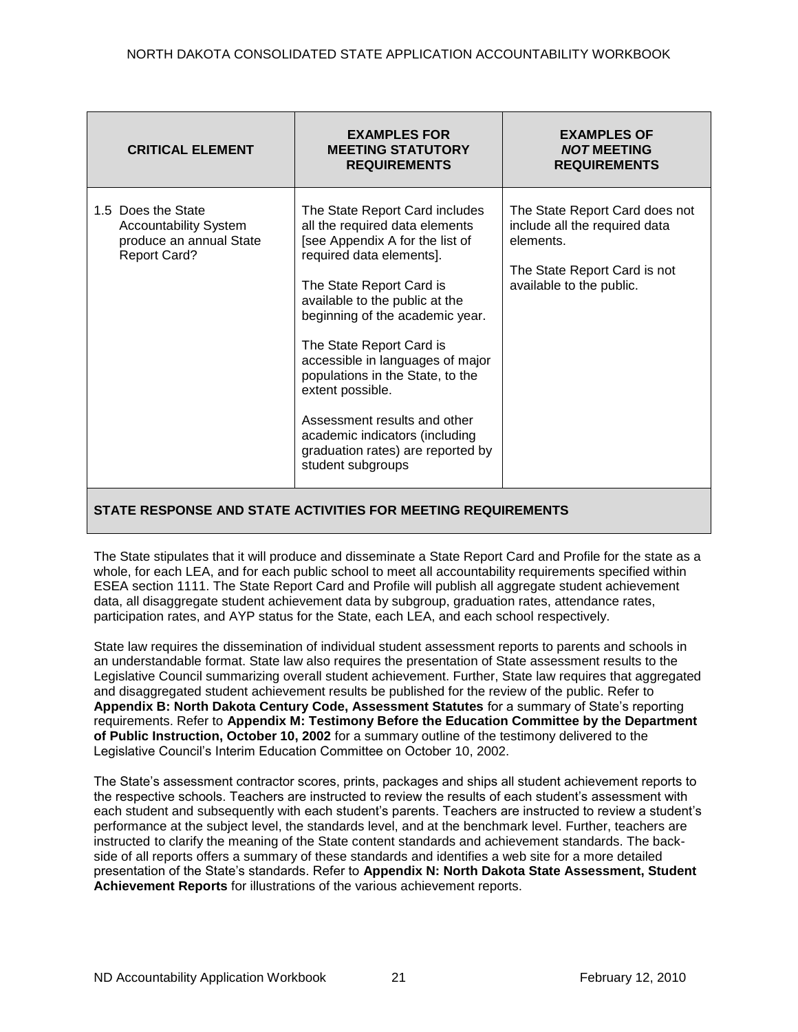| CRITICAL ELEMENT | EXAMPLES FOR MEETING STATUTORY REQUIREMENTS | EXAMPLES OF *NOT* MEETING REQUIREMENTS |
|---|---|---|
| 1.5 Does the State Accountability System produce an annual State Report Card? | The State Report Card includes all the required data elements [see Appendix A for the list of required data elements].<br><br>The State Report Card is available to the public at the beginning of the academic year.<br><br>The State Report Card is accessible in languages of major populations in the State, to the extent possible.<br><br>Assessment results and other academic indicators (including graduation rates) are reported by student subgroups | The State Report Card does not include all the required data elements.<br><br>The State Report Card is not available to the public. |

**STATE RESPONSE AND STATE ACTIVITIES FOR MEETING REQUIREMENTS**

The State stipulates that it will produce and disseminate a State Report Card and Profile for the state as a whole, for each LEA, and for each public school to meet all accountability requirements specified within ESEA section 1111. The State Report Card and Profile will publish all aggregate student achievement data, all disaggregate student achievement data by subgroup, graduation rates, attendance rates, participation rates, and AYP status for the State, each LEA, and each school respectively.

State law requires the dissemination of individual student assessment reports to parents and schools in an understandable format. State law also requires the presentation of State assessment results to the Legislative Council summarizing overall student achievement. Further, State law requires that aggregated and disaggregated student achievement results be published for the review of the public. Refer to **Appendix B: North Dakota Century Code, Assessment Statutes** for a summary of State's reporting requirements. Refer to **Appendix M: Testimony Before the Education Committee by the Department of Public Instruction, October 10, 2002** for a summary outline of the testimony delivered to the Legislative Council's Interim Education Committee on October 10, 2002.

The State's assessment contractor scores, prints, packages and ships all student achievement reports to the respective schools. Teachers are instructed to review the results of each student's assessment with each student and subsequently with each student's parents. Teachers are instructed to review a student's performance at the subject level, the standards level, and at the benchmark level. Further, teachers are instructed to clarify the meaning of the State content standards and achievement standards. The back-side of all reports offers a summary of these standards and identifies a web site for a more detailed presentation of the State's standards. Refer to **Appendix N: North Dakota State Assessment, Student Achievement Reports** for illustrations of the various achievement reports.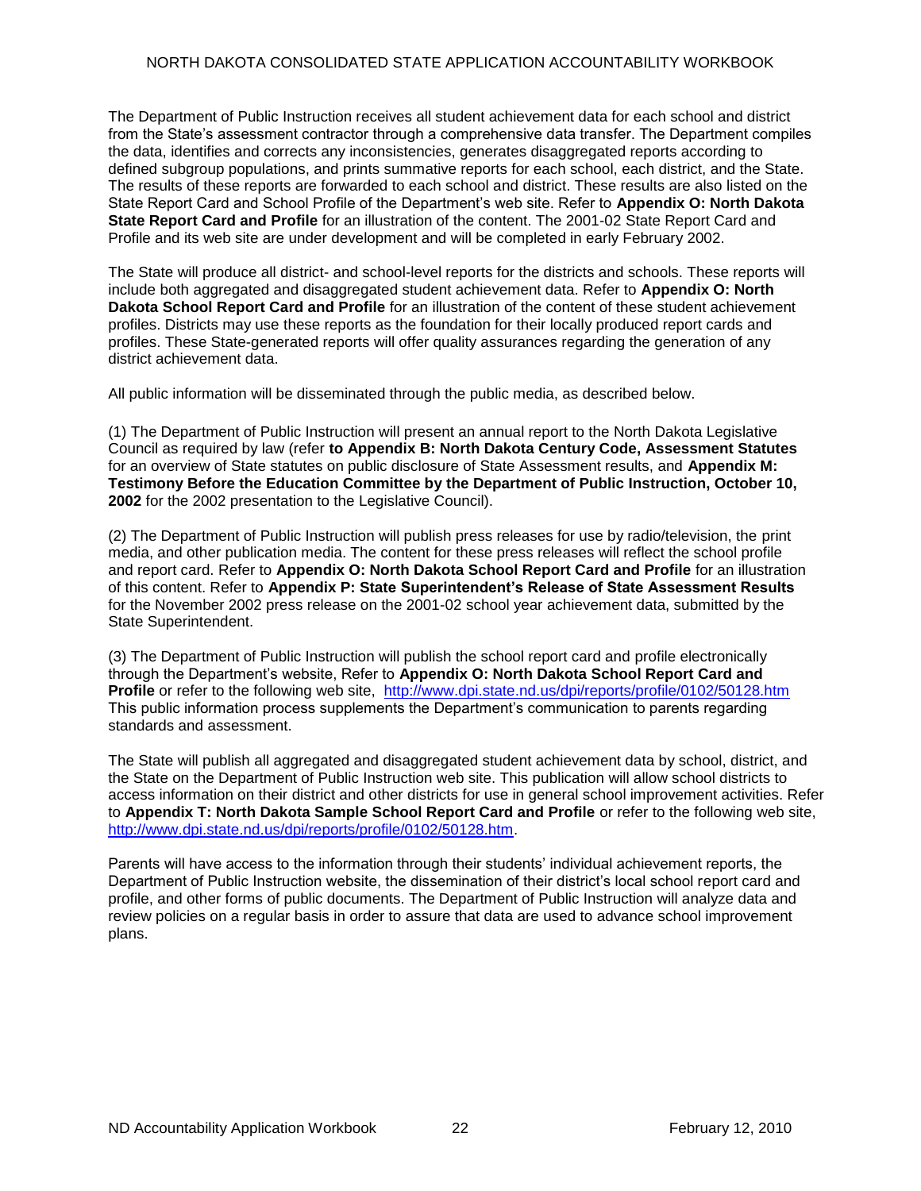The Department of Public Instruction receives all student achievement data for each school and district from the State's assessment contractor through a comprehensive data transfer. The Department compiles the data, identifies and corrects any inconsistencies, generates disaggregated reports according to defined subgroup populations, and prints summative reports for each school, each district, and the State. The results of these reports are forwarded to each school and district. These results are also listed on the State Report Card and School Profile of the Department's web site. Refer to **Appendix O: North Dakota State Report Card and Profile** for an illustration of the content. The 2001-02 State Report Card and Profile and its web site are under development and will be completed in early February 2002.

The State will produce all district- and school-level reports for the districts and schools. These reports will include both aggregated and disaggregated student achievement data. Refer to **Appendix O: North Dakota School Report Card and Profile** for an illustration of the content of these student achievement profiles. Districts may use these reports as the foundation for their locally produced report cards and profiles. These State-generated reports will offer quality assurances regarding the generation of any district achievement data.

All public information will be disseminated through the public media, as described below.

(1) The Department of Public Instruction will present an annual report to the North Dakota Legislative Council as required by law (refer **to Appendix B: North Dakota Century Code, Assessment Statutes** for an overview of State statutes on public disclosure of State Assessment results, and **Appendix M: Testimony Before the Education Committee by the Department of Public Instruction, October 10, 2002** for the 2002 presentation to the Legislative Council).

(2) The Department of Public Instruction will publish press releases for use by radio/television, the print media, and other publication media. The content for these press releases will reflect the school profile and report card. Refer to **Appendix O: North Dakota School Report Card and Profile** for an illustration of this content. Refer to **Appendix P: State Superintendent's Release of State Assessment Results** for the November 2002 press release on the 2001-02 school year achievement data, submitted by the State Superintendent.

(3) The Department of Public Instruction will publish the school report card and profile electronically through the Department's website, Refer to **Appendix O: North Dakota School Report Card and Profile** or refer to the following web site, http://www.dpi.state.nd.us/dpi/reports/profile/0102/50128.htm This public information process supplements the Department's communication to parents regarding standards and assessment.

The State will publish all aggregated and disaggregated student achievement data by school, district, and the State on the Department of Public Instruction web site. This publication will allow school districts to access information on their district and other districts for use in general school improvement activities. Refer to **Appendix T: North Dakota Sample School Report Card and Profile** or refer to the following web site, http://www.dpi.state.nd.us/dpi/reports/profile/0102/50128.htm.

Parents will have access to the information through their students' individual achievement reports, the Department of Public Instruction website, the dissemination of their district's local school report card and profile, and other forms of public documents. The Department of Public Instruction will analyze data and review policies on a regular basis in order to assure that data are used to advance school improvement plans.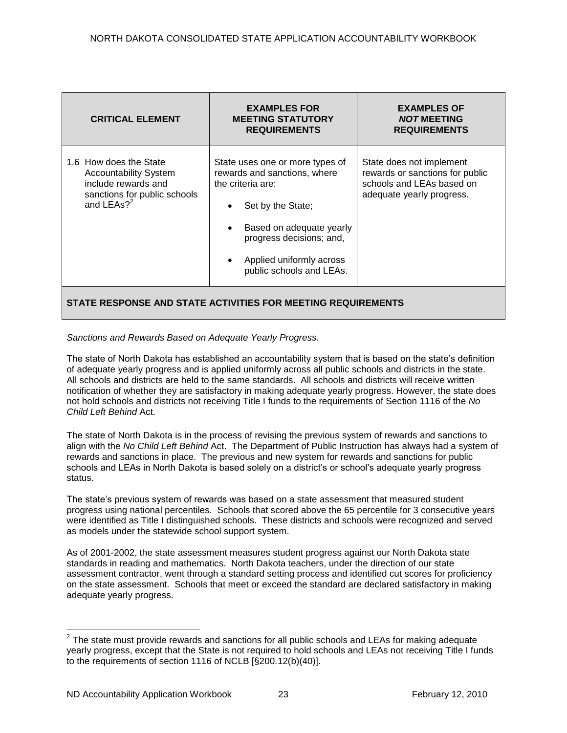| CRITICAL ELEMENT | EXAMPLES FOR MEETING STATUTORY REQUIREMENTS | EXAMPLES OF *NOT* MEETING REQUIREMENTS |
|---|---|---|
| 1.6 How does the State Accountability System include rewards and sanctions for public schools and LEAs?[2] | State uses one or more types of rewards and sanctions, where the criteria are:<br>• Set by the State;<br>• Based on adequate yearly progress decisions; and,<br>• Applied uniformly across public schools and LEAs. | State does not implement rewards or sanctions for public schools and LEAs based on adequate yearly progress. |
| **STATE RESPONSE AND STATE ACTIVITIES FOR MEETING REQUIREMENTS** | | |

*Sanctions and Rewards Based on Adequate Yearly Progress.*

The state of North Dakota has established an accountability system that is based on the state's definition of adequate yearly progress and is applied uniformly across all public schools and districts in the state. All schools and districts are held to the same standards. All schools and districts will receive written notification of whether they are satisfactory in making adequate yearly progress. However, the state does not hold schools and districts not receiving Title I funds to the requirements of Section 1116 of the *No Child Left Behind* Act.

The state of North Dakota is in the process of revising the previous system of rewards and sanctions to align with the *No Child Left Behind* Act. The Department of Public Instruction has always had a system of rewards and sanctions in place. The previous and new system for rewards and sanctions for public schools and LEAs in North Dakota is based solely on a district's or school's adequate yearly progress status.

The state's previous system of rewards was based on a state assessment that measured student progress using national percentiles. Schools that scored above the 65 percentile for 3 consecutive years were identified as Title I distinguished schools. These districts and schools were recognized and served as models under the statewide school support system.

As of 2001-2002, the state assessment measures student progress against our North Dakota state standards in reading and mathematics. North Dakota teachers, under the direction of our state assessment contractor, went through a standard setting process and identified cut scores for proficiency on the state assessment. Schools that meet or exceed the standard are declared satisfactory in making adequate yearly progress.

[2] The state must provide rewards and sanctions for all public schools and LEAs for making adequate yearly progress, except that the State is not required to hold schools and LEAs not receiving Title I funds to the requirements of section 1116 of NCLB [§200.12(b)(40)].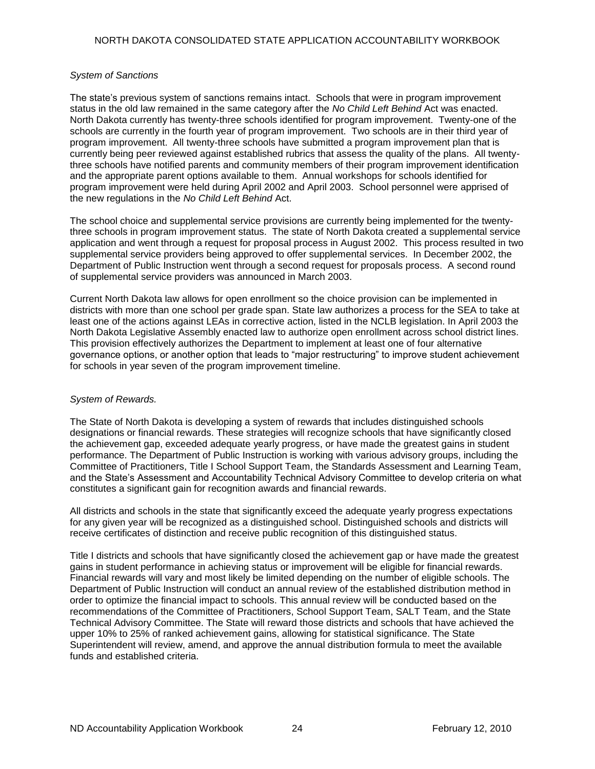*System of Sanctions*

The state's previous system of sanctions remains intact. Schools that were in program improvement status in the old law remained in the same category after the *No Child Left Behind* Act was enacted. North Dakota currently has twenty-three schools identified for program improvement. Twenty-one of the schools are currently in the fourth year of program improvement. Two schools are in their third year of program improvement. All twenty-three schools have submitted a program improvement plan that is currently being peer reviewed against established rubrics that assess the quality of the plans. All twenty-three schools have notified parents and community members of their program improvement identification and the appropriate parent options available to them. Annual workshops for schools identified for program improvement were held during April 2002 and April 2003. School personnel were apprised of the new regulations in the *No Child Left Behind* Act.

The school choice and supplemental service provisions are currently being implemented for the twenty-three schools in program improvement status. The state of North Dakota created a supplemental service application and went through a request for proposal process in August 2002. This process resulted in two supplemental service providers being approved to offer supplemental services. In December 2002, the Department of Public Instruction went through a second request for proposals process. A second round of supplemental service providers was announced in March 2003.

Current North Dakota law allows for open enrollment so the choice provision can be implemented in districts with more than one school per grade span. State law authorizes a process for the SEA to take at least one of the actions against LEAs in corrective action, listed in the NCLB legislation. In April 2003 the North Dakota Legislative Assembly enacted law to authorize open enrollment across school district lines. This provision effectively authorizes the Department to implement at least one of four alternative governance options, or another option that leads to "major restructuring" to improve student achievement for schools in year seven of the program improvement timeline.

*System of Rewards.*

The State of North Dakota is developing a system of rewards that includes distinguished schools designations or financial rewards. These strategies will recognize schools that have significantly closed the achievement gap, exceeded adequate yearly progress, or have made the greatest gains in student performance. The Department of Public Instruction is working with various advisory groups, including the Committee of Practitioners, Title I School Support Team, the Standards Assessment and Learning Team, and the State's Assessment and Accountability Technical Advisory Committee to develop criteria on what constitutes a significant gain for recognition awards and financial rewards.

All districts and schools in the state that significantly exceed the adequate yearly progress expectations for any given year will be recognized as a distinguished school. Distinguished schools and districts will receive certificates of distinction and receive public recognition of this distinguished status.

Title I districts and schools that have significantly closed the achievement gap or have made the greatest gains in student performance in achieving status or improvement will be eligible for financial rewards. Financial rewards will vary and most likely be limited depending on the number of eligible schools. The Department of Public Instruction will conduct an annual review of the established distribution method in order to optimize the financial impact to schools. This annual review will be conducted based on the recommendations of the Committee of Practitioners, School Support Team, SALT Team, and the State Technical Advisory Committee. The State will reward those districts and schools that have achieved the upper 10% to 25% of ranked achievement gains, allowing for statistical significance. The State Superintendent will review, amend, and approve the annual distribution formula to meet the available funds and established criteria.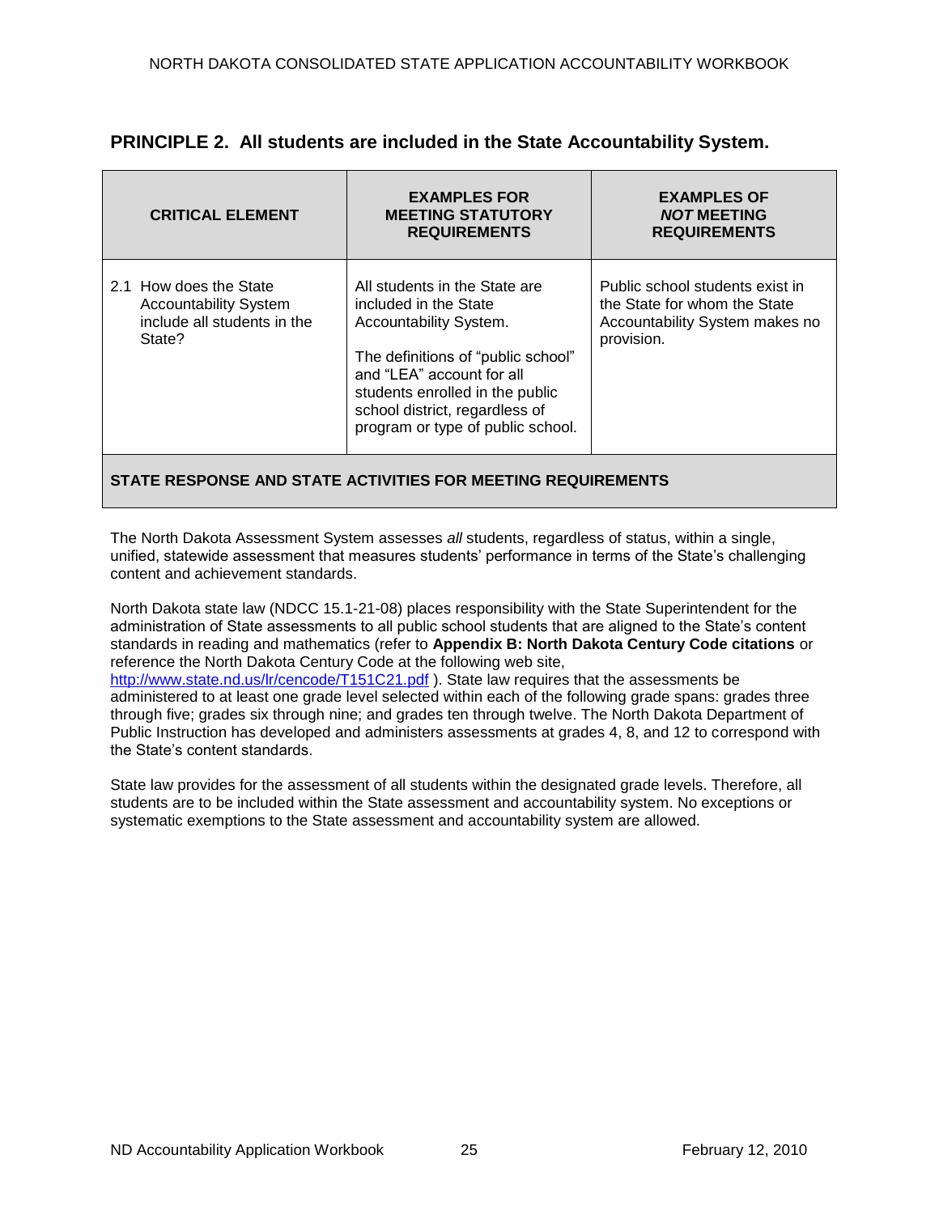## PRINCIPLE 2. All students are included in the State Accountability System.

| CRITICAL ELEMENT | EXAMPLES FOR MEETING STATUTORY REQUIREMENTS | EXAMPLES OF *NOT* MEETING REQUIREMENTS |
|---|---|---|
| 2.1 How does the State Accountability System include all students in the State? | All students in the State are included in the State Accountability System.<br><br>The definitions of "public school" and "LEA" account for all students enrolled in the public school district, regardless of program or type of public school. | Public school students exist in the State for whom the State Accountability System makes no provision. |

**STATE RESPONSE AND STATE ACTIVITIES FOR MEETING REQUIREMENTS**

The North Dakota Assessment System assesses *all* students, regardless of status, within a single, unified, statewide assessment that measures students' performance in terms of the State's challenging content and achievement standards.

North Dakota state law (NDCC 15.1-21-08) places responsibility with the State Superintendent for the administration of State assessments to all public school students that are aligned to the State's content standards in reading and mathematics (refer to **Appendix B: North Dakota Century Code citations** or reference the North Dakota Century Code at the following web site, http://www.state.nd.us/lr/cencode/T151C21.pdf ). State law requires that the assessments be administered to at least one grade level selected within each of the following grade spans: grades three through five; grades six through nine; and grades ten through twelve. The North Dakota Department of Public Instruction has developed and administers assessments at grades 4, 8, and 12 to correspond with the State's content standards.

State law provides for the assessment of all students within the designated grade levels. Therefore, all students are to be included within the State assessment and accountability system. No exceptions or systematic exemptions to the State assessment and accountability system are allowed.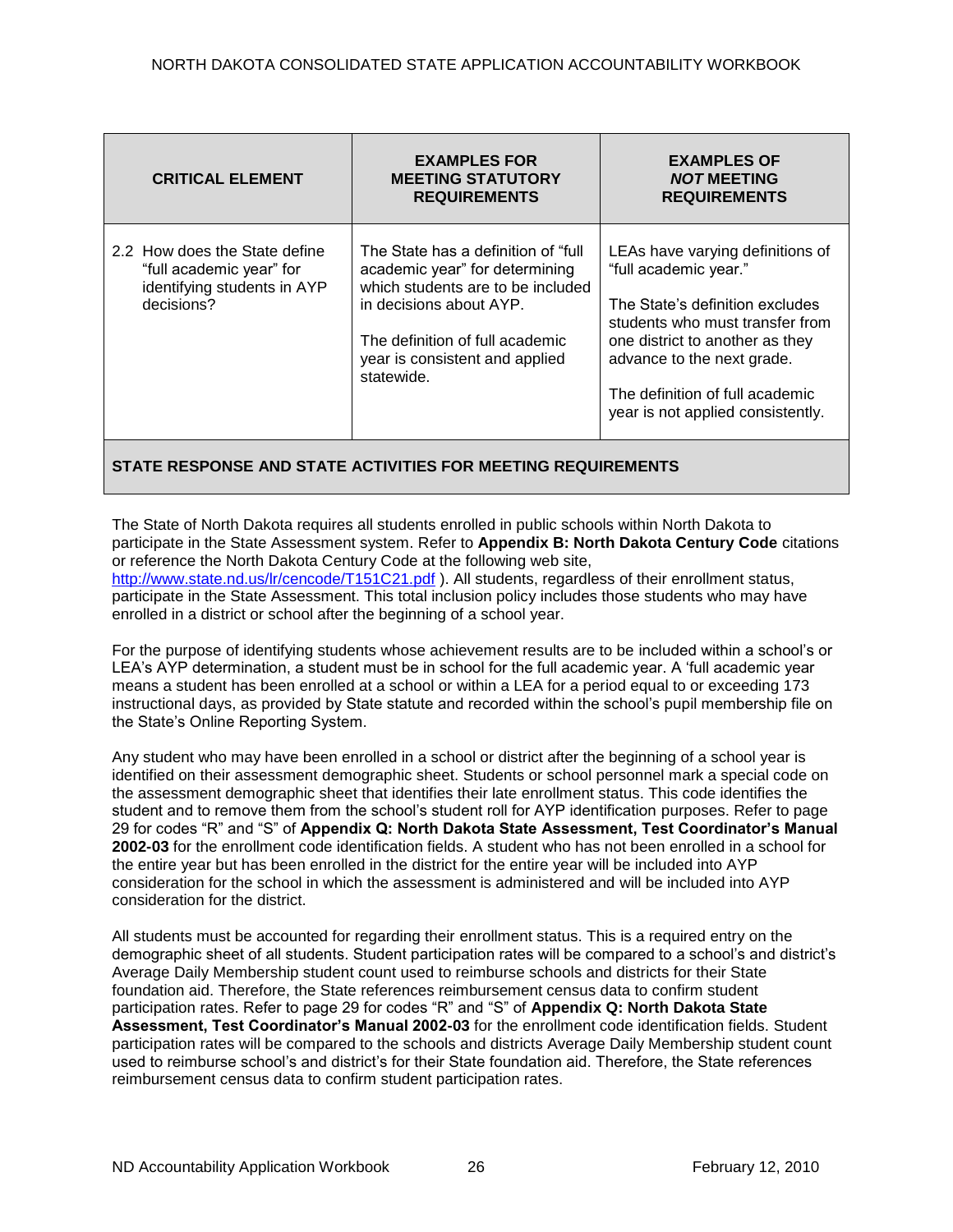| CRITICAL ELEMENT | EXAMPLES FOR MEETING STATUTORY REQUIREMENTS | EXAMPLES OF *NOT* MEETING REQUIREMENTS |
|---|---|---|
| 2.2 How does the State define "full academic year" for identifying students in AYP decisions? | The State has a definition of "full academic year" for determining which students are to be included in decisions about AYP.<br><br>The definition of full academic year is consistent and applied statewide. | LEAs have varying definitions of "full academic year."<br><br>The State's definition excludes students who must transfer from one district to another as they advance to the next grade.<br><br>The definition of full academic year is not applied consistently. |

**STATE RESPONSE AND STATE ACTIVITIES FOR MEETING REQUIREMENTS**

The State of North Dakota requires all students enrolled in public schools within North Dakota to participate in the State Assessment system. Refer to **Appendix B: North Dakota Century Code** citations or reference the North Dakota Century Code at the following web site, http://www.state.nd.us/lr/cencode/T151C21.pdf ). All students, regardless of their enrollment status, participate in the State Assessment. This total inclusion policy includes those students who may have enrolled in a district or school after the beginning of a school year.

For the purpose of identifying students whose achievement results are to be included within a school's or LEA's AYP determination, a student must be in school for the full academic year. A 'full academic year means a student has been enrolled at a school or within a LEA for a period equal to or exceeding 173 instructional days, as provided by State statute and recorded within the school's pupil membership file on the State's Online Reporting System.

Any student who may have been enrolled in a school or district after the beginning of a school year is identified on their assessment demographic sheet. Students or school personnel mark a special code on the assessment demographic sheet that identifies their late enrollment status. This code identifies the student and to remove them from the school's student roll for AYP identification purposes. Refer to page 29 for codes "R" and "S" of **Appendix Q: North Dakota State Assessment, Test Coordinator's Manual 2002-03** for the enrollment code identification fields. A student who has not been enrolled in a school for the entire year but has been enrolled in the district for the entire year will be included into AYP consideration for the school in which the assessment is administered and will be included into AYP consideration for the district.

All students must be accounted for regarding their enrollment status. This is a required entry on the demographic sheet of all students. Student participation rates will be compared to a school's and district's Average Daily Membership student count used to reimburse schools and districts for their State foundation aid. Therefore, the State references reimbursement census data to confirm student participation rates. Refer to page 29 for codes "R" and "S" of **Appendix Q: North Dakota State Assessment, Test Coordinator's Manual 2002-03** for the enrollment code identification fields. Student participation rates will be compared to the schools and districts Average Daily Membership student count used to reimburse school's and district's for their State foundation aid. Therefore, the State references reimbursement census data to confirm student participation rates.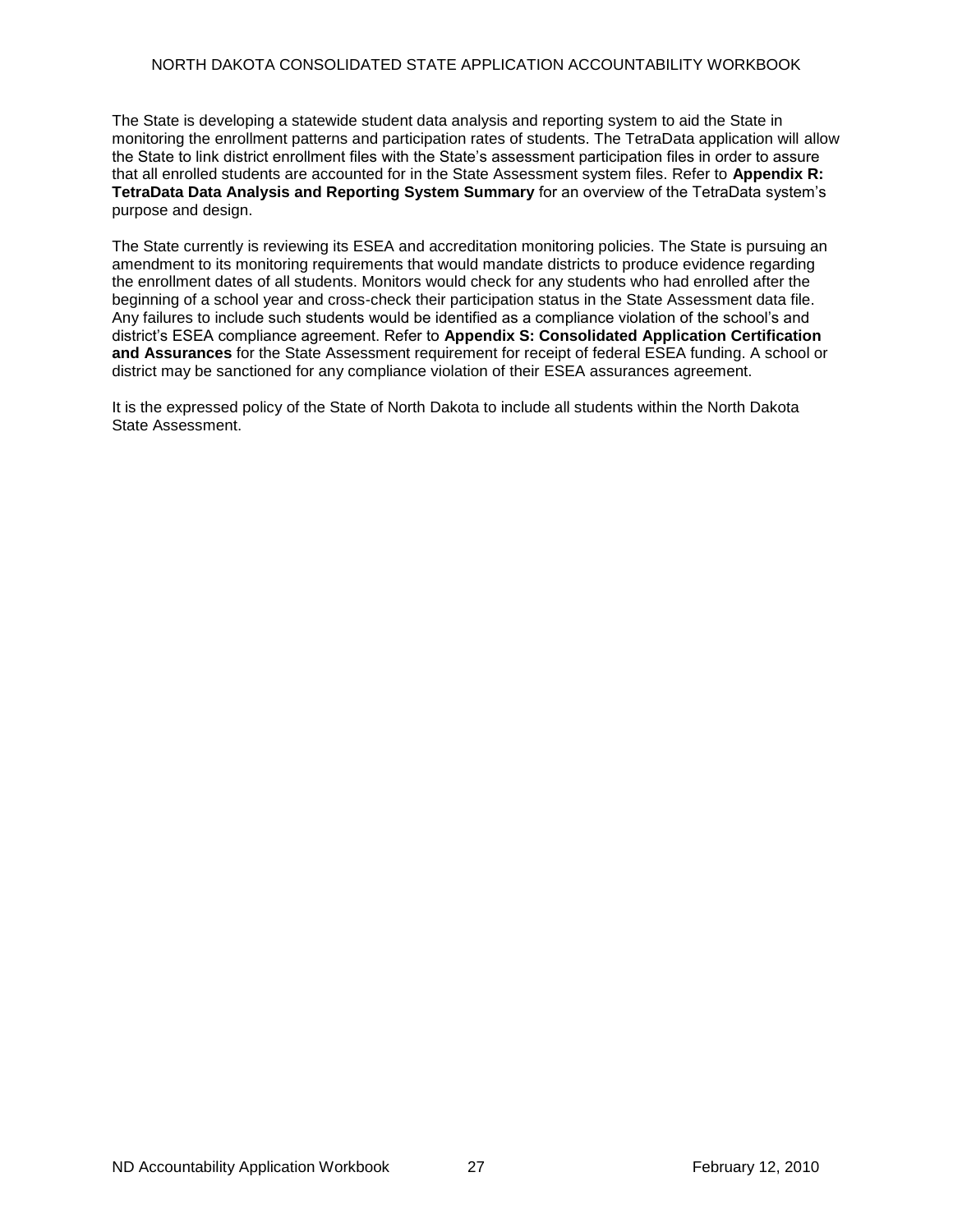The State is developing a statewide student data analysis and reporting system to aid the State in monitoring the enrollment patterns and participation rates of students. The TetraData application will allow the State to link district enrollment files with the State's assessment participation files in order to assure that all enrolled students are accounted for in the State Assessment system files. Refer to **Appendix R: TetraData Data Analysis and Reporting System Summary** for an overview of the TetraData system's purpose and design.

The State currently is reviewing its ESEA and accreditation monitoring policies. The State is pursuing an amendment to its monitoring requirements that would mandate districts to produce evidence regarding the enrollment dates of all students. Monitors would check for any students who had enrolled after the beginning of a school year and cross-check their participation status in the State Assessment data file. Any failures to include such students would be identified as a compliance violation of the school's and district's ESEA compliance agreement. Refer to **Appendix S: Consolidated Application Certification and Assurances** for the State Assessment requirement for receipt of federal ESEA funding. A school or district may be sanctioned for any compliance violation of their ESEA assurances agreement.

It is the expressed policy of the State of North Dakota to include all students within the North Dakota State Assessment.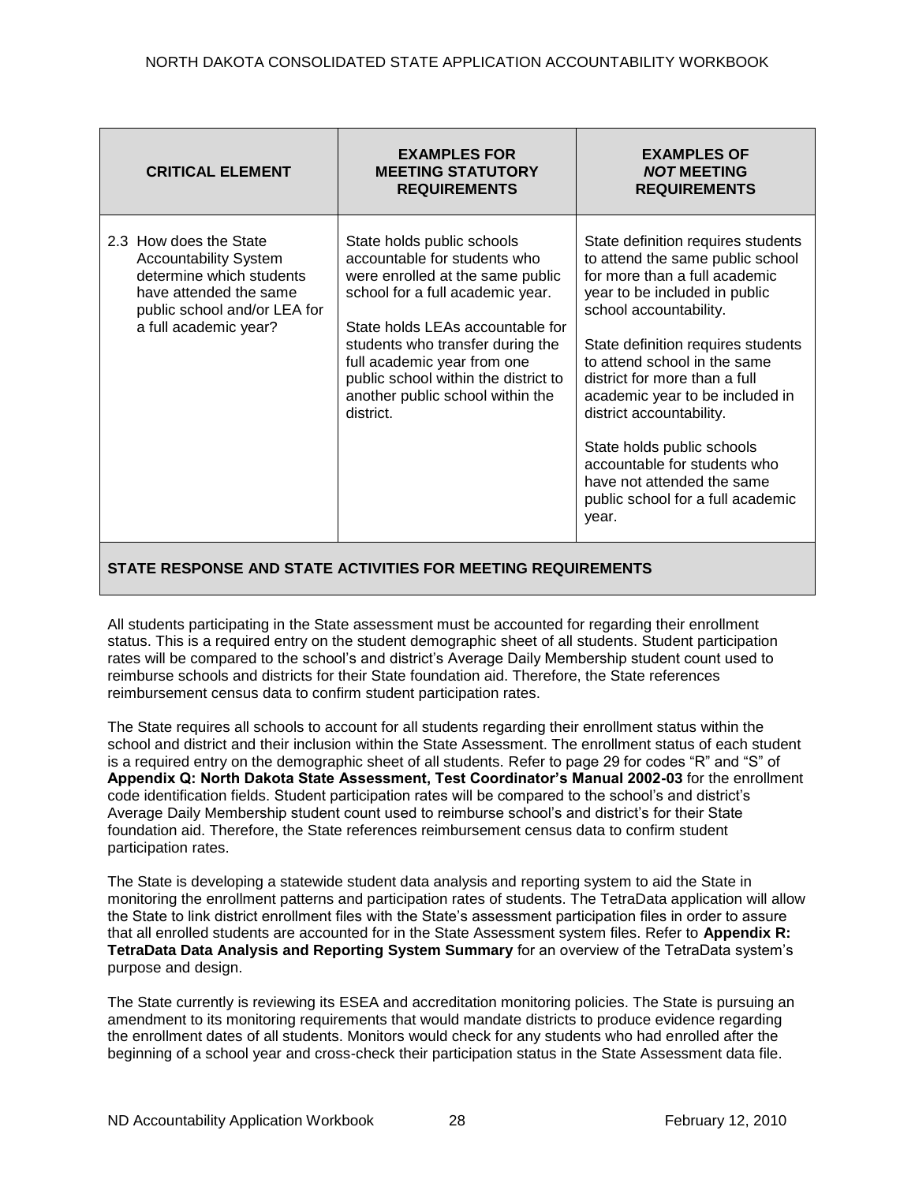| CRITICAL ELEMENT | EXAMPLES FOR MEETING STATUTORY REQUIREMENTS | EXAMPLES OF ***NOT*** MEETING REQUIREMENTS |
|---|---|---|
| 2.3 How does the State Accountability System determine which students have attended the same public school and/or LEA for a full academic year? | State holds public schools accountable for students who were enrolled at the same public school for a full academic year.<br><br>State holds LEAs accountable for students who transfer during the full academic year from one public school within the district to another public school within the district. | State definition requires students to attend the same public school for more than a full academic year to be included in public school accountability.<br><br>State definition requires students to attend school in the same district for more than a full academic year to be included in district accountability.<br><br>State holds public schools accountable for students who have not attended the same public school for a full academic year. |

**STATE RESPONSE AND STATE ACTIVITIES FOR MEETING REQUIREMENTS**

All students participating in the State assessment must be accounted for regarding their enrollment status. This is a required entry on the student demographic sheet of all students. Student participation rates will be compared to the school's and district's Average Daily Membership student count used to reimburse schools and districts for their State foundation aid. Therefore, the State references reimbursement census data to confirm student participation rates.

The State requires all schools to account for all students regarding their enrollment status within the school and district and their inclusion within the State Assessment. The enrollment status of each student is a required entry on the demographic sheet of all students. Refer to page 29 for codes "R" and "S" of **Appendix Q: North Dakota State Assessment, Test Coordinator's Manual 2002-03** for the enrollment code identification fields. Student participation rates will be compared to the school's and district's Average Daily Membership student count used to reimburse school's and district's for their State foundation aid. Therefore, the State references reimbursement census data to confirm student participation rates.

The State is developing a statewide student data analysis and reporting system to aid the State in monitoring the enrollment patterns and participation rates of students. The TetraData application will allow the State to link district enrollment files with the State's assessment participation files in order to assure that all enrolled students are accounted for in the State Assessment system files. Refer to **Appendix R: TetraData Data Analysis and Reporting System Summary** for an overview of the TetraData system's purpose and design.

The State currently is reviewing its ESEA and accreditation monitoring policies. The State is pursuing an amendment to its monitoring requirements that would mandate districts to produce evidence regarding the enrollment dates of all students. Monitors would check for any students who had enrolled after the beginning of a school year and cross-check their participation status in the State Assessment data file.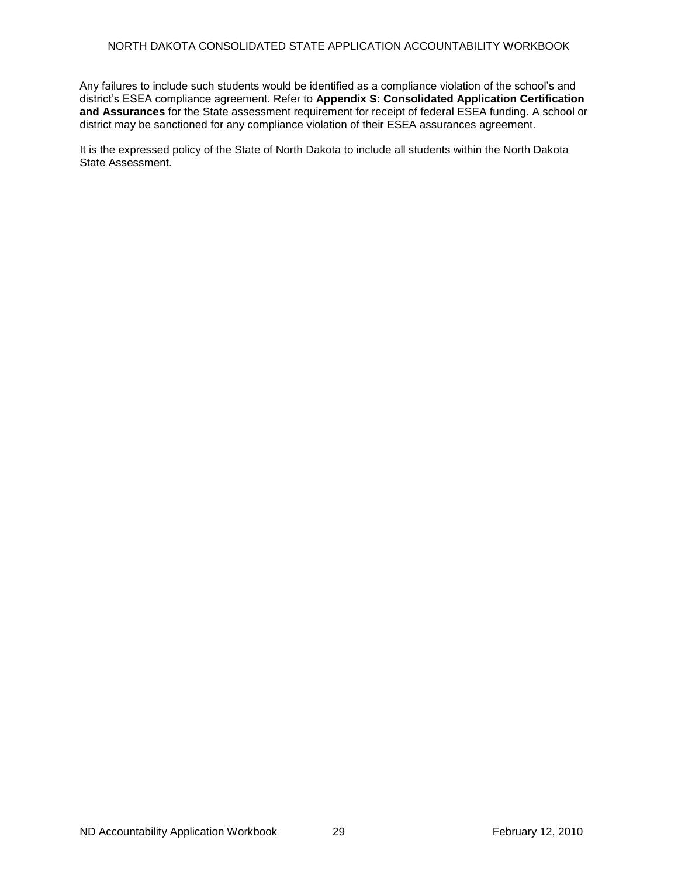Any failures to include such students would be identified as a compliance violation of the school's and district's ESEA compliance agreement. Refer to **Appendix S: Consolidated Application Certification and Assurances** for the State assessment requirement for receipt of federal ESEA funding. A school or district may be sanctioned for any compliance violation of their ESEA assurances agreement.

It is the expressed policy of the State of North Dakota to include all students within the North Dakota State Assessment.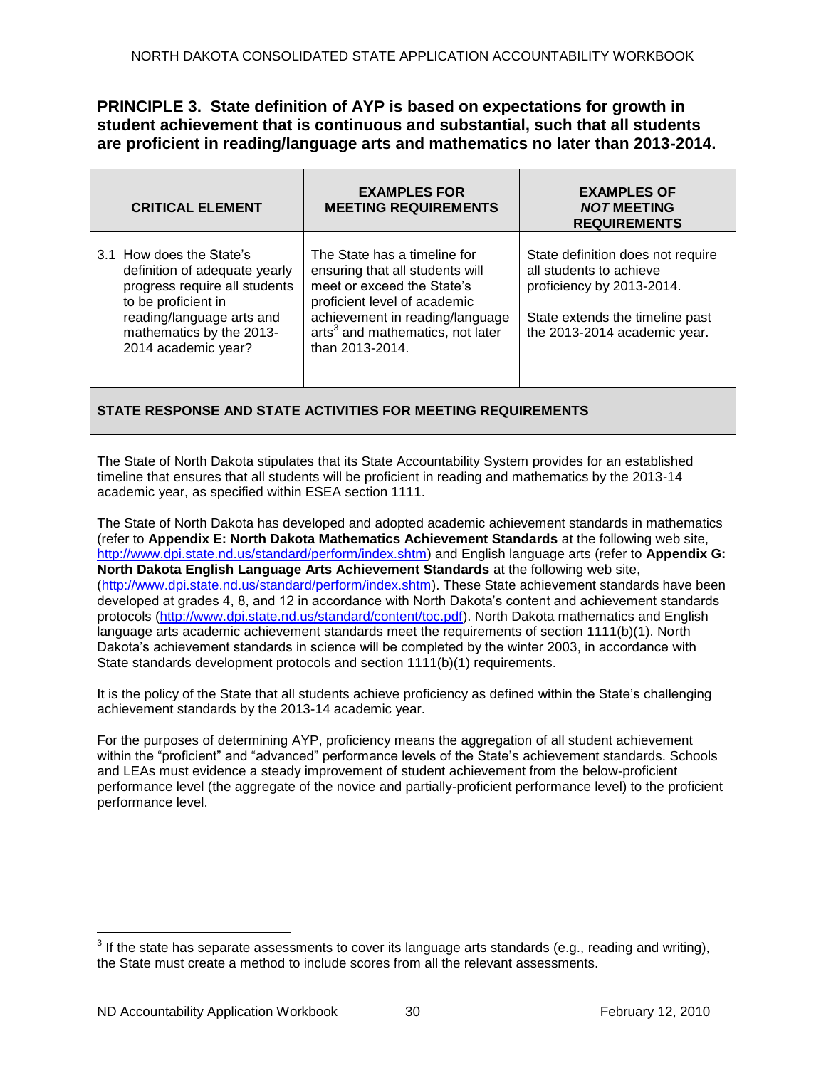## PRINCIPLE 3. State definition of AYP is based on expectations for growth in student achievement that is continuous and substantial, such that all students are proficient in reading/language arts and mathematics no later than 2013-2014.

| CRITICAL ELEMENT | EXAMPLES FOR MEETING REQUIREMENTS | EXAMPLES OF *NOT* MEETING REQUIREMENTS |
|---|---|---|
| 3.1 How does the State's definition of adequate yearly progress require all students to be proficient in reading/language arts and mathematics by the 2013-2014 academic year? | The State has a timeline for ensuring that all students will meet or exceed the State's proficient level of academic achievement in reading/language arts[3] and mathematics, not later than 2013-2014. | State definition does not require all students to achieve proficiency by 2013-2014.<br><br>State extends the timeline past the 2013-2014 academic year. |
| **STATE RESPONSE AND STATE ACTIVITIES FOR MEETING REQUIREMENTS** | | |

The State of North Dakota stipulates that its State Accountability System provides for an established timeline that ensures that all students will be proficient in reading and mathematics by the 2013-14 academic year, as specified within ESEA section 1111.

The State of North Dakota has developed and adopted academic achievement standards in mathematics (refer to **Appendix E: North Dakota Mathematics Achievement Standards** at the following web site, http://www.dpi.state.nd.us/standard/perform/index.shtm) and English language arts (refer to **Appendix G: North Dakota English Language Arts Achievement Standards** at the following web site, (http://www.dpi.state.nd.us/standard/perform/index.shtm). These State achievement standards have been developed at grades 4, 8, and 12 in accordance with North Dakota's content and achievement standards protocols (http://www.dpi.state.nd.us/standard/content/toc.pdf). North Dakota mathematics and English language arts academic achievement standards meet the requirements of section 1111(b)(1). North Dakota's achievement standards in science will be completed by the winter 2003, in accordance with State standards development protocols and section 1111(b)(1) requirements.

It is the policy of the State that all students achieve proficiency as defined within the State's challenging achievement standards by the 2013-14 academic year.

For the purposes of determining AYP, proficiency means the aggregation of all student achievement within the "proficient" and "advanced" performance levels of the State's achievement standards. Schools and LEAs must evidence a steady improvement of student achievement from the below-proficient performance level (the aggregate of the novice and partially-proficient performance level) to the proficient performance level.

[3] If the state has separate assessments to cover its language arts standards (e.g., reading and writing), the State must create a method to include scores from all the relevant assessments.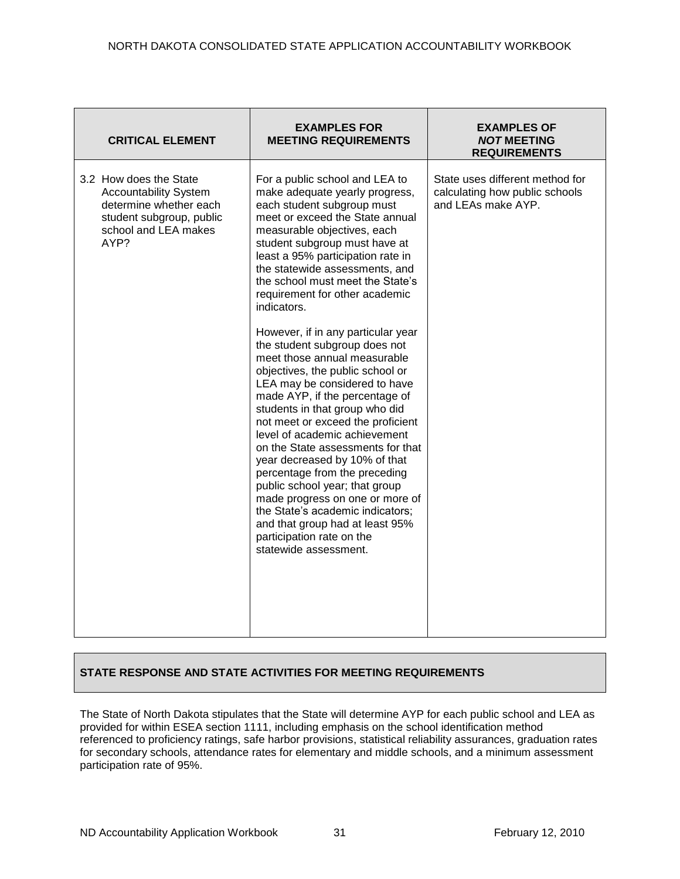| CRITICAL ELEMENT | EXAMPLES FOR MEETING REQUIREMENTS | EXAMPLES OF *NOT* MEETING REQUIREMENTS |
|---|---|---|
| 3.2 How does the State Accountability System determine whether each student subgroup, public school and LEA makes AYP? | For a public school and LEA to make adequate yearly progress, each student subgroup must meet or exceed the State annual measurable objectives, each student subgroup must have at least a 95% participation rate in the statewide assessments, and the school must meet the State's requirement for other academic indicators.<br><br>However, if in any particular year the student subgroup does not meet those annual measurable objectives, the public school or LEA may be considered to have made AYP, if the percentage of students in that group who did not meet or exceed the proficient level of academic achievement on the State assessments for that year decreased by 10% of that percentage from the preceding public school year; that group made progress on one or more of the State's academic indicators; and that group had at least 95% participation rate on the statewide assessment. | State uses different method for calculating how public schools and LEAs make AYP. |

## STATE RESPONSE AND STATE ACTIVITIES FOR MEETING REQUIREMENTS

The State of North Dakota stipulates that the State will determine AYP for each public school and LEA as provided for within ESEA section 1111, including emphasis on the school identification method referenced to proficiency ratings, safe harbor provisions, statistical reliability assurances, graduation rates for secondary schools, attendance rates for elementary and middle schools, and a minimum assessment participation rate of 95%.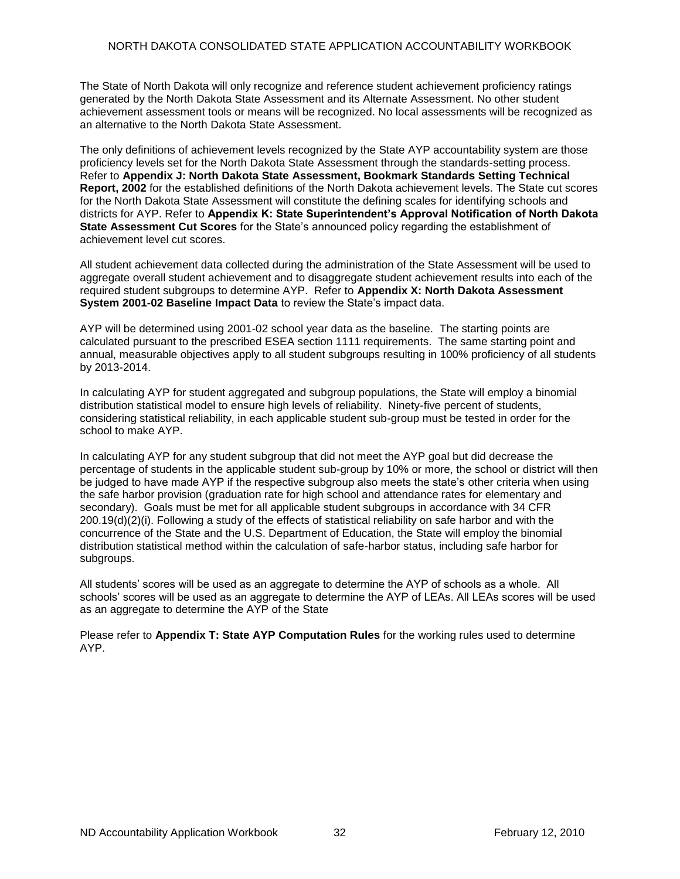The State of North Dakota will only recognize and reference student achievement proficiency ratings generated by the North Dakota State Assessment and its Alternate Assessment. No other student achievement assessment tools or means will be recognized. No local assessments will be recognized as an alternative to the North Dakota State Assessment.

The only definitions of achievement levels recognized by the State AYP accountability system are those proficiency levels set for the North Dakota State Assessment through the standards-setting process. Refer to **Appendix J: North Dakota State Assessment, Bookmark Standards Setting Technical Report, 2002** for the established definitions of the North Dakota achievement levels. The State cut scores for the North Dakota State Assessment will constitute the defining scales for identifying schools and districts for AYP. Refer to **Appendix K: State Superintendent's Approval Notification of North Dakota State Assessment Cut Scores** for the State's announced policy regarding the establishment of achievement level cut scores.

All student achievement data collected during the administration of the State Assessment will be used to aggregate overall student achievement and to disaggregate student achievement results into each of the required student subgroups to determine AYP. Refer to **Appendix X: North Dakota Assessment System 2001-02 Baseline Impact Data** to review the State's impact data.

AYP will be determined using 2001-02 school year data as the baseline. The starting points are calculated pursuant to the prescribed ESEA section 1111 requirements. The same starting point and annual, measurable objectives apply to all student subgroups resulting in 100% proficiency of all students by 2013-2014.

In calculating AYP for student aggregated and subgroup populations, the State will employ a binomial distribution statistical model to ensure high levels of reliability. Ninety-five percent of students, considering statistical reliability, in each applicable student sub-group must be tested in order for the school to make AYP.

In calculating AYP for any student subgroup that did not meet the AYP goal but did decrease the percentage of students in the applicable student sub-group by 10% or more, the school or district will then be judged to have made AYP if the respective subgroup also meets the state's other criteria when using the safe harbor provision (graduation rate for high school and attendance rates for elementary and secondary). Goals must be met for all applicable student subgroups in accordance with 34 CFR 200.19(d)(2)(i). Following a study of the effects of statistical reliability on safe harbor and with the concurrence of the State and the U.S. Department of Education, the State will employ the binomial distribution statistical method within the calculation of safe-harbor status, including safe harbor for subgroups.

All students' scores will be used as an aggregate to determine the AYP of schools as a whole. All schools' scores will be used as an aggregate to determine the AYP of LEAs. All LEAs scores will be used as an aggregate to determine the AYP of the State

Please refer to **Appendix T: State AYP Computation Rules** for the working rules used to determine AYP.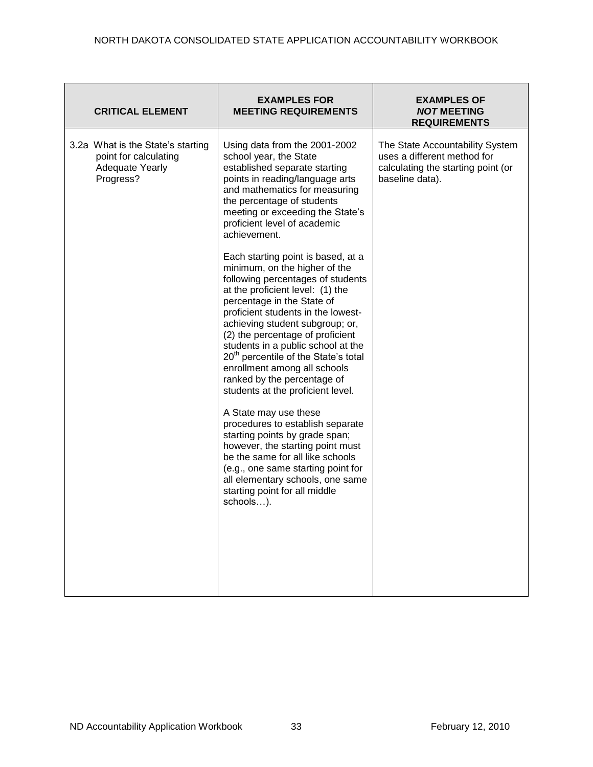| CRITICAL ELEMENT | EXAMPLES FOR MEETING REQUIREMENTS | EXAMPLES OF *NOT* MEETING REQUIREMENTS |
|---|---|---|
| 3.2a What is the State's starting point for calculating Adequate Yearly Progress? | Using data from the 2001-2002 school year, the State established separate starting points in reading/language arts and mathematics for measuring the percentage of students meeting or exceeding the State's proficient level of academic achievement.<br><br>Each starting point is based, at a minimum, on the higher of the following percentages of students at the proficient level: (1) the percentage in the State of proficient students in the lowest-achieving student subgroup; or, (2) the percentage of proficient students in a public school at the 20th percentile of the State's total enrollment among all schools ranked by the percentage of students at the proficient level.<br><br>A State may use these procedures to establish separate starting points by grade span; however, the starting point must be the same for all like schools (e.g., one same starting point for all elementary schools, one same starting point for all middle schools…). | The State Accountability System uses a different method for calculating the starting point (or baseline data). |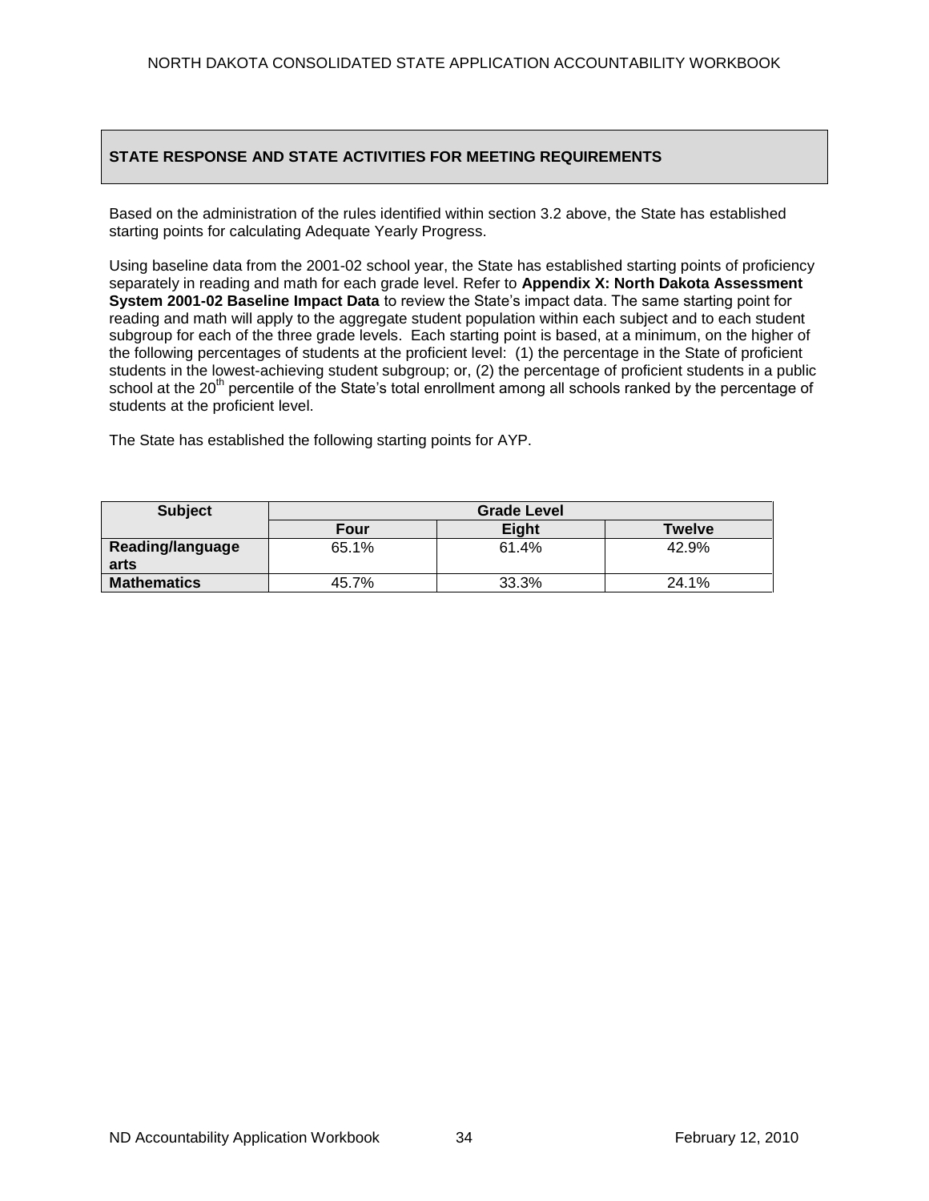## STATE RESPONSE AND STATE ACTIVITIES FOR MEETING REQUIREMENTS

Based on the administration of the rules identified within section 3.2 above, the State has established starting points for calculating Adequate Yearly Progress.

Using baseline data from the 2001-02 school year, the State has established starting points of proficiency separately in reading and math for each grade level. Refer to **Appendix X: North Dakota Assessment System 2001-02 Baseline Impact Data** to review the State's impact data. The same starting point for reading and math will apply to the aggregate student population within each subject and to each student subgroup for each of the three grade levels. Each starting point is based, at a minimum, on the higher of the following percentages of students at the proficient level: (1) the percentage in the State of proficient students in the lowest-achieving student subgroup; or, (2) the percentage of proficient students in a public school at the 20th percentile of the State's total enrollment among all schools ranked by the percentage of students at the proficient level.

The State has established the following starting points for AYP.

| Subject | Grade Level | | |
|---|---|---|---|
| | Four | Eight | Twelve |
| **Reading/language arts** | 65.1% | 61.4% | 42.9% |
| **Mathematics** | 45.7% | 33.3% | 24.1% |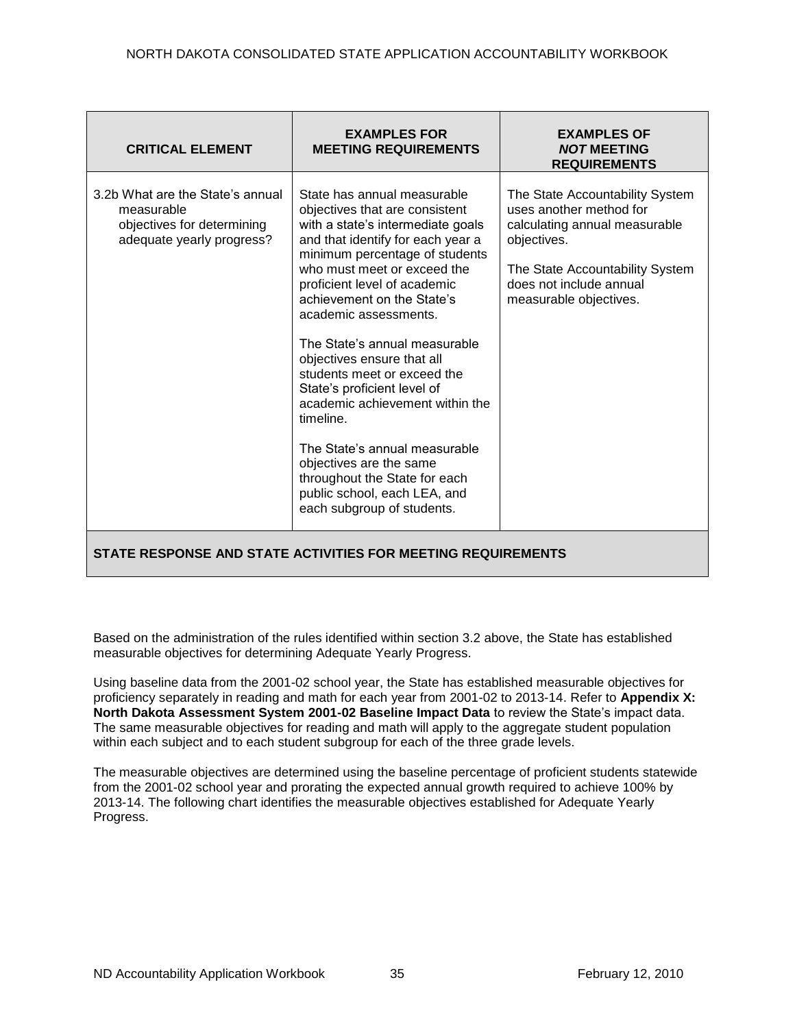| CRITICAL ELEMENT | EXAMPLES FOR MEETING REQUIREMENTS | EXAMPLES OF *NOT* MEETING REQUIREMENTS |
|---|---|---|
| 3.2b What are the State's annual measurable objectives for determining adequate yearly progress? | State has annual measurable objectives that are consistent with a state's intermediate goals and that identify for each year a minimum percentage of students who must meet or exceed the proficient level of academic achievement on the State's academic assessments.<br><br>The State's annual measurable objectives ensure that all students meet or exceed the State's proficient level of academic achievement within the timeline.<br><br>The State's annual measurable objectives are the same throughout the State for each public school, each LEA, and each subgroup of students. | The State Accountability System uses another method for calculating annual measurable objectives.<br><br>The State Accountability System does not include annual measurable objectives. |

**STATE RESPONSE AND STATE ACTIVITIES FOR MEETING REQUIREMENTS**

Based on the administration of the rules identified within section 3.2 above, the State has established measurable objectives for determining Adequate Yearly Progress.

Using baseline data from the 2001-02 school year, the State has established measurable objectives for proficiency separately in reading and math for each year from 2001-02 to 2013-14. Refer to **Appendix X: North Dakota Assessment System 2001-02 Baseline Impact Data** to review the State's impact data. The same measurable objectives for reading and math will apply to the aggregate student population within each subject and to each student subgroup for each of the three grade levels.

The measurable objectives are determined using the baseline percentage of proficient students statewide from the 2001-02 school year and prorating the expected annual growth required to achieve 100% by 2013-14. The following chart identifies the measurable objectives established for Adequate Yearly Progress.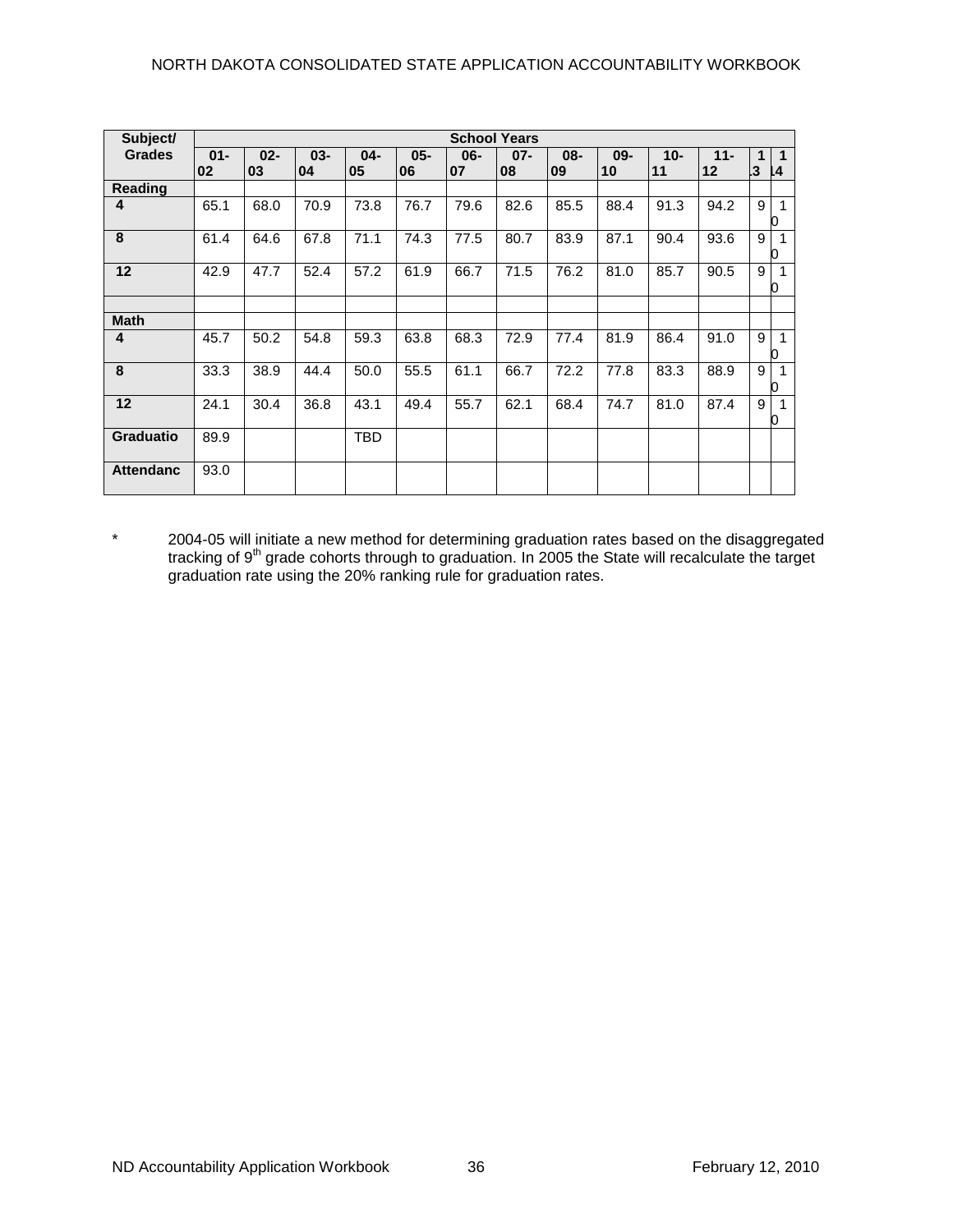| Subject/ Grades | School Years | | | | | | | | | | | | |
|---|---|---|---|---|---|---|---|---|---|---|---|---|---|
| | 01-02 | 02-03 | 03-04 | 04-05 | 05-06 | 06-07 | 07-08 | 08-09 | 09-10 | 10-11 | 11-12 | 13 | 14 |
| **Reading** | | | | | | | | | | | | | |
| **4** | 65.1 | 68.0 | 70.9 | 73.8 | 76.7 | 79.6 | 82.6 | 85.5 | 88.4 | 91.3 | 94.2 | 9 | 10 |
| **8** | 61.4 | 64.6 | 67.8 | 71.1 | 74.3 | 77.5 | 80.7 | 83.9 | 87.1 | 90.4 | 93.6 | 9 | 10 |
| **12** | 42.9 | 47.7 | 52.4 | 57.2 | 61.9 | 66.7 | 71.5 | 76.2 | 81.0 | 85.7 | 90.5 | 9 | 10 |
| | | | | | | | | | | | | | |
| **Math** | | | | | | | | | | | | | |
| **4** | 45.7 | 50.2 | 54.8 | 59.3 | 63.8 | 68.3 | 72.9 | 77.4 | 81.9 | 86.4 | 91.0 | 9 | 10 |
| **8** | 33.3 | 38.9 | 44.4 | 50.0 | 55.5 | 61.1 | 66.7 | 72.2 | 77.8 | 83.3 | 88.9 | 9 | 10 |
| **12** | 24.1 | 30.4 | 36.8 | 43.1 | 49.4 | 55.7 | 62.1 | 68.4 | 74.7 | 81.0 | 87.4 | 9 | 10 |
| **Graduatio** | 89.9 | | | TBD | | | | | | | | | |
| **Attendanc** | 93.0 | | | | | | | | | | | | |

\* 2004-05 will initiate a new method for determining graduation rates based on the disaggregated tracking of 9th grade cohorts through to graduation. In 2005 the State will recalculate the target graduation rate using the 20% ranking rule for graduation rates.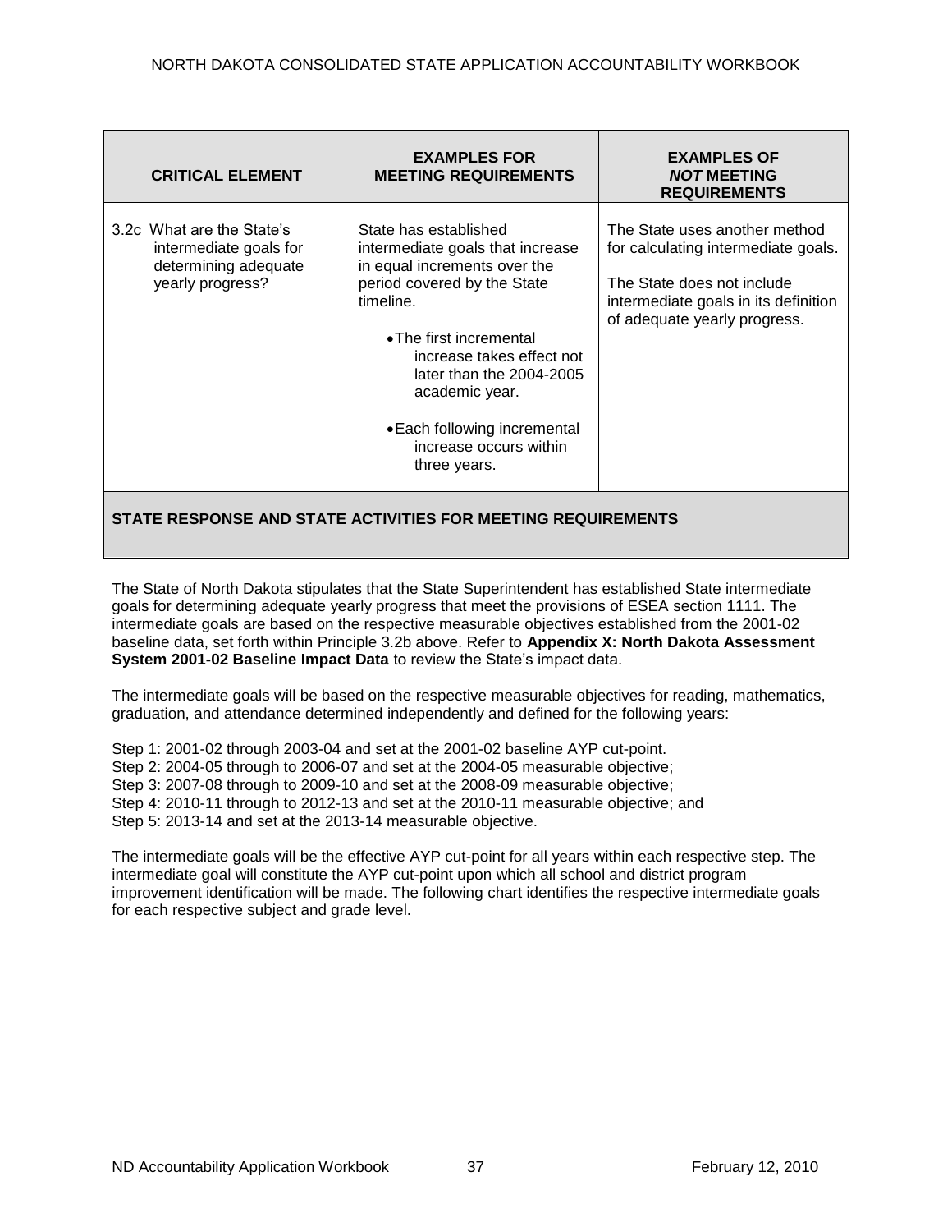| CRITICAL ELEMENT | EXAMPLES FOR MEETING REQUIREMENTS | EXAMPLES OF *NOT* MEETING REQUIREMENTS |
|---|---|---|
| 3.2c What are the State's intermediate goals for determining adequate yearly progress? | State has established intermediate goals that increase in equal increments over the period covered by the State timeline.<br><br>• The first incremental increase takes effect not later than the 2004-2005 academic year.<br><br>• Each following incremental increase occurs within three years. | The State uses another method for calculating intermediate goals.<br><br>The State does not include intermediate goals in its definition of adequate yearly progress. |

**STATE RESPONSE AND STATE ACTIVITIES FOR MEETING REQUIREMENTS**

The State of North Dakota stipulates that the State Superintendent has established State intermediate goals for determining adequate yearly progress that meet the provisions of ESEA section 1111. The intermediate goals are based on the respective measurable objectives established from the 2001-02 baseline data, set forth within Principle 3.2b above. Refer to **Appendix X: North Dakota Assessment System 2001-02 Baseline Impact Data** to review the State's impact data.

The intermediate goals will be based on the respective measurable objectives for reading, mathematics, graduation, and attendance determined independently and defined for the following years:

Step 1: 2001-02 through 2003-04 and set at the 2001-02 baseline AYP cut-point.
Step 2: 2004-05 through to 2006-07 and set at the 2004-05 measurable objective;
Step 3: 2007-08 through to 2009-10 and set at the 2008-09 measurable objective;
Step 4: 2010-11 through to 2012-13 and set at the 2010-11 measurable objective; and
Step 5: 2013-14 and set at the 2013-14 measurable objective.

The intermediate goals will be the effective AYP cut-point for all years within each respective step. The intermediate goal will constitute the AYP cut-point upon which all school and district program improvement identification will be made. The following chart identifies the respective intermediate goals for each respective subject and grade level.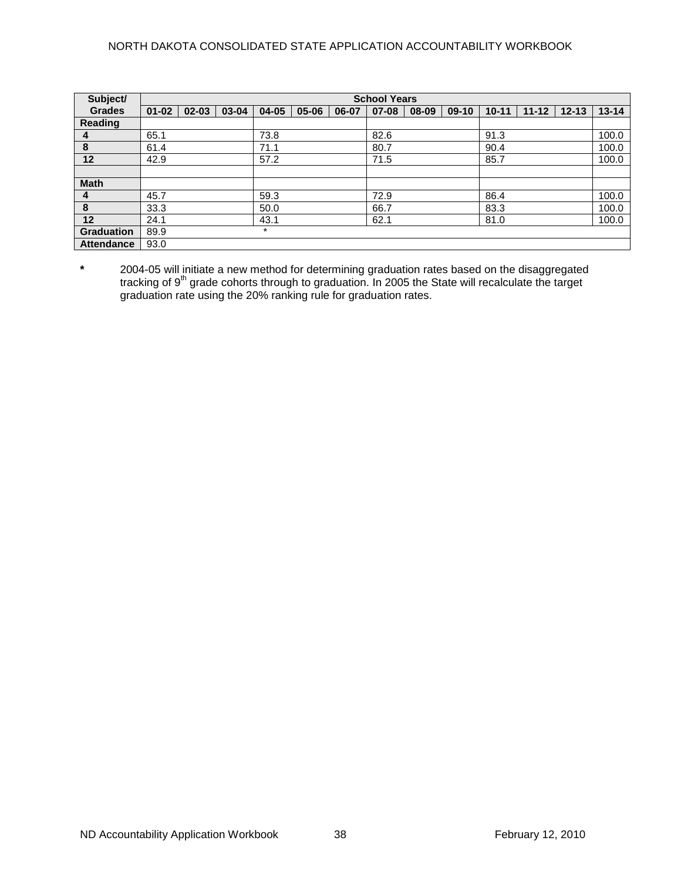| Subject/ Grades | School Years | | | | | | | | | | | | |
|---|---|---|---|---|---|---|---|---|---|---|---|---|---|
| | 01-02 | 02-03 | 03-04 | 04-05 | 05-06 | 06-07 | 07-08 | 08-09 | 09-10 | 10-11 | 11-12 | 12-13 | 13-14 |
| **Reading** | | | | | | | | | | | | | |
| 4 | 65.1 | | | 73.8 | | | 82.6 | | | 91.3 | | | 100.0 |
| 8 | 61.4 | | | 71.1 | | | 80.7 | | | 90.4 | | | 100.0 |
| 12 | 42.9 | | | 57.2 | | | 71.5 | | | 85.7 | | | 100.0 |
| | | | | | | | | | | | | | |
| **Math** | | | | | | | | | | | | | |
| 4 | 45.7 | | | 59.3 | | | 72.9 | | | 86.4 | | | 100.0 |
| 8 | 33.3 | | | 50.0 | | | 66.7 | | | 83.3 | | | 100.0 |
| 12 | 24.1 | | | 43.1 | | | 62.1 | | | 81.0 | | | 100.0 |
| **Graduation** | 89.9 | | | * | | | | | | | | | |
| **Attendance** | 93.0 | | | | | | | | | | | | |

**\*** 2004-05 will initiate a new method for determining graduation rates based on the disaggregated tracking of 9th grade cohorts through to graduation. In 2005 the State will recalculate the target graduation rate using the 20% ranking rule for graduation rates.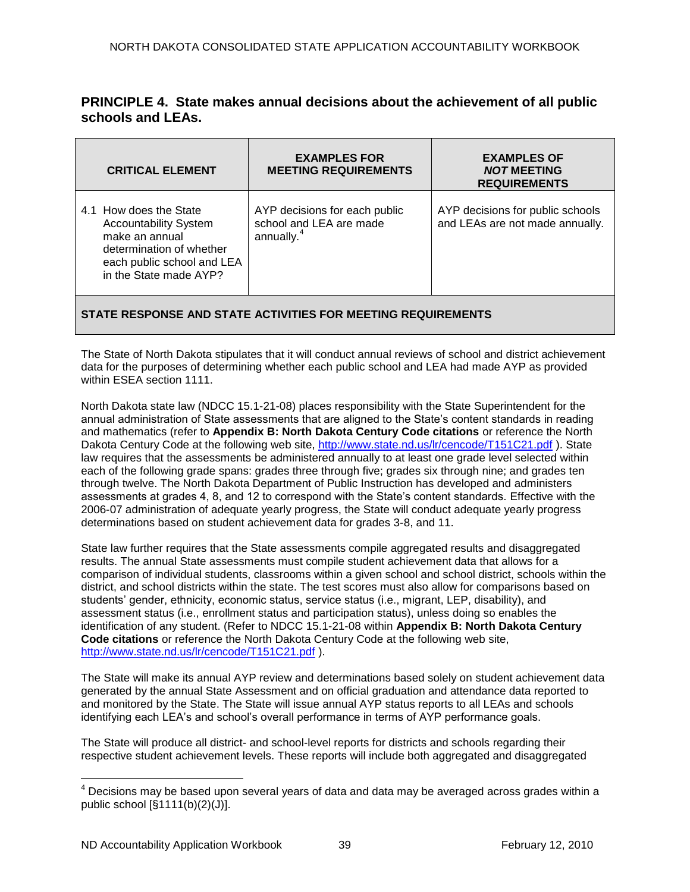## PRINCIPLE 4. State makes annual decisions about the achievement of all public schools and LEAs.

| CRITICAL ELEMENT | EXAMPLES FOR MEETING REQUIREMENTS | EXAMPLES OF *NOT* MEETING REQUIREMENTS |
|---|---|---|
| 4.1 How does the State Accountability System make an annual determination of whether each public school and LEA in the State made AYP? | AYP decisions for each public school and LEA are made annually.[4] | AYP decisions for public schools and LEAs are not made annually. |

**STATE RESPONSE AND STATE ACTIVITIES FOR MEETING REQUIREMENTS**

The State of North Dakota stipulates that it will conduct annual reviews of school and district achievement data for the purposes of determining whether each public school and LEA had made AYP as provided within ESEA section 1111.

North Dakota state law (NDCC 15.1-21-08) places responsibility with the State Superintendent for the annual administration of State assessments that are aligned to the State's content standards in reading and mathematics (refer to **Appendix B: North Dakota Century Code citations** or reference the North Dakota Century Code at the following web site, http://www.state.nd.us/lr/cencode/T151C21.pdf ). State law requires that the assessments be administered annually to at least one grade level selected within each of the following grade spans: grades three through five; grades six through nine; and grades ten through twelve. The North Dakota Department of Public Instruction has developed and administers assessments at grades 4, 8, and 12 to correspond with the State's content standards. Effective with the 2006-07 administration of adequate yearly progress, the State will conduct adequate yearly progress determinations based on student achievement data for grades 3-8, and 11.

State law further requires that the State assessments compile aggregated results and disaggregated results. The annual State assessments must compile student achievement data that allows for a comparison of individual students, classrooms within a given school and school district, schools within the district, and school districts within the state. The test scores must also allow for comparisons based on students' gender, ethnicity, economic status, service status (i.e., migrant, LEP, disability), and assessment status (i.e., enrollment status and participation status), unless doing so enables the identification of any student. (Refer to NDCC 15.1-21-08 within **Appendix B: North Dakota Century Code citations** or reference the North Dakota Century Code at the following web site, http://www.state.nd.us/lr/cencode/T151C21.pdf ).

The State will make its annual AYP review and determinations based solely on student achievement data generated by the annual State Assessment and on official graduation and attendance data reported to and monitored by the State. The State will issue annual AYP status reports to all LEAs and schools identifying each LEA's and school's overall performance in terms of AYP performance goals.

The State will produce all district- and school-level reports for districts and schools regarding their respective student achievement levels. These reports will include both aggregated and disaggregated

[4] Decisions may be based upon several years of data and data may be averaged across grades within a public school [§1111(b)(2)(J)].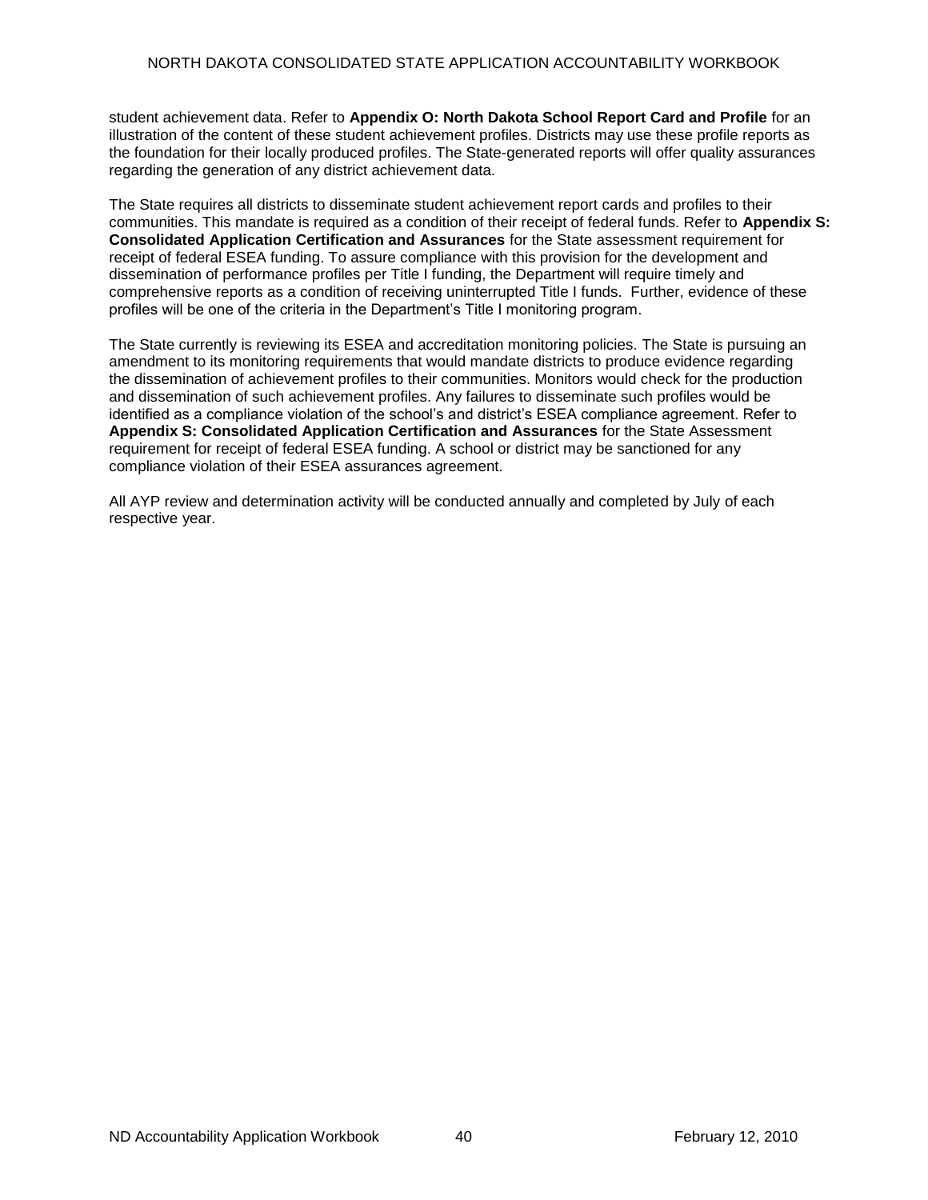student achievement data. Refer to **Appendix O: North Dakota School Report Card and Profile** for an illustration of the content of these student achievement profiles. Districts may use these profile reports as the foundation for their locally produced profiles. The State-generated reports will offer quality assurances regarding the generation of any district achievement data.

The State requires all districts to disseminate student achievement report cards and profiles to their communities. This mandate is required as a condition of their receipt of federal funds. Refer to **Appendix S: Consolidated Application Certification and Assurances** for the State assessment requirement for receipt of federal ESEA funding. To assure compliance with this provision for the development and dissemination of performance profiles per Title I funding, the Department will require timely and comprehensive reports as a condition of receiving uninterrupted Title I funds. Further, evidence of these profiles will be one of the criteria in the Department's Title I monitoring program.

The State currently is reviewing its ESEA and accreditation monitoring policies. The State is pursuing an amendment to its monitoring requirements that would mandate districts to produce evidence regarding the dissemination of achievement profiles to their communities. Monitors would check for the production and dissemination of such achievement profiles. Any failures to disseminate such profiles would be identified as a compliance violation of the school's and district's ESEA compliance agreement. Refer to **Appendix S: Consolidated Application Certification and Assurances** for the State Assessment requirement for receipt of federal ESEA funding. A school or district may be sanctioned for any compliance violation of their ESEA assurances agreement.

All AYP review and determination activity will be conducted annually and completed by July of each respective year.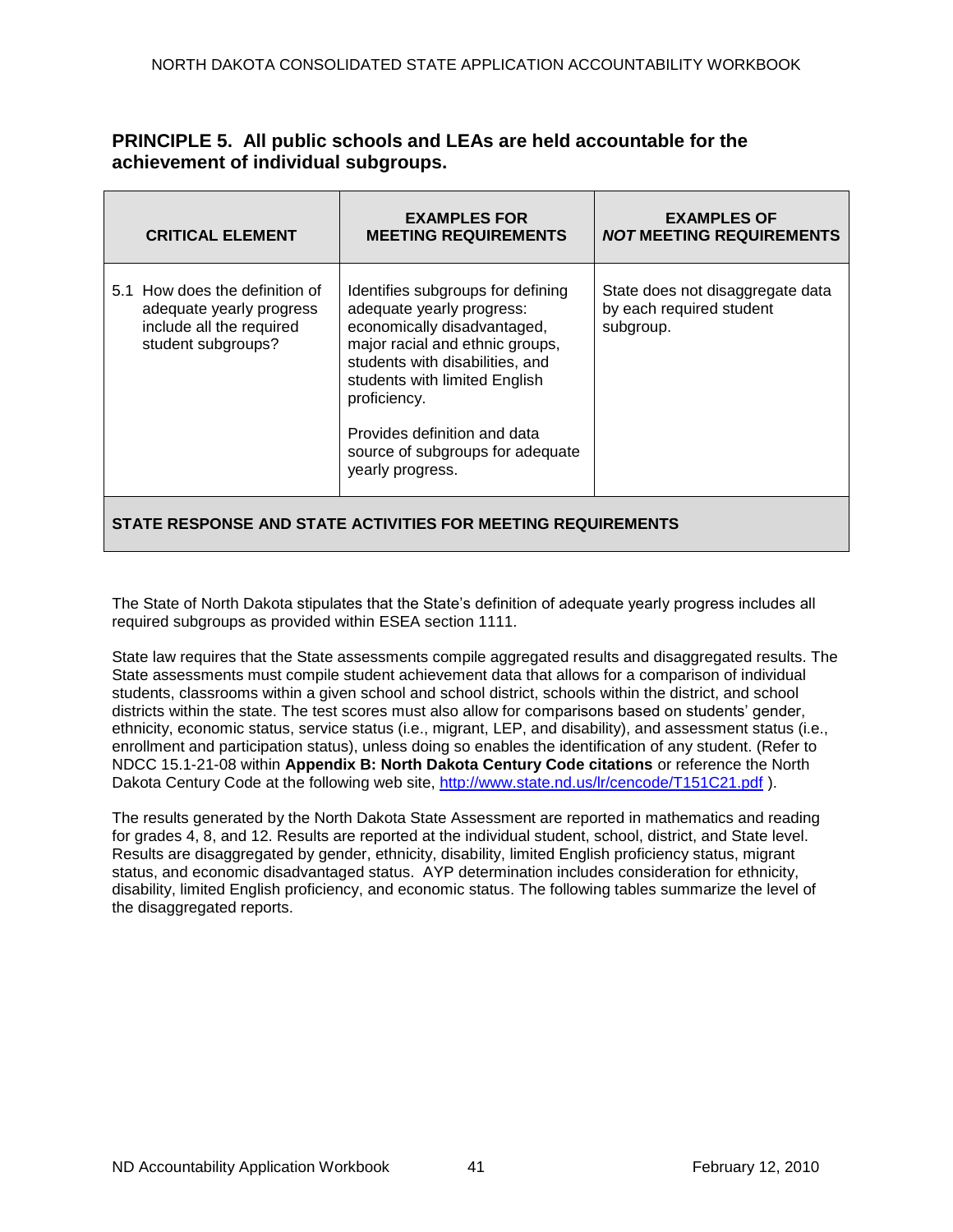## PRINCIPLE 5. All public schools and LEAs are held accountable for the achievement of individual subgroups.

| CRITICAL ELEMENT | EXAMPLES FOR MEETING REQUIREMENTS | EXAMPLES OF *NOT* MEETING REQUIREMENTS |
|---|---|---|
| 5.1 How does the definition of adequate yearly progress include all the required student subgroups? | Identifies subgroups for defining adequate yearly progress: economically disadvantaged, major racial and ethnic groups, students with disabilities, and students with limited English proficiency.<br><br>Provides definition and data source of subgroups for adequate yearly progress. | State does not disaggregate data by each required student subgroup. |
| **STATE RESPONSE AND STATE ACTIVITIES FOR MEETING REQUIREMENTS** | | |

The State of North Dakota stipulates that the State's definition of adequate yearly progress includes all required subgroups as provided within ESEA section 1111.

State law requires that the State assessments compile aggregated results and disaggregated results. The State assessments must compile student achievement data that allows for a comparison of individual students, classrooms within a given school and school district, schools within the district, and school districts within the state. The test scores must also allow for comparisons based on students' gender, ethnicity, economic status, service status (i.e., migrant, LEP, and disability), and assessment status (i.e., enrollment and participation status), unless doing so enables the identification of any student. (Refer to NDCC 15.1-21-08 within **Appendix B: North Dakota Century Code citations** or reference the North Dakota Century Code at the following web site, http://www.state.nd.us/lr/cencode/T151C21.pdf ).

The results generated by the North Dakota State Assessment are reported in mathematics and reading for grades 4, 8, and 12. Results are reported at the individual student, school, district, and State level. Results are disaggregated by gender, ethnicity, disability, limited English proficiency status, migrant status, and economic disadvantaged status. AYP determination includes consideration for ethnicity, disability, limited English proficiency, and economic status. The following tables summarize the level of the disaggregated reports.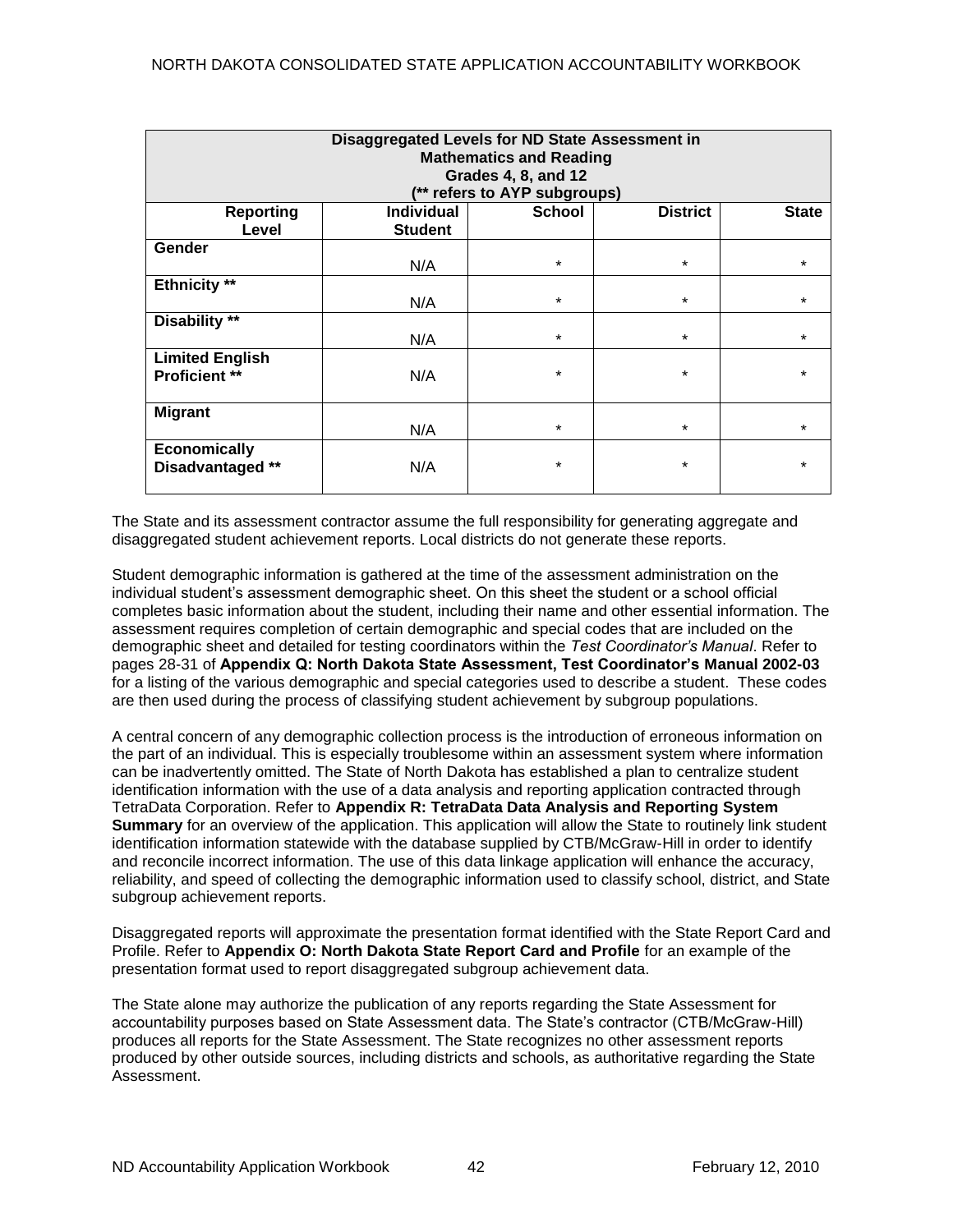| Disaggregated Levels for ND State Assessment in Mathematics and Reading Grades 4, 8, and 12 (** refers to AYP subgroups) | | | | |
|---|---|---|---|---|
| **Reporting Level** | **Individual Student** | **School** | **District** | **State** |
| **Gender** | N/A | * | * | * |
| **Ethnicity** ** | N/A | * | * | * |
| **Disability** ** | N/A | * | * | * |
| **Limited English Proficient** ** | N/A | * | * | * |
| **Migrant** | N/A | * | * | * |
| **Economically Disadvantaged** ** | N/A | * | * | * |

The State and its assessment contractor assume the full responsibility for generating aggregate and disaggregated student achievement reports. Local districts do not generate these reports.

Student demographic information is gathered at the time of the assessment administration on the individual student's assessment demographic sheet. On this sheet the student or a school official completes basic information about the student, including their name and other essential information. The assessment requires completion of certain demographic and special codes that are included on the demographic sheet and detailed for testing coordinators within the *Test Coordinator's Manual*. Refer to pages 28-31 of **Appendix Q: North Dakota State Assessment, Test Coordinator's Manual 2002-03** for a listing of the various demographic and special categories used to describe a student. These codes are then used during the process of classifying student achievement by subgroup populations.

A central concern of any demographic collection process is the introduction of erroneous information on the part of an individual. This is especially troublesome within an assessment system where information can be inadvertently omitted. The State of North Dakota has established a plan to centralize student identification information with the use of a data analysis and reporting application contracted through TetraData Corporation. Refer to **Appendix R: TetraData Data Analysis and Reporting System Summary** for an overview of the application. This application will allow the State to routinely link student identification information statewide with the database supplied by CTB/McGraw-Hill in order to identify and reconcile incorrect information. The use of this data linkage application will enhance the accuracy, reliability, and speed of collecting the demographic information used to classify school, district, and State subgroup achievement reports.

Disaggregated reports will approximate the presentation format identified with the State Report Card and Profile. Refer to **Appendix O: North Dakota State Report Card and Profile** for an example of the presentation format used to report disaggregated subgroup achievement data.

The State alone may authorize the publication of any reports regarding the State Assessment for accountability purposes based on State Assessment data. The State's contractor (CTB/McGraw-Hill) produces all reports for the State Assessment. The State recognizes no other assessment reports produced by other outside sources, including districts and schools, as authoritative regarding the State Assessment.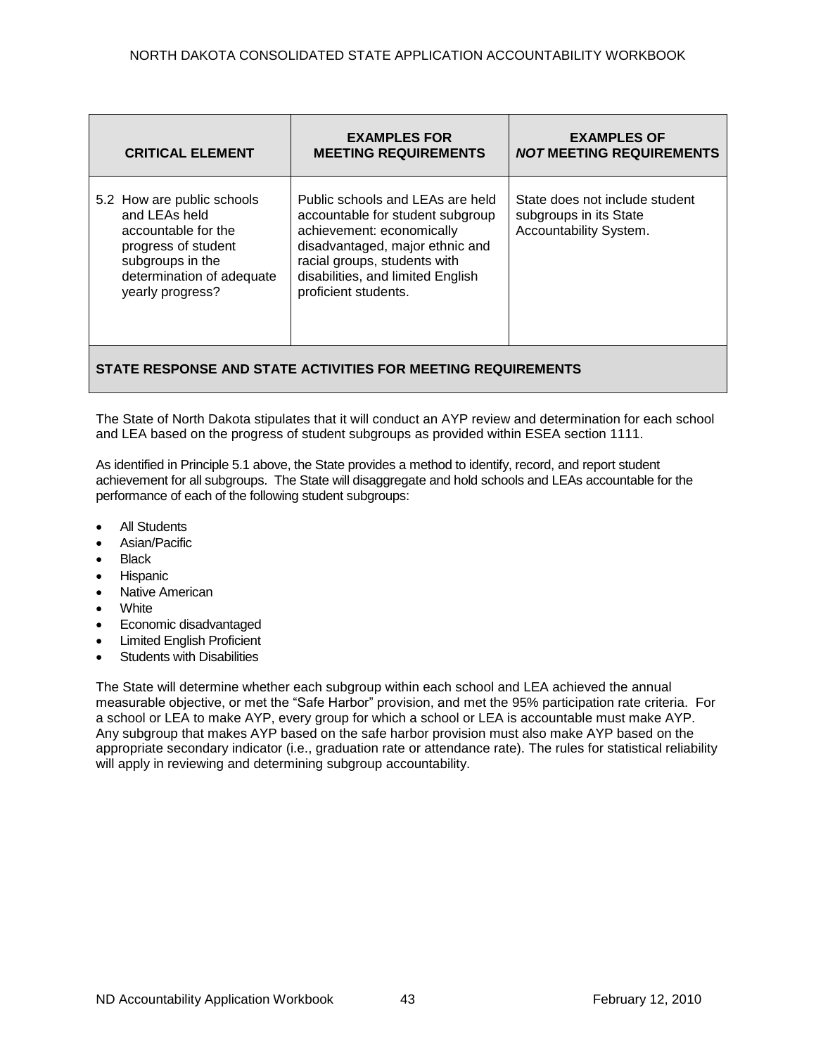| CRITICAL ELEMENT | EXAMPLES FOR MEETING REQUIREMENTS | EXAMPLES OF *NOT* MEETING REQUIREMENTS |
|---|---|---|
| 5.2 How are public schools and LEAs held accountable for the progress of student subgroups in the determination of adequate yearly progress? | Public schools and LEAs are held accountable for student subgroup achievement: economically disadvantaged, major ethnic and racial groups, students with disabilities, and limited English proficient students. | State does not include student subgroups in its State Accountability System. |

**STATE RESPONSE AND STATE ACTIVITIES FOR MEETING REQUIREMENTS**

The State of North Dakota stipulates that it will conduct an AYP review and determination for each school and LEA based on the progress of student subgroups as provided within ESEA section 1111.

As identified in Principle 5.1 above, the State provides a method to identify, record, and report student achievement for all subgroups. The State will disaggregate and hold schools and LEAs accountable for the performance of each of the following student subgroups:

- All Students
- Asian/Pacific
- Black
- Hispanic
- Native American
- White
- Economic disadvantaged
- Limited English Proficient
- Students with Disabilities

The State will determine whether each subgroup within each school and LEA achieved the annual measurable objective, or met the "Safe Harbor" provision, and met the 95% participation rate criteria. For a school or LEA to make AYP, every group for which a school or LEA is accountable must make AYP. Any subgroup that makes AYP based on the safe harbor provision must also make AYP based on the appropriate secondary indicator (i.e., graduation rate or attendance rate). The rules for statistical reliability will apply in reviewing and determining subgroup accountability.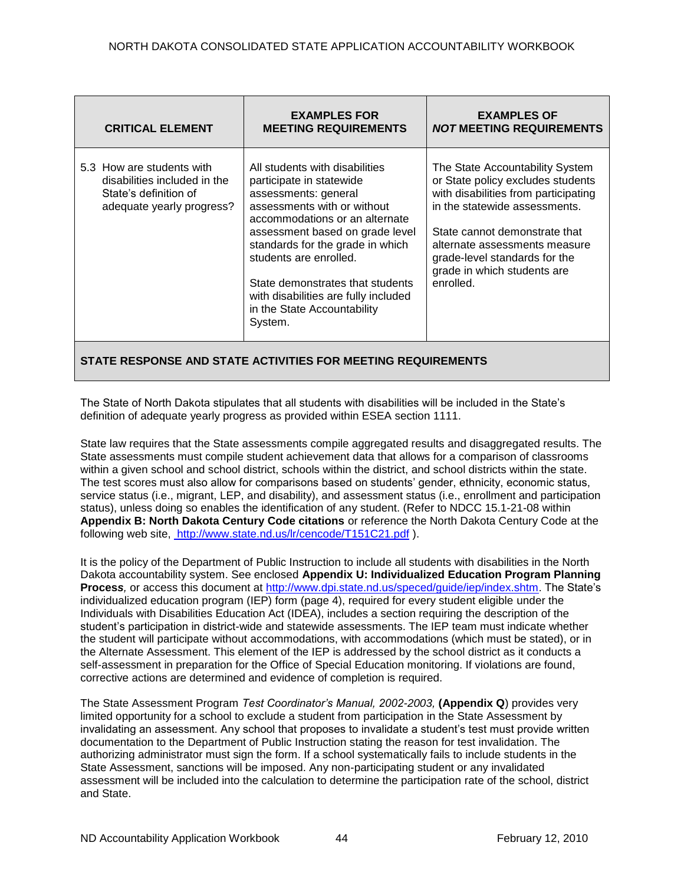| CRITICAL ELEMENT | EXAMPLES FOR MEETING REQUIREMENTS | EXAMPLES OF *NOT* MEETING REQUIREMENTS |
|---|---|---|
| 5.3 How are students with disabilities included in the State's definition of adequate yearly progress? | All students with disabilities participate in statewide assessments: general assessments with or without accommodations or an alternate assessment based on grade level standards for the grade in which students are enrolled.<br><br>State demonstrates that students with disabilities are fully included in the State Accountability System. | The State Accountability System or State policy excludes students with disabilities from participating in the statewide assessments.<br><br>State cannot demonstrate that alternate assessments measure grade-level standards for the grade in which students are enrolled. |

**STATE RESPONSE AND STATE ACTIVITIES FOR MEETING REQUIREMENTS**

The State of North Dakota stipulates that all students with disabilities will be included in the State's definition of adequate yearly progress as provided within ESEA section 1111.

State law requires that the State assessments compile aggregated results and disaggregated results. The State assessments must compile student achievement data that allows for a comparison of classrooms within a given school and school district, schools within the district, and school districts within the state. The test scores must also allow for comparisons based on students' gender, ethnicity, economic status, service status (i.e., migrant, LEP, and disability), and assessment status (i.e., enrollment and participation status), unless doing so enables the identification of any student. (Refer to NDCC 15.1-21-08 within **Appendix B: North Dakota Century Code citations** or reference the North Dakota Century Code at the following web site, [http://www.state.nd.us/lr/cencode/T151C21.pdf](http://www.state.nd.us/lr/cencode/T151C21.pdf) ).

It is the policy of the Department of Public Instruction to include all students with disabilities in the North Dakota accountability system. See enclosed **Appendix U: Individualized Education Program Planning Process***,* or access this document at [http://www.dpi.state.nd.us/speced/guide/iep/index.shtm](http://www.dpi.state.nd.us/speced/guide/iep/index.shtm). The State's individualized education program (IEP) form (page 4), required for every student eligible under the Individuals with Disabilities Education Act (IDEA), includes a section requiring the description of the student's participation in district-wide and statewide assessments. The IEP team must indicate whether the student will participate without accommodations, with accommodations (which must be stated), or in the Alternate Assessment. This element of the IEP is addressed by the school district as it conducts a self-assessment in preparation for the Office of Special Education monitoring. If violations are found, corrective actions are determined and evidence of completion is required.

The State Assessment Program *Test Coordinator's Manual, 2002-2003,* **(Appendix Q**) provides very limited opportunity for a school to exclude a student from participation in the State Assessment by invalidating an assessment. Any school that proposes to invalidate a student's test must provide written documentation to the Department of Public Instruction stating the reason for test invalidation. The authorizing administrator must sign the form. If a school systematically fails to include students in the State Assessment, sanctions will be imposed. Any non-participating student or any invalidated assessment will be included into the calculation to determine the participation rate of the school, district and State.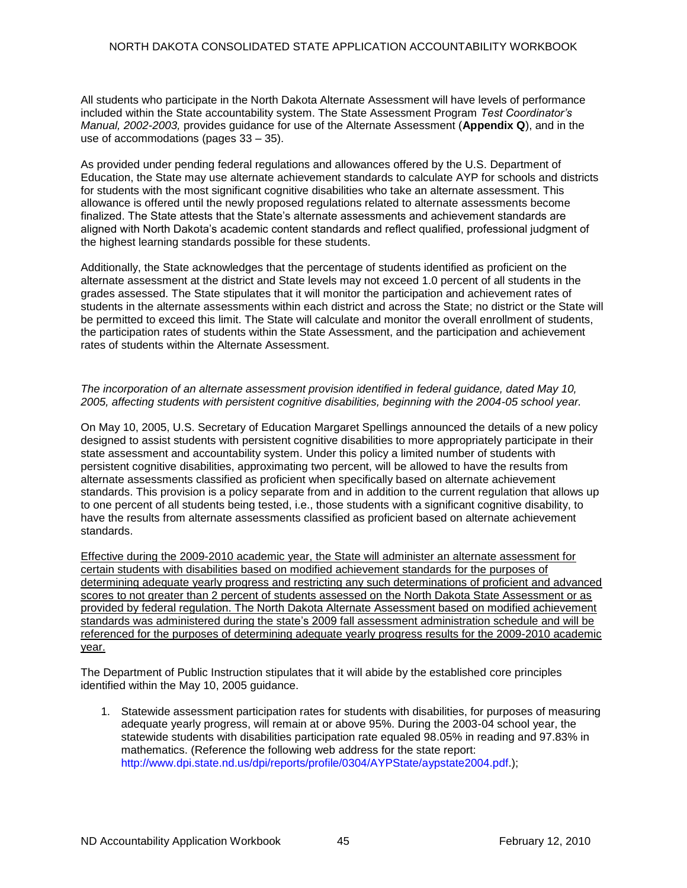All students who participate in the North Dakota Alternate Assessment will have levels of performance included within the State accountability system. The State Assessment Program *Test Coordinator's Manual, 2002-2003,* provides guidance for use of the Alternate Assessment (**Appendix Q**), and in the use of accommodations (pages 33 – 35).

As provided under pending federal regulations and allowances offered by the U.S. Department of Education, the State may use alternate achievement standards to calculate AYP for schools and districts for students with the most significant cognitive disabilities who take an alternate assessment. This allowance is offered until the newly proposed regulations related to alternate assessments become finalized. The State attests that the State's alternate assessments and achievement standards are aligned with North Dakota's academic content standards and reflect qualified, professional judgment of the highest learning standards possible for these students.

Additionally, the State acknowledges that the percentage of students identified as proficient on the alternate assessment at the district and State levels may not exceed 1.0 percent of all students in the grades assessed. The State stipulates that it will monitor the participation and achievement rates of students in the alternate assessments within each district and across the State; no district or the State will be permitted to exceed this limit. The State will calculate and monitor the overall enrollment of students, the participation rates of students within the State Assessment, and the participation and achievement rates of students within the Alternate Assessment.

*The incorporation of an alternate assessment provision identified in federal guidance, dated May 10, 2005, affecting students with persistent cognitive disabilities, beginning with the 2004-05 school year.*

On May 10, 2005, U.S. Secretary of Education Margaret Spellings announced the details of a new policy designed to assist students with persistent cognitive disabilities to more appropriately participate in their state assessment and accountability system. Under this policy a limited number of students with persistent cognitive disabilities, approximating two percent, will be allowed to have the results from alternate assessments classified as proficient when specifically based on alternate achievement standards. This provision is a policy separate from and in addition to the current regulation that allows up to one percent of all students being tested, i.e., those students with a significant cognitive disability, to have the results from alternate assessments classified as proficient based on alternate achievement standards.

<u>Effective during the 2009-2010 academic year, the State will administer an alternate assessment for certain students with disabilities based on modified achievement standards for the purposes of determining adequate yearly progress and restricting any such determinations of proficient and advanced scores to not greater than 2 percent of students assessed on the North Dakota State Assessment or as provided by federal regulation. The North Dakota Alternate Assessment based on modified achievement standards was administered during the state's 2009 fall assessment administration schedule and will be referenced for the purposes of determining adequate yearly progress results for the 2009-2010 academic year.</u>

The Department of Public Instruction stipulates that it will abide by the established core principles identified within the May 10, 2005 guidance.

1. Statewide assessment participation rates for students with disabilities, for purposes of measuring adequate yearly progress, will remain at or above 95%. During the 2003-04 school year, the statewide students with disabilities participation rate equaled 98.05% in reading and 97.83% in mathematics. (Reference the following web address for the state report: http://www.dpi.state.nd.us/dpi/reports/profile/0304/AYPState/aypstate2004.pdf.);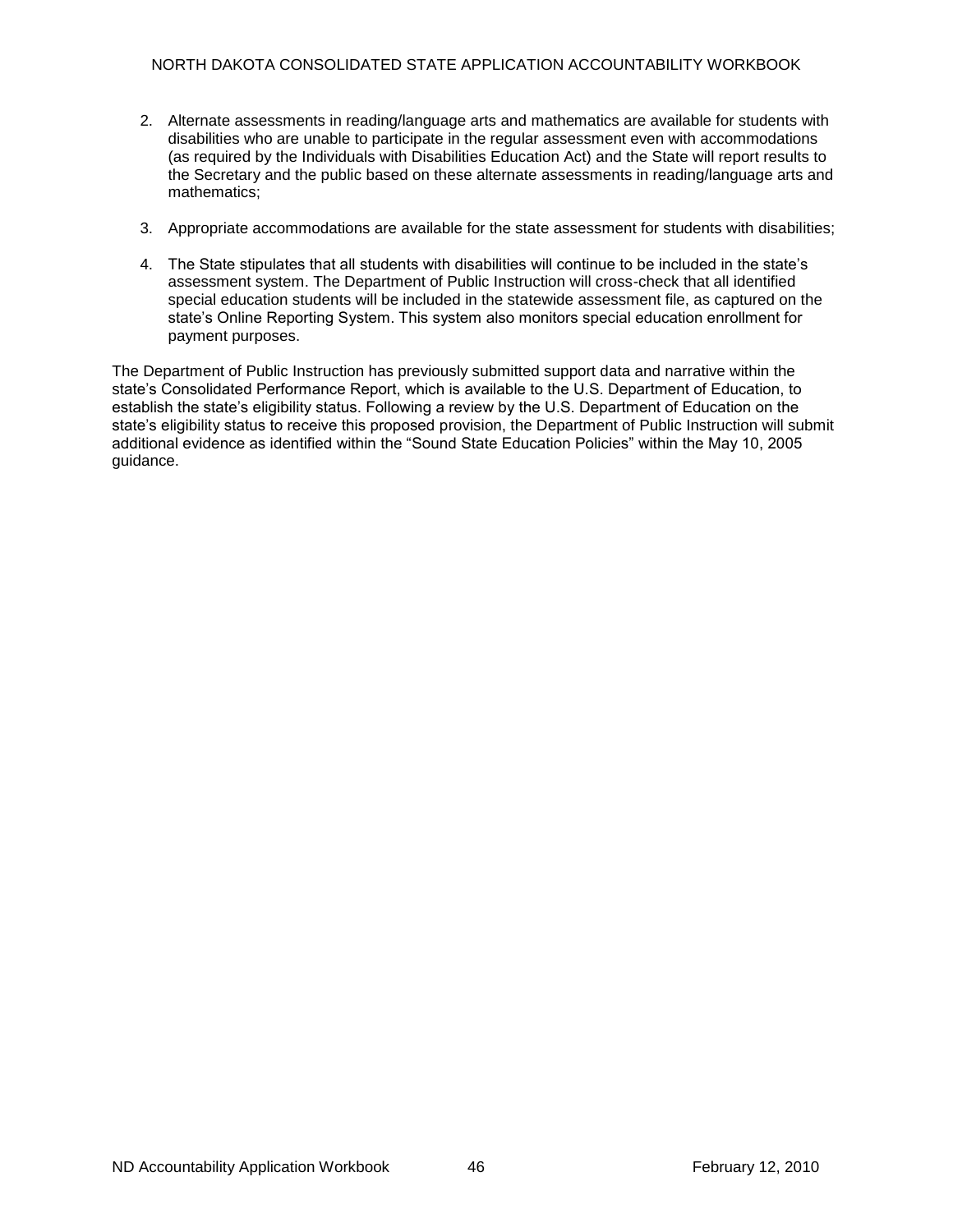2. Alternate assessments in reading/language arts and mathematics are available for students with disabilities who are unable to participate in the regular assessment even with accommodations (as required by the Individuals with Disabilities Education Act) and the State will report results to the Secretary and the public based on these alternate assessments in reading/language arts and mathematics;

3. Appropriate accommodations are available for the state assessment for students with disabilities;

4. The State stipulates that all students with disabilities will continue to be included in the state's assessment system. The Department of Public Instruction will cross-check that all identified special education students will be included in the statewide assessment file, as captured on the state's Online Reporting System. This system also monitors special education enrollment for payment purposes.

The Department of Public Instruction has previously submitted support data and narrative within the state's Consolidated Performance Report, which is available to the U.S. Department of Education, to establish the state's eligibility status. Following a review by the U.S. Department of Education on the state's eligibility status to receive this proposed provision, the Department of Public Instruction will submit additional evidence as identified within the "Sound State Education Policies" within the May 10, 2005 guidance.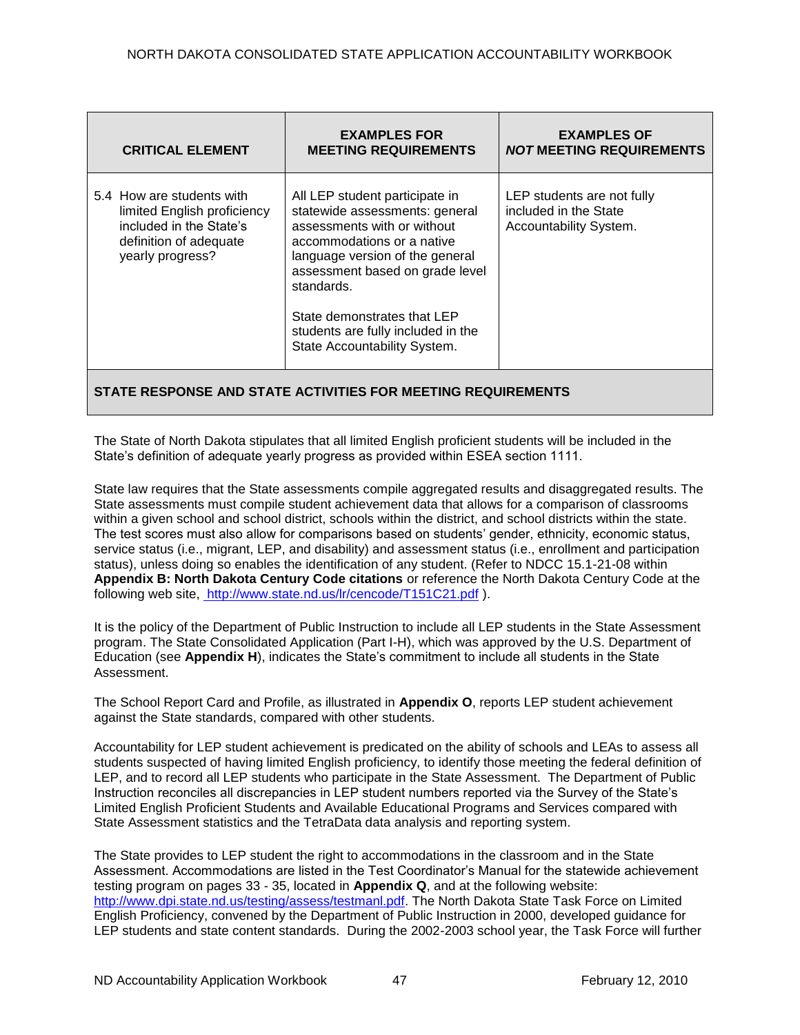| CRITICAL ELEMENT | EXAMPLES FOR MEETING REQUIREMENTS | EXAMPLES OF *NOT* MEETING REQUIREMENTS |
|---|---|---|
| 5.4 How are students with limited English proficiency included in the State's definition of adequate yearly progress? | All LEP student participate in statewide assessments: general assessments with or without accommodations or a native language version of the general assessment based on grade level standards.<br><br>State demonstrates that LEP students are fully included in the State Accountability System. | LEP students are not fully included in the State Accountability System. |

**STATE RESPONSE AND STATE ACTIVITIES FOR MEETING REQUIREMENTS**

The State of North Dakota stipulates that all limited English proficient students will be included in the State's definition of adequate yearly progress as provided within ESEA section 1111.

State law requires that the State assessments compile aggregated results and disaggregated results. The State assessments must compile student achievement data that allows for a comparison of classrooms within a given school and school district, schools within the district, and school districts within the state. The test scores must also allow for comparisons based on students' gender, ethnicity, economic status, service status (i.e., migrant, LEP, and disability) and assessment status (i.e., enrollment and participation status), unless doing so enables the identification of any student. (Refer to NDCC 15.1-21-08 within **Appendix B: North Dakota Century Code citations** or reference the North Dakota Century Code at the following web site, http://www.state.nd.us/lr/cencode/T151C21.pdf ).

It is the policy of the Department of Public Instruction to include all LEP students in the State Assessment program. The State Consolidated Application (Part I-H), which was approved by the U.S. Department of Education (see **Appendix H**), indicates the State's commitment to include all students in the State Assessment.

The School Report Card and Profile, as illustrated in **Appendix O**, reports LEP student achievement against the State standards, compared with other students.

Accountability for LEP student achievement is predicated on the ability of schools and LEAs to assess all students suspected of having limited English proficiency, to identify those meeting the federal definition of LEP, and to record all LEP students who participate in the State Assessment. The Department of Public Instruction reconciles all discrepancies in LEP student numbers reported via the Survey of the State's Limited English Proficient Students and Available Educational Programs and Services compared with State Assessment statistics and the TetraData data analysis and reporting system.

The State provides to LEP student the right to accommodations in the classroom and in the State Assessment. Accommodations are listed in the Test Coordinator's Manual for the statewide achievement testing program on pages 33 - 35, located in **Appendix Q**, and at the following website: http://www.dpi.state.nd.us/testing/assess/testmanl.pdf. The North Dakota State Task Force on Limited English Proficiency, convened by the Department of Public Instruction in 2000, developed guidance for LEP students and state content standards. During the 2002-2003 school year, the Task Force will further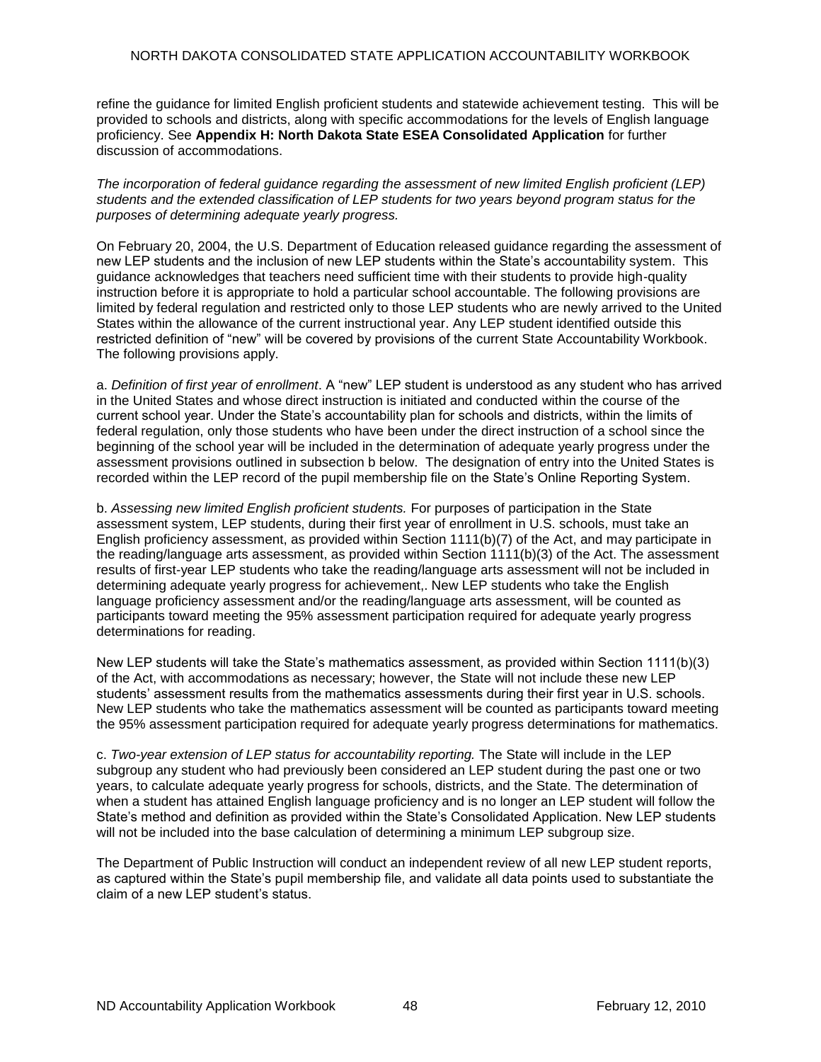refine the guidance for limited English proficient students and statewide achievement testing. This will be provided to schools and districts, along with specific accommodations for the levels of English language proficiency. See **Appendix H: North Dakota State ESEA Consolidated Application** for further discussion of accommodations.

*The incorporation of federal guidance regarding the assessment of new limited English proficient (LEP) students and the extended classification of LEP students for two years beyond program status for the purposes of determining adequate yearly progress.*

On February 20, 2004, the U.S. Department of Education released guidance regarding the assessment of new LEP students and the inclusion of new LEP students within the State's accountability system. This guidance acknowledges that teachers need sufficient time with their students to provide high-quality instruction before it is appropriate to hold a particular school accountable. The following provisions are limited by federal regulation and restricted only to those LEP students who are newly arrived to the United States within the allowance of the current instructional year. Any LEP student identified outside this restricted definition of "new" will be covered by provisions of the current State Accountability Workbook. The following provisions apply.

a. *Definition of first year of enrollment*. A "new" LEP student is understood as any student who has arrived in the United States and whose direct instruction is initiated and conducted within the course of the current school year. Under the State's accountability plan for schools and districts, within the limits of federal regulation, only those students who have been under the direct instruction of a school since the beginning of the school year will be included in the determination of adequate yearly progress under the assessment provisions outlined in subsection b below. The designation of entry into the United States is recorded within the LEP record of the pupil membership file on the State's Online Reporting System.

b. *Assessing new limited English proficient students.* For purposes of participation in the State assessment system, LEP students, during their first year of enrollment in U.S. schools, must take an English proficiency assessment, as provided within Section 1111(b)(7) of the Act, and may participate in the reading/language arts assessment, as provided within Section 1111(b)(3) of the Act. The assessment results of first-year LEP students who take the reading/language arts assessment will not be included in determining adequate yearly progress for achievement,. New LEP students who take the English language proficiency assessment and/or the reading/language arts assessment, will be counted as participants toward meeting the 95% assessment participation required for adequate yearly progress determinations for reading.

New LEP students will take the State's mathematics assessment, as provided within Section 1111(b)(3) of the Act, with accommodations as necessary; however, the State will not include these new LEP students' assessment results from the mathematics assessments during their first year in U.S. schools. New LEP students who take the mathematics assessment will be counted as participants toward meeting the 95% assessment participation required for adequate yearly progress determinations for mathematics.

c. *Two-year extension of LEP status for accountability reporting.* The State will include in the LEP subgroup any student who had previously been considered an LEP student during the past one or two years, to calculate adequate yearly progress for schools, districts, and the State. The determination of when a student has attained English language proficiency and is no longer an LEP student will follow the State's method and definition as provided within the State's Consolidated Application. New LEP students will not be included into the base calculation of determining a minimum LEP subgroup size.

The Department of Public Instruction will conduct an independent review of all new LEP student reports, as captured within the State's pupil membership file, and validate all data points used to substantiate the claim of a new LEP student's status.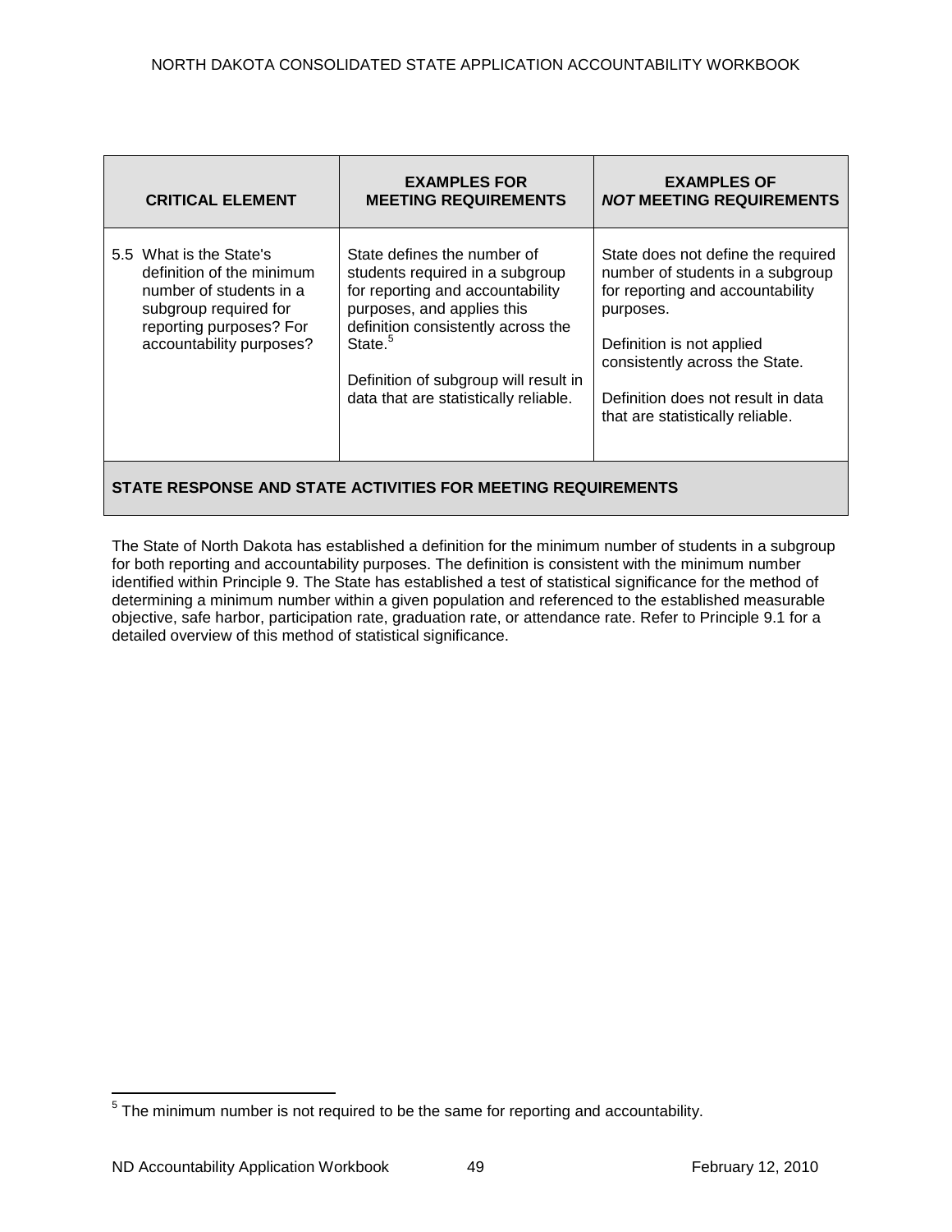| CRITICAL ELEMENT | EXAMPLES FOR MEETING REQUIREMENTS | EXAMPLES OF *NOT* MEETING REQUIREMENTS |
|---|---|---|
| 5.5 What is the State's definition of the minimum number of students in a subgroup required for reporting purposes? For accountability purposes? | State defines the number of students required in a subgroup for reporting and accountability purposes, and applies this definition consistently across the State.[5]<br><br>Definition of subgroup will result in data that are statistically reliable. | State does not define the required number of students in a subgroup for reporting and accountability purposes.<br><br>Definition is not applied consistently across the State.<br><br>Definition does not result in data that are statistically reliable. |

**STATE RESPONSE AND STATE ACTIVITIES FOR MEETING REQUIREMENTS**

The State of North Dakota has established a definition for the minimum number of students in a subgroup for both reporting and accountability purposes. The definition is consistent with the minimum number identified within Principle 9. The State has established a test of statistical significance for the method of determining a minimum number within a given population and referenced to the established measurable objective, safe harbor, participation rate, graduation rate, or attendance rate. Refer to Principle 9.1 for a detailed overview of this method of statistical significance.

[5] The minimum number is not required to be the same for reporting and accountability.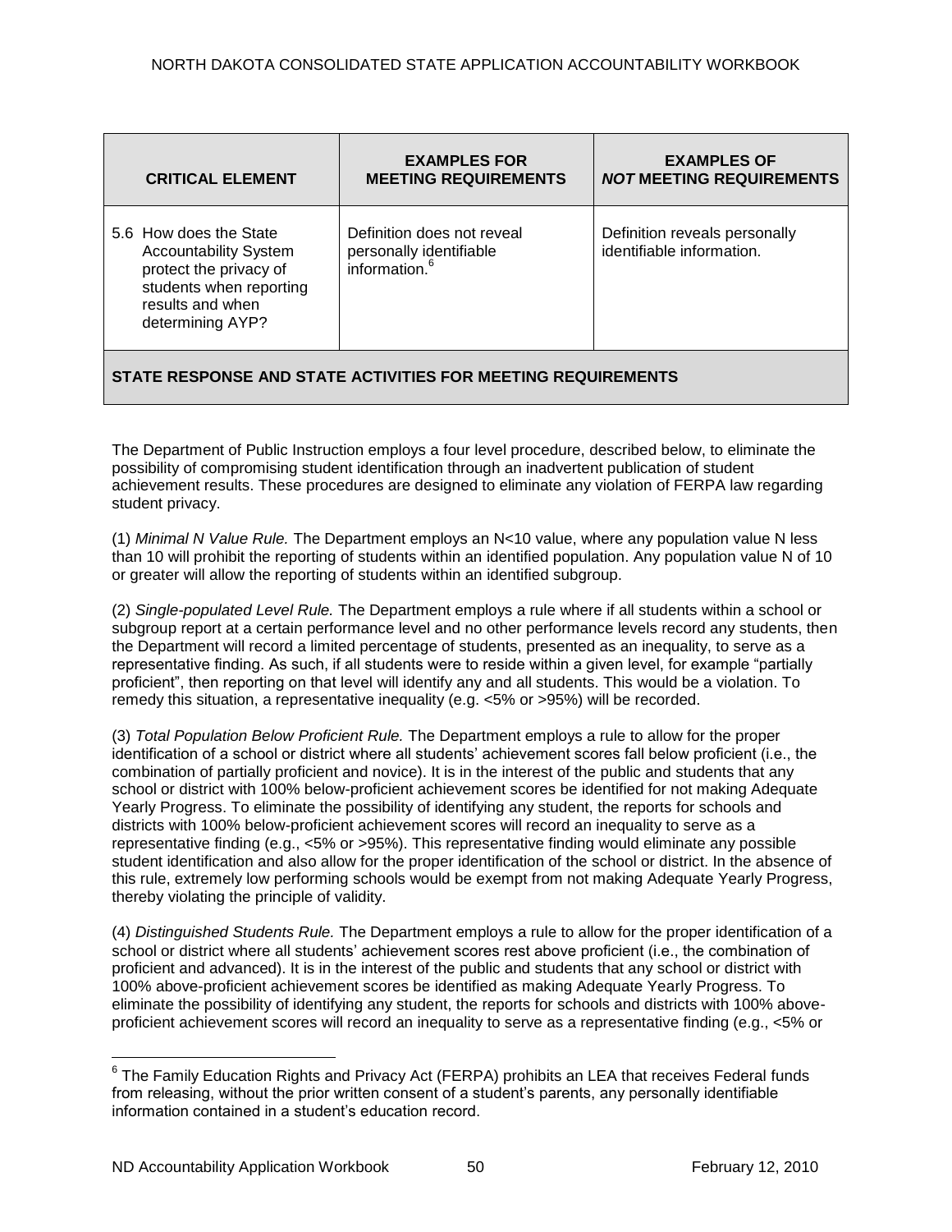| CRITICAL ELEMENT | EXAMPLES FOR MEETING REQUIREMENTS | EXAMPLES OF *NOT* MEETING REQUIREMENTS |
|---|---|---|
| 5.6 How does the State Accountability System protect the privacy of students when reporting results and when determining AYP? | Definition does not reveal personally identifiable information.[6] | Definition reveals personally identifiable information. |
| **STATE RESPONSE AND STATE ACTIVITIES FOR MEETING REQUIREMENTS** | | |

The Department of Public Instruction employs a four level procedure, described below, to eliminate the possibility of compromising student identification through an inadvertent publication of student achievement results. These procedures are designed to eliminate any violation of FERPA law regarding student privacy.

(1) *Minimal N Value Rule.* The Department employs an N<10 value, where any population value N less than 10 will prohibit the reporting of students within an identified population. Any population value N of 10 or greater will allow the reporting of students within an identified subgroup.

(2) *Single-populated Level Rule.* The Department employs a rule where if all students within a school or subgroup report at a certain performance level and no other performance levels record any students, then the Department will record a limited percentage of students, presented as an inequality, to serve as a representative finding. As such, if all students were to reside within a given level, for example "partially proficient", then reporting on that level will identify any and all students. This would be a violation. To remedy this situation, a representative inequality (e.g. <5% or >95%) will be recorded.

(3) *Total Population Below Proficient Rule.* The Department employs a rule to allow for the proper identification of a school or district where all students' achievement scores fall below proficient (i.e., the combination of partially proficient and novice). It is in the interest of the public and students that any school or district with 100% below-proficient achievement scores be identified for not making Adequate Yearly Progress. To eliminate the possibility of identifying any student, the reports for schools and districts with 100% below-proficient achievement scores will record an inequality to serve as a representative finding (e.g., <5% or >95%). This representative finding would eliminate any possible student identification and also allow for the proper identification of the school or district. In the absence of this rule, extremely low performing schools would be exempt from not making Adequate Yearly Progress, thereby violating the principle of validity.

(4) *Distinguished Students Rule.* The Department employs a rule to allow for the proper identification of a school or district where all students' achievement scores rest above proficient (i.e., the combination of proficient and advanced). It is in the interest of the public and students that any school or district with 100% above-proficient achievement scores be identified as making Adequate Yearly Progress. To eliminate the possibility of identifying any student, the reports for schools and districts with 100% above-proficient achievement scores will record an inequality to serve as a representative finding (e.g., <5% or

[6] The Family Education Rights and Privacy Act (FERPA) prohibits an LEA that receives Federal funds from releasing, without the prior written consent of a student's parents, any personally identifiable information contained in a student's education record.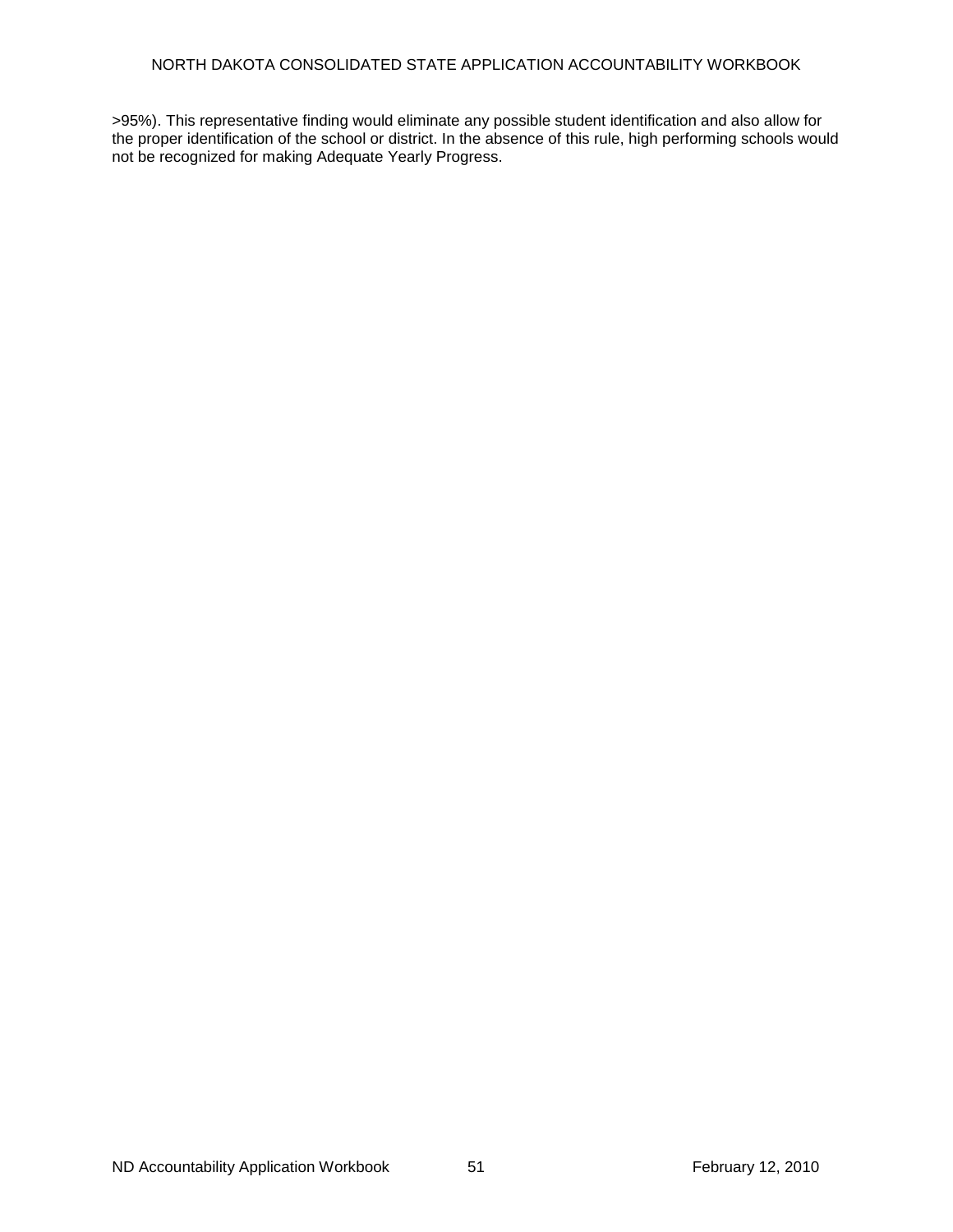>95%). This representative finding would eliminate any possible student identification and also allow for the proper identification of the school or district. In the absence of this rule, high performing schools would not be recognized for making Adequate Yearly Progress.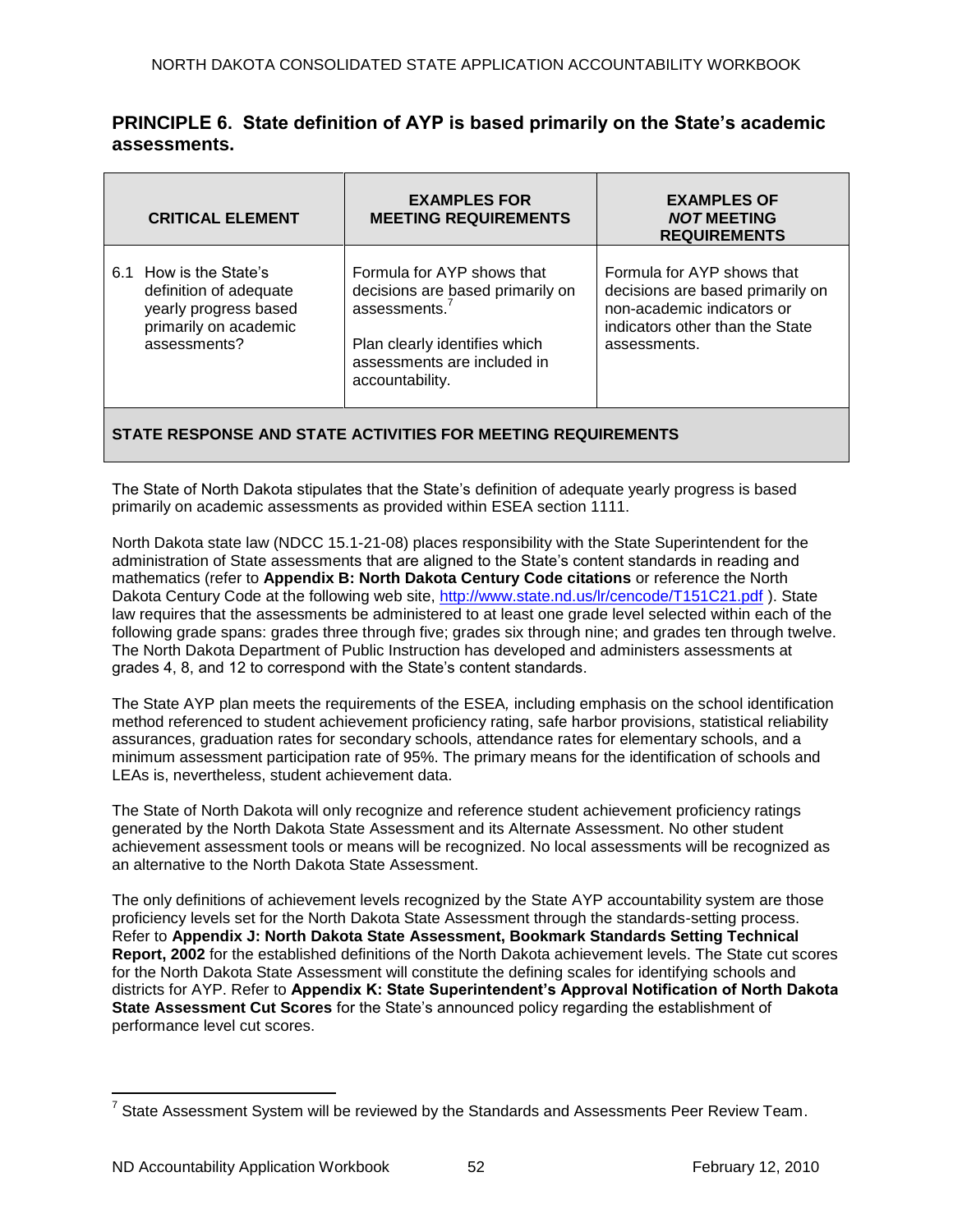## PRINCIPLE 6. State definition of AYP is based primarily on the State's academic assessments.

| CRITICAL ELEMENT | EXAMPLES FOR MEETING REQUIREMENTS | EXAMPLES OF *NOT* MEETING REQUIREMENTS |
|---|---|---|
| 6.1 How is the State's definition of adequate yearly progress based primarily on academic assessments? | Formula for AYP shows that decisions are based primarily on assessments.[7]<br><br>Plan clearly identifies which assessments are included in accountability. | Formula for AYP shows that decisions are based primarily on non-academic indicators or indicators other than the State assessments. |

**STATE RESPONSE AND STATE ACTIVITIES FOR MEETING REQUIREMENTS**

The State of North Dakota stipulates that the State's definition of adequate yearly progress is based primarily on academic assessments as provided within ESEA section 1111.

North Dakota state law (NDCC 15.1-21-08) places responsibility with the State Superintendent for the administration of State assessments that are aligned to the State's content standards in reading and mathematics (refer to **Appendix B: North Dakota Century Code citations** or reference the North Dakota Century Code at the following web site, http://www.state.nd.us/lr/cencode/T151C21.pdf ). State law requires that the assessments be administered to at least one grade level selected within each of the following grade spans: grades three through five; grades six through nine; and grades ten through twelve. The North Dakota Department of Public Instruction has developed and administers assessments at grades 4, 8, and 12 to correspond with the State's content standards.

The State AYP plan meets the requirements of the ESEA*,* including emphasis on the school identification method referenced to student achievement proficiency rating, safe harbor provisions, statistical reliability assurances, graduation rates for secondary schools, attendance rates for elementary schools, and a minimum assessment participation rate of 95%. The primary means for the identification of schools and LEAs is, nevertheless, student achievement data.

The State of North Dakota will only recognize and reference student achievement proficiency ratings generated by the North Dakota State Assessment and its Alternate Assessment. No other student achievement assessment tools or means will be recognized. No local assessments will be recognized as an alternative to the North Dakota State Assessment.

The only definitions of achievement levels recognized by the State AYP accountability system are those proficiency levels set for the North Dakota State Assessment through the standards-setting process. Refer to **Appendix J: North Dakota State Assessment, Bookmark Standards Setting Technical Report, 2002** for the established definitions of the North Dakota achievement levels. The State cut scores for the North Dakota State Assessment will constitute the defining scales for identifying schools and districts for AYP. Refer to **Appendix K: State Superintendent's Approval Notification of North Dakota State Assessment Cut Scores** for the State's announced policy regarding the establishment of performance level cut scores.

[7] State Assessment System will be reviewed by the Standards and Assessments Peer Review Team.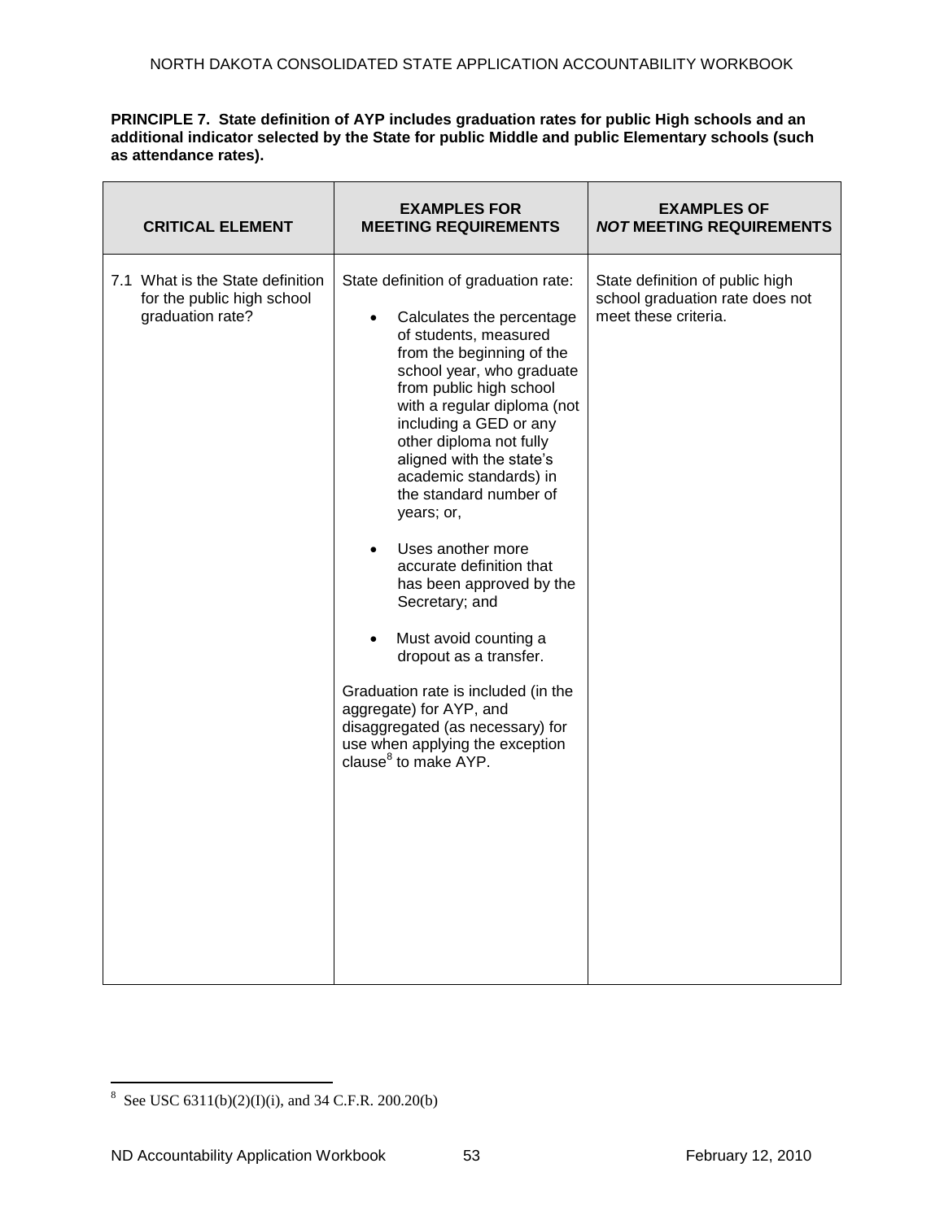**PRINCIPLE 7. State definition of AYP includes graduation rates for public High schools and an additional indicator selected by the State for public Middle and public Elementary schools (such as attendance rates).**

| CRITICAL ELEMENT | EXAMPLES FOR MEETING REQUIREMENTS | EXAMPLES OF *NOT* MEETING REQUIREMENTS |
|---|---|---|
| 7.1 What is the State definition for the public high school graduation rate? | State definition of graduation rate:<br><br>• Calculates the percentage of students, measured from the beginning of the school year, who graduate from public high school with a regular diploma (not including a GED or any other diploma not fully aligned with the state's academic standards) in the standard number of years; or,<br><br>• Uses another more accurate definition that has been approved by the Secretary; and<br><br>• Must avoid counting a dropout as a transfer.<br><br>Graduation rate is included (in the aggregate) for AYP, and disaggregated (as necessary) for use when applying the exception clause[8] to make AYP. | State definition of public high school graduation rate does not meet these criteria. |

[8] See USC 6311(b)(2)(I)(i), and 34 C.F.R. 200.20(b)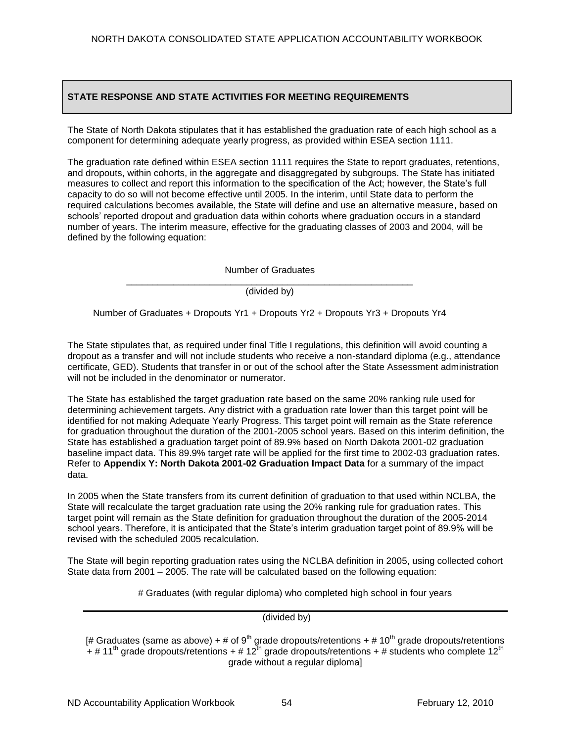## STATE RESPONSE AND STATE ACTIVITIES FOR MEETING REQUIREMENTS

The State of North Dakota stipulates that it has established the graduation rate of each high school as a component for determining adequate yearly progress, as provided within ESEA section 1111.

The graduation rate defined within ESEA section 1111 requires the State to report graduates, retentions, and dropouts, within cohorts, in the aggregate and disaggregated by subgroups. The State has initiated measures to collect and report this information to the specification of the Act; however, the State's full capacity to do so will not become effective until 2005. In the interim, until State data to perform the required calculations becomes available, the State will define and use an alternative measure, based on schools' reported dropout and graduation data within cohorts where graduation occurs in a standard number of years. The interim measure, effective for the graduating classes of 2003 and 2004, will be defined by the following equation:

$$\frac{\text{Number of Graduates}}{\text{Number of Graduates + Dropouts Yr1 + Dropouts Yr2 + Dropouts Yr3 + Dropouts Yr4}}$$

(divided by)

The State stipulates that, as required under final Title I regulations, this definition will avoid counting a dropout as a transfer and will not include students who receive a non-standard diploma (e.g., attendance certificate, GED). Students that transfer in or out of the school after the State Assessment administration will not be included in the denominator or numerator.

The State has established the target graduation rate based on the same 20% ranking rule used for determining achievement targets. Any district with a graduation rate lower than this target point will be identified for not making Adequate Yearly Progress. This target point will remain as the State reference for graduation throughout the duration of the 2001-2005 school years. Based on this interim definition, the State has established a graduation target point of 89.9% based on North Dakota 2001-02 graduation baseline impact data. This 89.9% target rate will be applied for the first time to 2002-03 graduation rates. Refer to **Appendix Y: North Dakota 2001-02 Graduation Impact Data** for a summary of the impact data.

In 2005 when the State transfers from its current definition of graduation to that used within NCLBA, the State will recalculate the target graduation rate using the 20% ranking rule for graduation rates. This target point will remain as the State definition for graduation throughout the duration of the 2005-2014 school years. Therefore, it is anticipated that the State's interim graduation target point of 89.9% will be revised with the scheduled 2005 recalculation.

The State will begin reporting graduation rates using the NCLBA definition in 2005, using collected cohort State data from 2001 – 2005. The rate will be calculated based on the following equation:

# Graduates (with regular diploma) who completed high school in four years

(divided by)

[# Graduates (same as above) + # of $9^{th}$ grade dropouts/retentions + # $10^{th}$ grade dropouts/retentions + # $11^{th}$ grade dropouts/retentions + # $12^{th}$ grade dropouts/retentions + # students who complete $12^{th}$ grade without a regular diploma]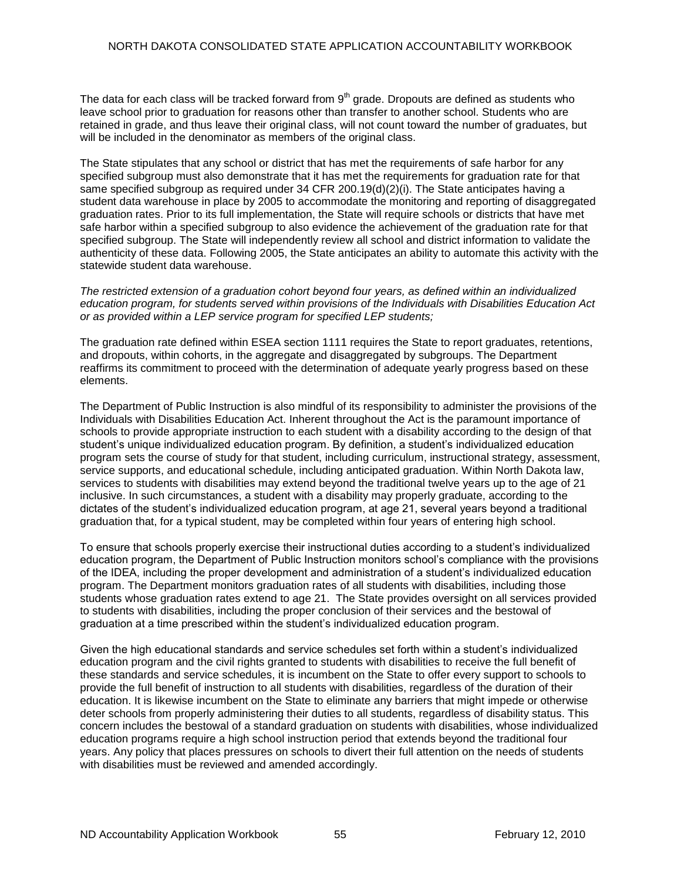The data for each class will be tracked forward from 9th grade. Dropouts are defined as students who leave school prior to graduation for reasons other than transfer to another school. Students who are retained in grade, and thus leave their original class, will not count toward the number of graduates, but will be included in the denominator as members of the original class.

The State stipulates that any school or district that has met the requirements of safe harbor for any specified subgroup must also demonstrate that it has met the requirements for graduation rate for that same specified subgroup as required under 34 CFR 200.19(d)(2)(i). The State anticipates having a student data warehouse in place by 2005 to accommodate the monitoring and reporting of disaggregated graduation rates. Prior to its full implementation, the State will require schools or districts that have met safe harbor within a specified subgroup to also evidence the achievement of the graduation rate for that specified subgroup. The State will independently review all school and district information to validate the authenticity of these data. Following 2005, the State anticipates an ability to automate this activity with the statewide student data warehouse.

*The restricted extension of a graduation cohort beyond four years, as defined within an individualized education program, for students served within provisions of the Individuals with Disabilities Education Act or as provided within a LEP service program for specified LEP students;*

The graduation rate defined within ESEA section 1111 requires the State to report graduates, retentions, and dropouts, within cohorts, in the aggregate and disaggregated by subgroups. The Department reaffirms its commitment to proceed with the determination of adequate yearly progress based on these elements.

The Department of Public Instruction is also mindful of its responsibility to administer the provisions of the Individuals with Disabilities Education Act. Inherent throughout the Act is the paramount importance of schools to provide appropriate instruction to each student with a disability according to the design of that student's unique individualized education program. By definition, a student's individualized education program sets the course of study for that student, including curriculum, instructional strategy, assessment, service supports, and educational schedule, including anticipated graduation. Within North Dakota law, services to students with disabilities may extend beyond the traditional twelve years up to the age of 21 inclusive. In such circumstances, a student with a disability may properly graduate, according to the dictates of the student's individualized education program, at age 21, several years beyond a traditional graduation that, for a typical student, may be completed within four years of entering high school.

To ensure that schools properly exercise their instructional duties according to a student's individualized education program, the Department of Public Instruction monitors school's compliance with the provisions of the IDEA, including the proper development and administration of a student's individualized education program. The Department monitors graduation rates of all students with disabilities, including those students whose graduation rates extend to age 21. The State provides oversight on all services provided to students with disabilities, including the proper conclusion of their services and the bestowal of graduation at a time prescribed within the student's individualized education program.

Given the high educational standards and service schedules set forth within a student's individualized education program and the civil rights granted to students with disabilities to receive the full benefit of these standards and service schedules, it is incumbent on the State to offer every support to schools to provide the full benefit of instruction to all students with disabilities, regardless of the duration of their education. It is likewise incumbent on the State to eliminate any barriers that might impede or otherwise deter schools from properly administering their duties to all students, regardless of disability status. This concern includes the bestowal of a standard graduation on students with disabilities, whose individualized education programs require a high school instruction period that extends beyond the traditional four years. Any policy that places pressures on schools to divert their full attention on the needs of students with disabilities must be reviewed and amended accordingly.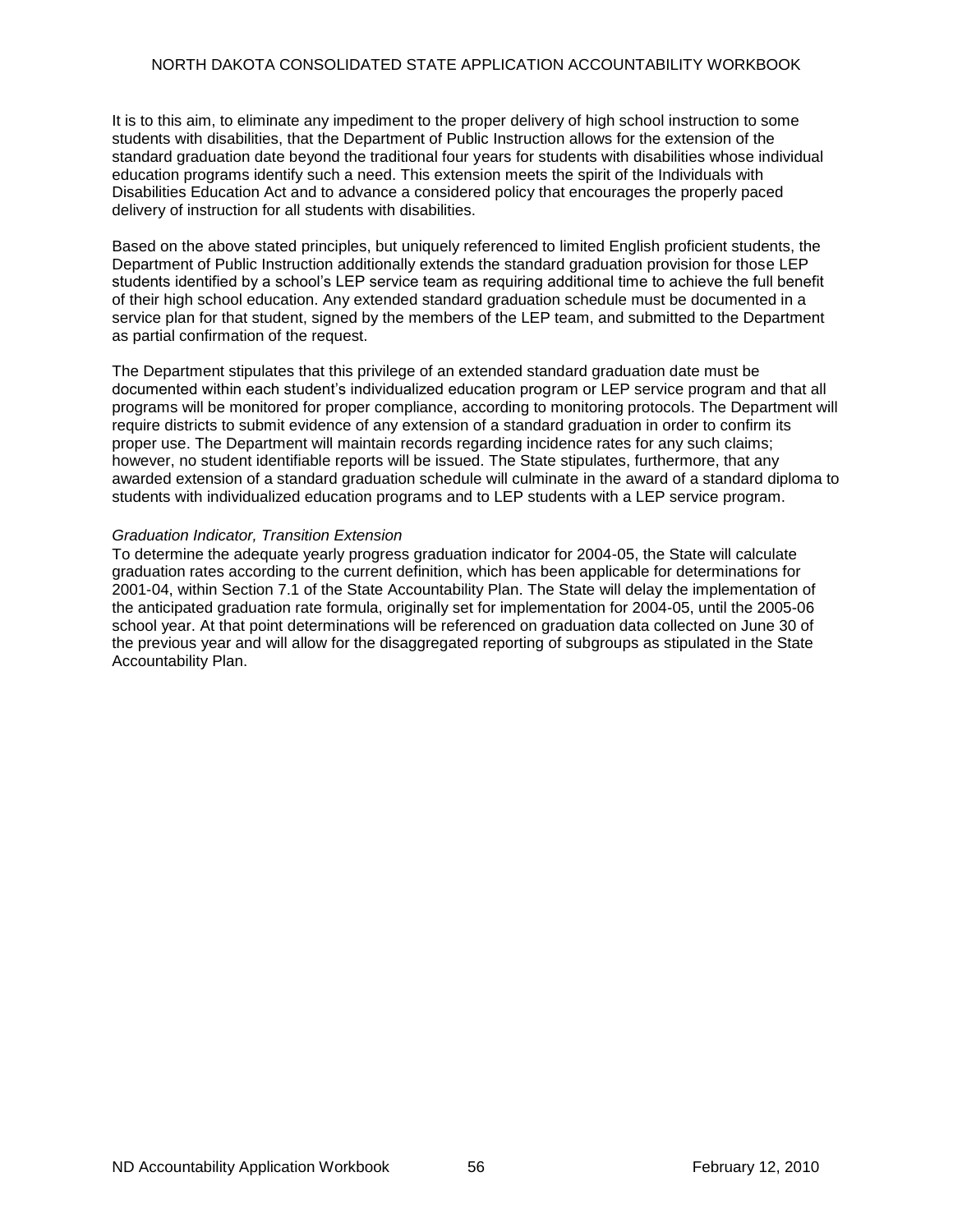It is to this aim, to eliminate any impediment to the proper delivery of high school instruction to some students with disabilities, that the Department of Public Instruction allows for the extension of the standard graduation date beyond the traditional four years for students with disabilities whose individual education programs identify such a need. This extension meets the spirit of the Individuals with Disabilities Education Act and to advance a considered policy that encourages the properly paced delivery of instruction for all students with disabilities.

Based on the above stated principles, but uniquely referenced to limited English proficient students, the Department of Public Instruction additionally extends the standard graduation provision for those LEP students identified by a school's LEP service team as requiring additional time to achieve the full benefit of their high school education. Any extended standard graduation schedule must be documented in a service plan for that student, signed by the members of the LEP team, and submitted to the Department as partial confirmation of the request.

The Department stipulates that this privilege of an extended standard graduation date must be documented within each student's individualized education program or LEP service program and that all programs will be monitored for proper compliance, according to monitoring protocols. The Department will require districts to submit evidence of any extension of a standard graduation in order to confirm its proper use. The Department will maintain records regarding incidence rates for any such claims; however, no student identifiable reports will be issued. The State stipulates, furthermore, that any awarded extension of a standard graduation schedule will culminate in the award of a standard diploma to students with individualized education programs and to LEP students with a LEP service program.

*Graduation Indicator, Transition Extension*

To determine the adequate yearly progress graduation indicator for 2004-05, the State will calculate graduation rates according to the current definition, which has been applicable for determinations for 2001-04, within Section 7.1 of the State Accountability Plan. The State will delay the implementation of the anticipated graduation rate formula, originally set for implementation for 2004-05, until the 2005-06 school year. At that point determinations will be referenced on graduation data collected on June 30 of the previous year and will allow for the disaggregated reporting of subgroups as stipulated in the State Accountability Plan.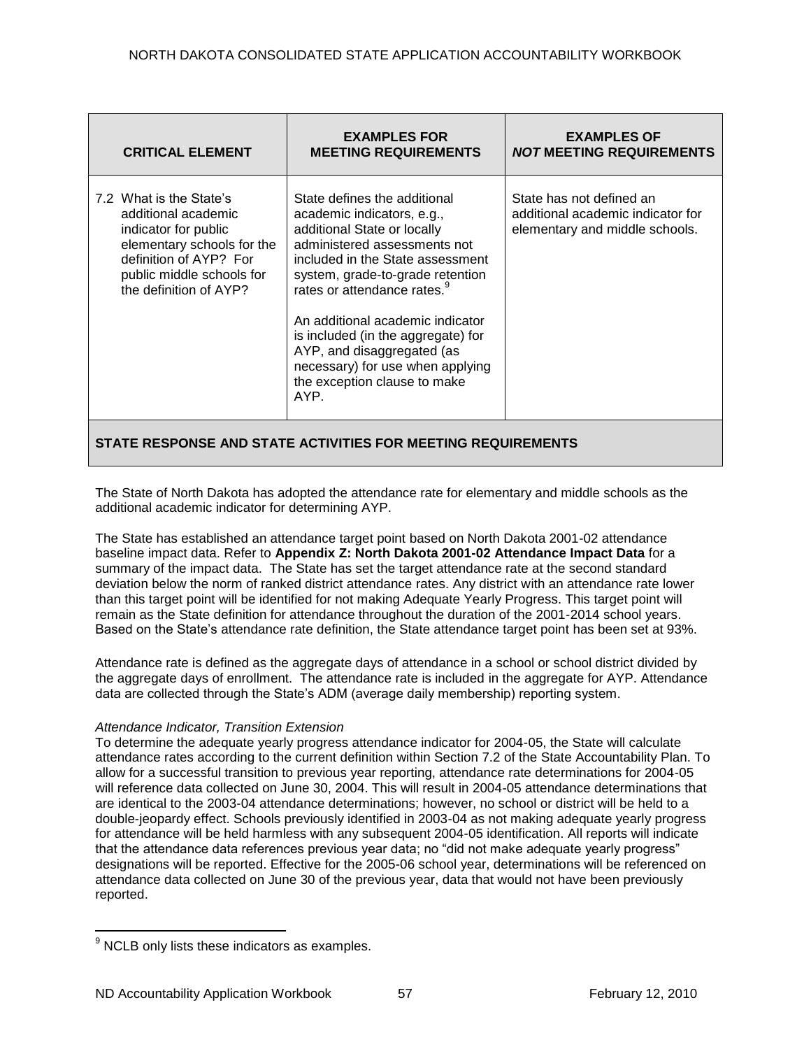| CRITICAL ELEMENT | EXAMPLES FOR MEETING REQUIREMENTS | EXAMPLES OF *NOT* MEETING REQUIREMENTS |
|---|---|---|
| 7.2 What is the State's additional academic indicator for public elementary schools for the definition of AYP? For public middle schools for the definition of AYP? | State defines the additional academic indicators, e.g., additional State or locally administered assessments not included in the State assessment system, grade-to-grade retention rates or attendance rates.[9]<br><br>An additional academic indicator is included (in the aggregate) for AYP, and disaggregated (as necessary) for use when applying the exception clause to make AYP. | State has not defined an additional academic indicator for elementary and middle schools. |

**STATE RESPONSE AND STATE ACTIVITIES FOR MEETING REQUIREMENTS**

The State of North Dakota has adopted the attendance rate for elementary and middle schools as the additional academic indicator for determining AYP.

The State has established an attendance target point based on North Dakota 2001-02 attendance baseline impact data. Refer to **Appendix Z: North Dakota 2001-02 Attendance Impact Data** for a summary of the impact data. The State has set the target attendance rate at the second standard deviation below the norm of ranked district attendance rates. Any district with an attendance rate lower than this target point will be identified for not making Adequate Yearly Progress. This target point will remain as the State definition for attendance throughout the duration of the 2001-2014 school years. Based on the State's attendance rate definition, the State attendance target point has been set at 93%.

Attendance rate is defined as the aggregate days of attendance in a school or school district divided by the aggregate days of enrollment. The attendance rate is included in the aggregate for AYP. Attendance data are collected through the State's ADM (average daily membership) reporting system.

*Attendance Indicator, Transition Extension*

To determine the adequate yearly progress attendance indicator for 2004-05, the State will calculate attendance rates according to the current definition within Section 7.2 of the State Accountability Plan. To allow for a successful transition to previous year reporting, attendance rate determinations for 2004-05 will reference data collected on June 30, 2004. This will result in 2004-05 attendance determinations that are identical to the 2003-04 attendance determinations; however, no school or district will be held to a double-jeopardy effect. Schools previously identified in 2003-04 as not making adequate yearly progress for attendance will be held harmless with any subsequent 2004-05 identification. All reports will indicate that the attendance data references previous year data; no "did not make adequate yearly progress" designations will be reported. Effective for the 2005-06 school year, determinations will be referenced on attendance data collected on June 30 of the previous year, data that would not have been previously reported.

[9] NCLB only lists these indicators as examples.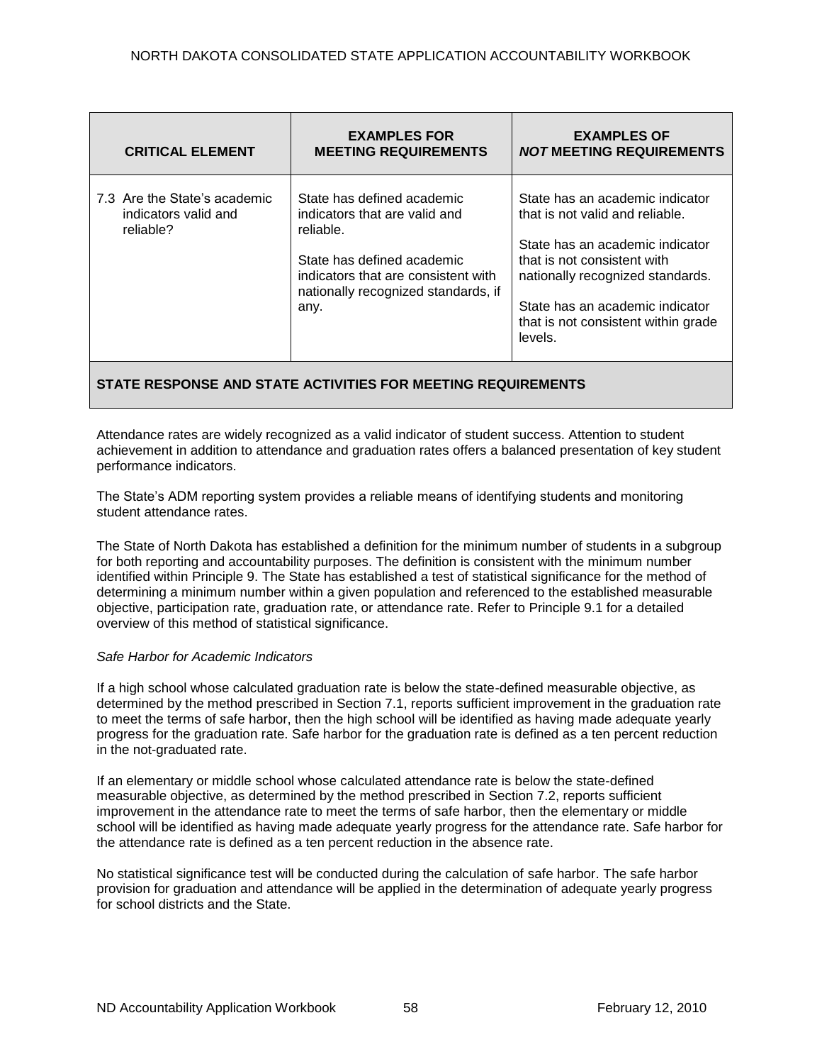| CRITICAL ELEMENT | EXAMPLES FOR MEETING REQUIREMENTS | EXAMPLES OF *NOT* MEETING REQUIREMENTS |
|---|---|---|
| 7.3 Are the State's academic indicators valid and reliable? | State has defined academic indicators that are valid and reliable.<br><br>State has defined academic indicators that are consistent with nationally recognized standards, if any. | State has an academic indicator that is not valid and reliable.<br><br>State has an academic indicator that is not consistent with nationally recognized standards.<br><br>State has an academic indicator that is not consistent within grade levels. |

**STATE RESPONSE AND STATE ACTIVITIES FOR MEETING REQUIREMENTS**

Attendance rates are widely recognized as a valid indicator of student success. Attention to student achievement in addition to attendance and graduation rates offers a balanced presentation of key student performance indicators.

The State's ADM reporting system provides a reliable means of identifying students and monitoring student attendance rates.

The State of North Dakota has established a definition for the minimum number of students in a subgroup for both reporting and accountability purposes. The definition is consistent with the minimum number identified within Principle 9. The State has established a test of statistical significance for the method of determining a minimum number within a given population and referenced to the established measurable objective, participation rate, graduation rate, or attendance rate. Refer to Principle 9.1 for a detailed overview of this method of statistical significance.

*Safe Harbor for Academic Indicators*

If a high school whose calculated graduation rate is below the state-defined measurable objective, as determined by the method prescribed in Section 7.1, reports sufficient improvement in the graduation rate to meet the terms of safe harbor, then the high school will be identified as having made adequate yearly progress for the graduation rate. Safe harbor for the graduation rate is defined as a ten percent reduction in the not-graduated rate.

If an elementary or middle school whose calculated attendance rate is below the state-defined measurable objective, as determined by the method prescribed in Section 7.2, reports sufficient improvement in the attendance rate to meet the terms of safe harbor, then the elementary or middle school will be identified as having made adequate yearly progress for the attendance rate. Safe harbor for the attendance rate is defined as a ten percent reduction in the absence rate.

No statistical significance test will be conducted during the calculation of safe harbor. The safe harbor provision for graduation and attendance will be applied in the determination of adequate yearly progress for school districts and the State.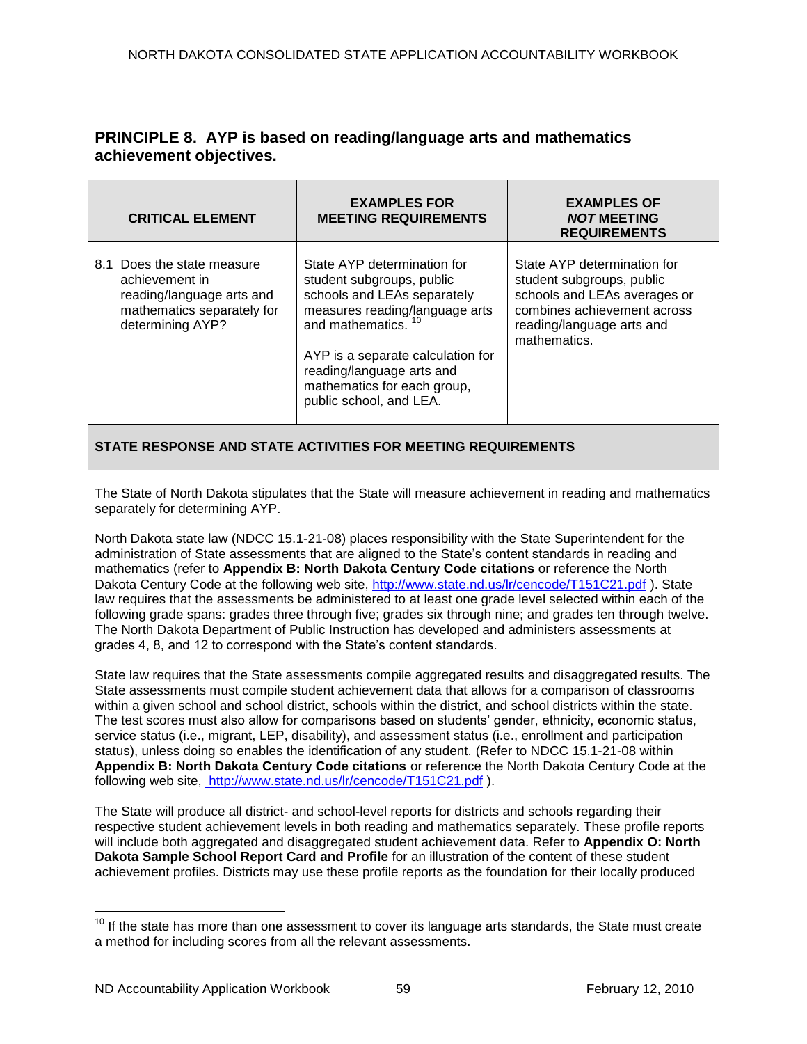## PRINCIPLE 8. AYP is based on reading/language arts and mathematics achievement objectives.

| CRITICAL ELEMENT | EXAMPLES FOR MEETING REQUIREMENTS | EXAMPLES OF *NOT* MEETING REQUIREMENTS |
|---|---|---|
| 8.1 Does the state measure achievement in reading/language arts and mathematics separately for determining AYP? | State AYP determination for student subgroups, public schools and LEAs separately measures reading/language arts and mathematics. [10]<br><br>AYP is a separate calculation for reading/language arts and mathematics for each group, public school, and LEA. | State AYP determination for student subgroups, public schools and LEAs averages or combines achievement across reading/language arts and mathematics. |

**STATE RESPONSE AND STATE ACTIVITIES FOR MEETING REQUIREMENTS**

The State of North Dakota stipulates that the State will measure achievement in reading and mathematics separately for determining AYP.

North Dakota state law (NDCC 15.1-21-08) places responsibility with the State Superintendent for the administration of State assessments that are aligned to the State's content standards in reading and mathematics (refer to **Appendix B: North Dakota Century Code citations** or reference the North Dakota Century Code at the following web site, http://www.state.nd.us/lr/cencode/T151C21.pdf ). State law requires that the assessments be administered to at least one grade level selected within each of the following grade spans: grades three through five; grades six through nine; and grades ten through twelve. The North Dakota Department of Public Instruction has developed and administers assessments at grades 4, 8, and 12 to correspond with the State's content standards.

State law requires that the State assessments compile aggregated results and disaggregated results. The State assessments must compile student achievement data that allows for a comparison of classrooms within a given school and school district, schools within the district, and school districts within the state. The test scores must also allow for comparisons based on students' gender, ethnicity, economic status, service status (i.e., migrant, LEP, disability), and assessment status (i.e., enrollment and participation status), unless doing so enables the identification of any student. (Refer to NDCC 15.1-21-08 within **Appendix B: North Dakota Century Code citations** or reference the North Dakota Century Code at the following web site, http://www.state.nd.us/lr/cencode/T151C21.pdf ).

The State will produce all district- and school-level reports for districts and schools regarding their respective student achievement levels in both reading and mathematics separately. These profile reports will include both aggregated and disaggregated student achievement data. Refer to **Appendix O: North Dakota Sample School Report Card and Profile** for an illustration of the content of these student achievement profiles. Districts may use these profile reports as the foundation for their locally produced

[10] If the state has more than one assessment to cover its language arts standards, the State must create a method for including scores from all the relevant assessments.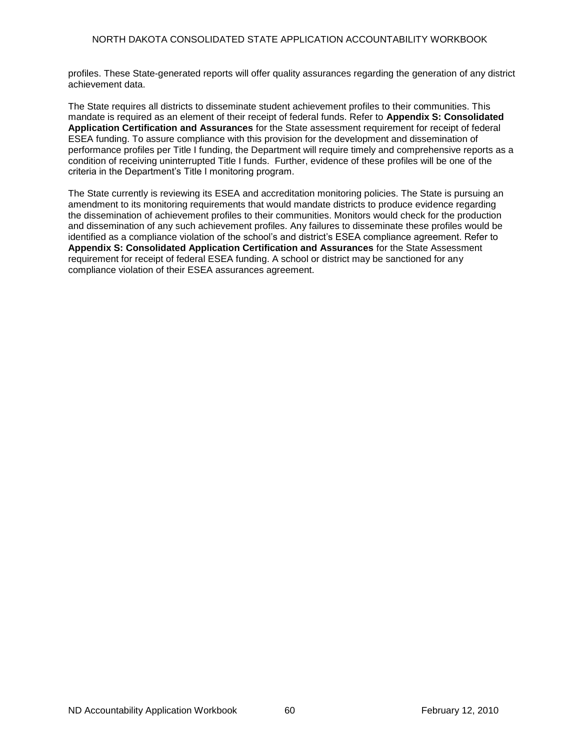profiles. These State-generated reports will offer quality assurances regarding the generation of any district achievement data.

The State requires all districts to disseminate student achievement profiles to their communities. This mandate is required as an element of their receipt of federal funds. Refer to **Appendix S: Consolidated Application Certification and Assurances** for the State assessment requirement for receipt of federal ESEA funding. To assure compliance with this provision for the development and dissemination of performance profiles per Title I funding, the Department will require timely and comprehensive reports as a condition of receiving uninterrupted Title I funds. Further, evidence of these profiles will be one of the criteria in the Department's Title I monitoring program.

The State currently is reviewing its ESEA and accreditation monitoring policies. The State is pursuing an amendment to its monitoring requirements that would mandate districts to produce evidence regarding the dissemination of achievement profiles to their communities. Monitors would check for the production and dissemination of any such achievement profiles. Any failures to disseminate these profiles would be identified as a compliance violation of the school's and district's ESEA compliance agreement. Refer to **Appendix S: Consolidated Application Certification and Assurances** for the State Assessment requirement for receipt of federal ESEA funding. A school or district may be sanctioned for any compliance violation of their ESEA assurances agreement.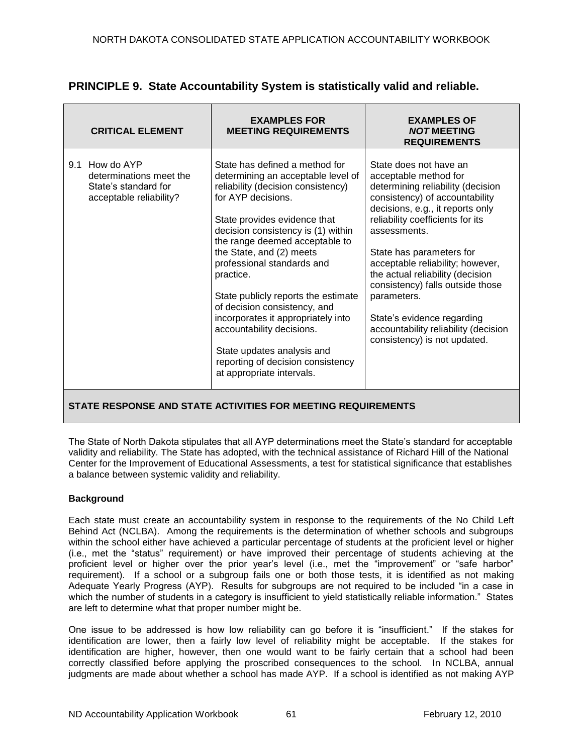## PRINCIPLE 9. State Accountability System is statistically valid and reliable.

| CRITICAL ELEMENT | EXAMPLES FOR MEETING REQUIREMENTS | EXAMPLES OF *NOT* MEETING REQUIREMENTS |
|---|---|---|
| 9.1 How do AYP determinations meet the State's standard for acceptable reliability? | State has defined a method for determining an acceptable level of reliability (decision consistency) for AYP decisions.<br><br>State provides evidence that decision consistency is (1) within the range deemed acceptable to the State, and (2) meets professional standards and practice.<br><br>State publicly reports the estimate of decision consistency, and incorporates it appropriately into accountability decisions.<br><br>State updates analysis and reporting of decision consistency at appropriate intervals. | State does not have an acceptable method for determining reliability (decision consistency) of accountability decisions, e.g., it reports only reliability coefficients for its assessments.<br><br>State has parameters for acceptable reliability; however, the actual reliability (decision consistency) falls outside those parameters.<br><br>State's evidence regarding accountability reliability (decision consistency) is not updated. |

**STATE RESPONSE AND STATE ACTIVITIES FOR MEETING REQUIREMENTS**

The State of North Dakota stipulates that all AYP determinations meet the State's standard for acceptable validity and reliability. The State has adopted, with the technical assistance of Richard Hill of the National Center for the Improvement of Educational Assessments, a test for statistical significance that establishes a balance between systemic validity and reliability.

**Background**

Each state must create an accountability system in response to the requirements of the No Child Left Behind Act (NCLBA). Among the requirements is the determination of whether schools and subgroups within the school either have achieved a particular percentage of students at the proficient level or higher (i.e., met the "status" requirement) or have improved their percentage of students achieving at the proficient level or higher over the prior year's level (i.e., met the "improvement" or "safe harbor" requirement). If a school or a subgroup fails one or both those tests, it is identified as not making Adequate Yearly Progress (AYP). Results for subgroups are not required to be included "in a case in which the number of students in a category is insufficient to yield statistically reliable information." States are left to determine what that proper number might be.

One issue to be addressed is how low reliability can go before it is "insufficient." If the stakes for identification are lower, then a fairly low level of reliability might be acceptable. If the stakes for identification are higher, however, then one would want to be fairly certain that a school had been correctly classified before applying the proscribed consequences to the school. In NCLBA, annual judgments are made about whether a school has made AYP. If a school is identified as not making AYP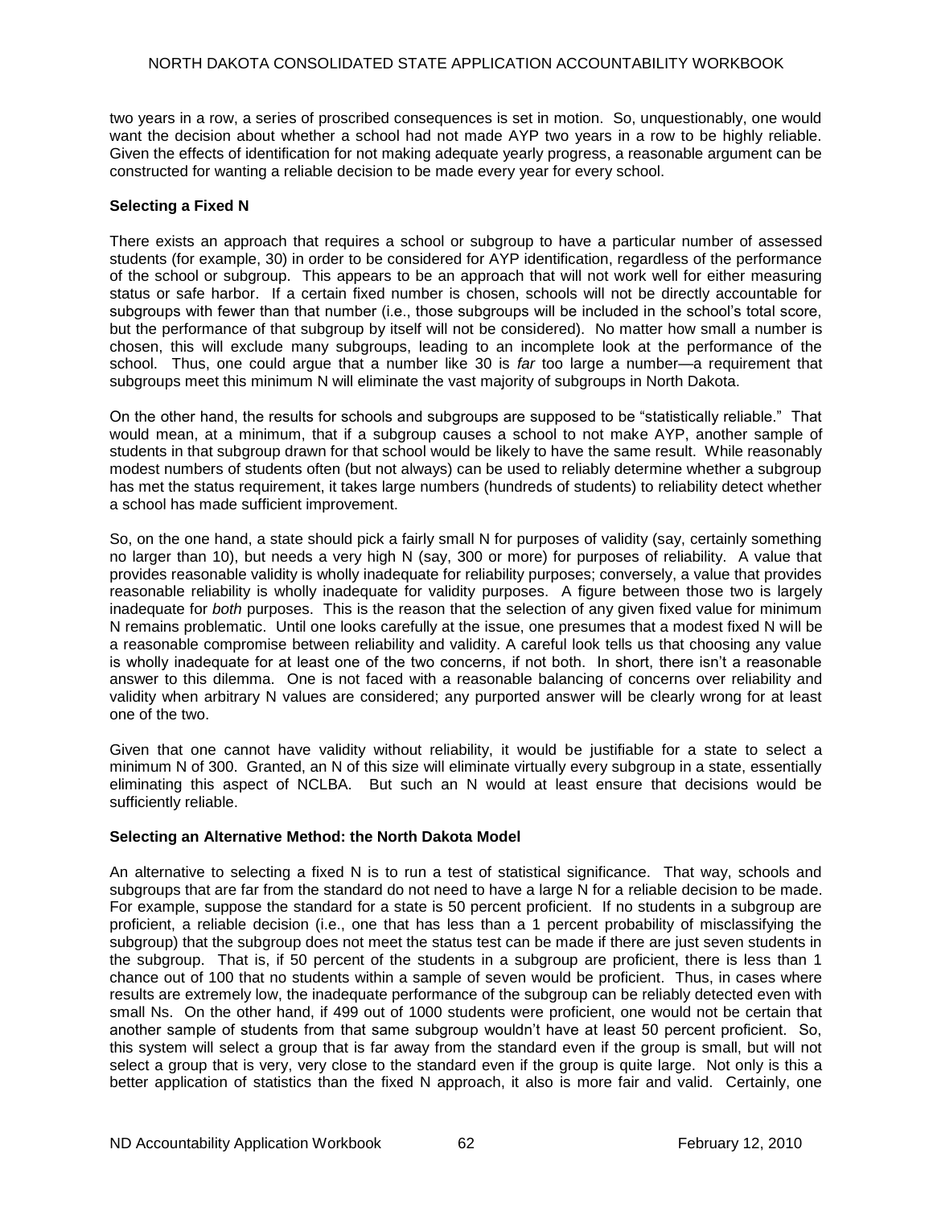two years in a row, a series of proscribed consequences is set in motion. So, unquestionably, one would want the decision about whether a school had not made AYP two years in a row to be highly reliable. Given the effects of identification for not making adequate yearly progress, a reasonable argument can be constructed for wanting a reliable decision to be made every year for every school.

**Selecting a Fixed N**

There exists an approach that requires a school or subgroup to have a particular number of assessed students (for example, 30) in order to be considered for AYP identification, regardless of the performance of the school or subgroup. This appears to be an approach that will not work well for either measuring status or safe harbor. If a certain fixed number is chosen, schools will not be directly accountable for subgroups with fewer than that number (i.e., those subgroups will be included in the school's total score, but the performance of that subgroup by itself will not be considered). No matter how small a number is chosen, this will exclude many subgroups, leading to an incomplete look at the performance of the school. Thus, one could argue that a number like 30 is *far* too large a number—a requirement that subgroups meet this minimum N will eliminate the vast majority of subgroups in North Dakota.

On the other hand, the results for schools and subgroups are supposed to be "statistically reliable." That would mean, at a minimum, that if a subgroup causes a school to not make AYP, another sample of students in that subgroup drawn for that school would be likely to have the same result. While reasonably modest numbers of students often (but not always) can be used to reliably determine whether a subgroup has met the status requirement, it takes large numbers (hundreds of students) to reliability detect whether a school has made sufficient improvement.

So, on the one hand, a state should pick a fairly small N for purposes of validity (say, certainly something no larger than 10), but needs a very high N (say, 300 or more) for purposes of reliability. A value that provides reasonable validity is wholly inadequate for reliability purposes; conversely, a value that provides reasonable reliability is wholly inadequate for validity purposes. A figure between those two is largely inadequate for *both* purposes. This is the reason that the selection of any given fixed value for minimum N remains problematic. Until one looks carefully at the issue, one presumes that a modest fixed N will be a reasonable compromise between reliability and validity. A careful look tells us that choosing any value is wholly inadequate for at least one of the two concerns, if not both. In short, there isn't a reasonable answer to this dilemma. One is not faced with a reasonable balancing of concerns over reliability and validity when arbitrary N values are considered; any purported answer will be clearly wrong for at least one of the two.

Given that one cannot have validity without reliability, it would be justifiable for a state to select a minimum N of 300. Granted, an N of this size will eliminate virtually every subgroup in a state, essentially eliminating this aspect of NCLBA. But such an N would at least ensure that decisions would be sufficiently reliable.

**Selecting an Alternative Method: the North Dakota Model**

An alternative to selecting a fixed N is to run a test of statistical significance. That way, schools and subgroups that are far from the standard do not need to have a large N for a reliable decision to be made. For example, suppose the standard for a state is 50 percent proficient. If no students in a subgroup are proficient, a reliable decision (i.e., one that has less than a 1 percent probability of misclassifying the subgroup) that the subgroup does not meet the status test can be made if there are just seven students in the subgroup. That is, if 50 percent of the students in a subgroup are proficient, there is less than 1 chance out of 100 that no students within a sample of seven would be proficient. Thus, in cases where results are extremely low, the inadequate performance of the subgroup can be reliably detected even with small Ns. On the other hand, if 499 out of 1000 students were proficient, one would not be certain that another sample of students from that same subgroup wouldn't have at least 50 percent proficient. So, this system will select a group that is far away from the standard even if the group is small, but will not select a group that is very, very close to the standard even if the group is quite large. Not only is this a better application of statistics than the fixed N approach, it also is more fair and valid. Certainly, one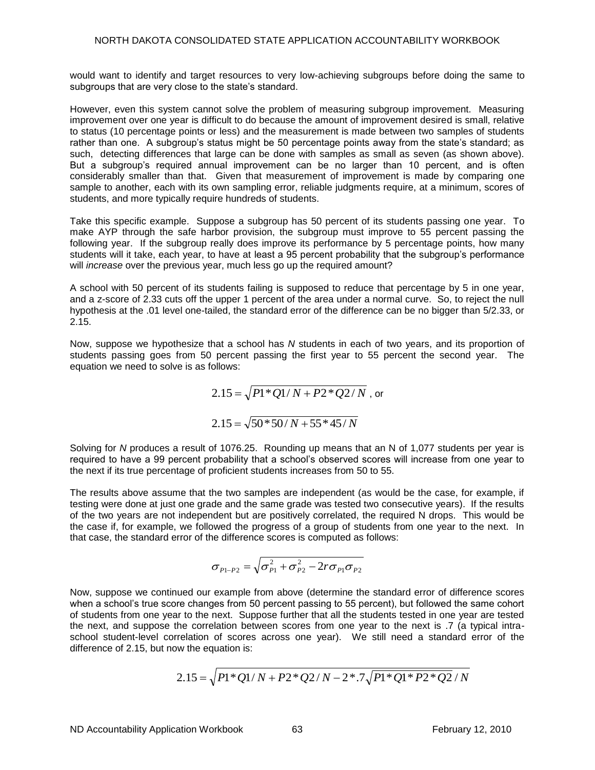would want to identify and target resources to very low-achieving subgroups before doing the same to subgroups that are very close to the state's standard.

However, even this system cannot solve the problem of measuring subgroup improvement. Measuring improvement over one year is difficult to do because the amount of improvement desired is small, relative to status (10 percentage points or less) and the measurement is made between two samples of students rather than one. A subgroup's status might be 50 percentage points away from the state's standard; as such, detecting differences that large can be done with samples as small as seven (as shown above). But a subgroup's required annual improvement can be no larger than 10 percent, and is often considerably smaller than that. Given that measurement of improvement is made by comparing one sample to another, each with its own sampling error, reliable judgments require, at a minimum, scores of students, and more typically require hundreds of students.

Take this specific example. Suppose a subgroup has 50 percent of its students passing one year. To make AYP through the safe harbor provision, the subgroup must improve to 55 percent passing the following year. If the subgroup really does improve its performance by 5 percentage points, how many students will it take, each year, to have at least a 95 percent probability that the subgroup's performance will *increase* over the previous year, much less go up the required amount?

A school with 50 percent of its students failing is supposed to reduce that percentage by 5 in one year, and a z-score of 2.33 cuts off the upper 1 percent of the area under a normal curve. So, to reject the null hypothesis at the .01 level one-tailed, the standard error of the difference can be no bigger than 5/2.33, or 2.15.

Now, suppose we hypothesize that a school has *N* students in each of two years, and its proportion of students passing goes from 50 percent passing the first year to 55 percent the second year. The equation we need to solve is as follows:

$$2.15 = \sqrt{P1 * Q1/N + P2 * Q2/N} \text{, or}$$

$$2.15 = \sqrt{50 * 50/N + 55 * 45/N}$$

Solving for *N* produces a result of 1076.25. Rounding up means that an N of 1,077 students per year is required to have a 99 percent probability that a school's observed scores will increase from one year to the next if its true percentage of proficient students increases from 50 to 55.

The results above assume that the two samples are independent (as would be the case, for example, if testing were done at just one grade and the same grade was tested two consecutive years). If the results of the two years are not independent but are positively correlated, the required N drops. This would be the case if, for example, we followed the progress of a group of students from one year to the next. In that case, the standard error of the difference scores is computed as follows:

$$\sigma_{P1-P2} = \sqrt{\sigma_{P1}^2 + \sigma_{P2}^2 - 2r\sigma_{P1}\sigma_{P2}}$$

Now, suppose we continued our example from above (determine the standard error of difference scores when a school's true score changes from 50 percent passing to 55 percent), but followed the same cohort of students from one year to the next. Suppose further that all the students tested in one year are tested the next, and suppose the correlation between scores from one year to the next is .7 (a typical intra-school student-level correlation of scores across one year). We still need a standard error of the difference of 2.15, but now the equation is:

$$2.15 = \sqrt{P1 * Q1/N + P2 * Q2/N - 2 * .7\sqrt{P1 * Q1 * P2 * Q2}/N}$$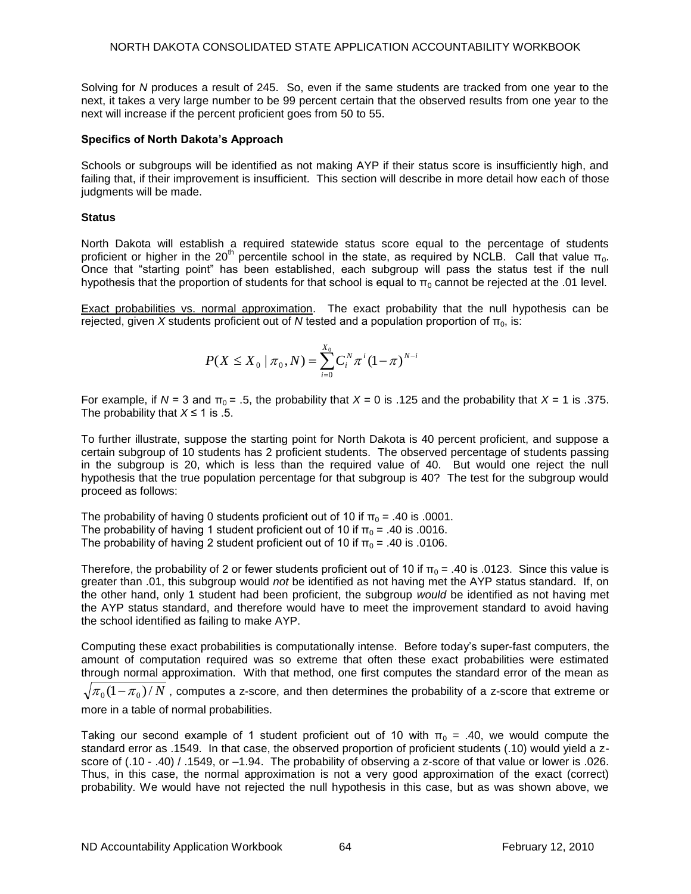Solving for *N* produces a result of 245. So, even if the same students are tracked from one year to the next, it takes a very large number to be 99 percent certain that the observed results from one year to the next will increase if the percent proficient goes from 50 to 55.

**Specifics of North Dakota's Approach**

Schools or subgroups will be identified as not making AYP if their status score is insufficiently high, and failing that, if their improvement is insufficient. This section will describe in more detail how each of those judgments will be made.

**Status**

North Dakota will establish a required statewide status score equal to the percentage of students proficient or higher in the 20th percentile school in the state, as required by NCLB. Call that value $\pi_0$. Once that "starting point" has been established, each subgroup will pass the status test if the null hypothesis that the proportion of students for that school is equal to $\pi_0$ cannot be rejected at the .01 level.

Exact probabilities vs. normal approximation. The exact probability that the null hypothesis can be rejected, given *X* students proficient out of *N* tested and a population proportion of $\pi_0$, is:

$$P(X \leq X_0 \mid \pi_0, N) = \sum_{i=0}^{X_0} C_i^N \pi^i (1-\pi)^{N-i}$$

For example, if $N = 3$ and $\pi_0 = .5$, the probability that $X = 0$ is .125 and the probability that $X = 1$ is .375. The probability that $X \leq 1$ is .5.

To further illustrate, suppose the starting point for North Dakota is 40 percent proficient, and suppose a certain subgroup of 10 students has 2 proficient students. The observed percentage of students passing in the subgroup is 20, which is less than the required value of 40. But would one reject the null hypothesis that the true population percentage for that subgroup is 40? The test for the subgroup would proceed as follows:

The probability of having 0 students proficient out of 10 if $\pi_0 = .40$ is .0001.
The probability of having 1 student proficient out of 10 if $\pi_0 = .40$ is .0016.
The probability of having 2 student proficient out of 10 if $\pi_0 = .40$ is .0106.

Therefore, the probability of 2 or fewer students proficient out of 10 if $\pi_0 = .40$ is .0123. Since this value is greater than .01, this subgroup would *not* be identified as not having met the AYP status standard. If, on the other hand, only 1 student had been proficient, the subgroup *would* be identified as not having met the AYP status standard, and therefore would have to meet the improvement standard to avoid having the school identified as failing to make AYP.

Computing these exact probabilities is computationally intense. Before today's super-fast computers, the amount of computation required was so extreme that often these exact probabilities were estimated through normal approximation. With that method, one first computes the standard error of the mean as $\sqrt{\pi_0(1-\pi_0)/N}$, computes a z-score, and then determines the probability of a z-score that extreme or more in a table of normal probabilities.

Taking our second example of 1 student proficient out of 10 with $\pi_0 = .40$, we would compute the standard error as .1549. In that case, the observed proportion of proficient students (.10) would yield a z-score of (.10 - .40) / .1549, or –1.94. The probability of observing a z-score of that value or lower is .026. Thus, in this case, the normal approximation is not a very good approximation of the exact (correct) probability. We would have not rejected the null hypothesis in this case, but as was shown above, we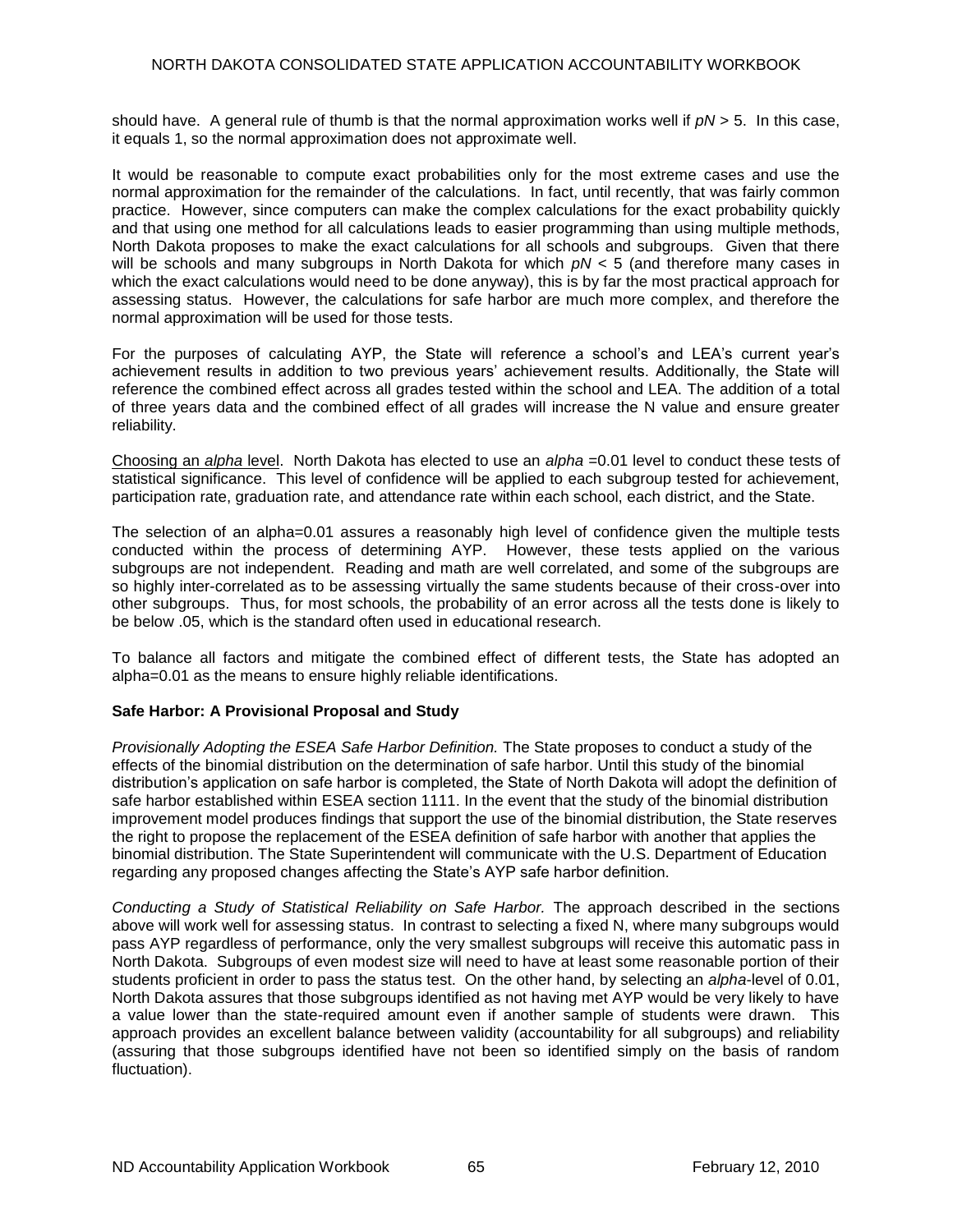should have. A general rule of thumb is that the normal approximation works well if $pN > 5$. In this case, it equals 1, so the normal approximation does not approximate well.

It would be reasonable to compute exact probabilities only for the most extreme cases and use the normal approximation for the remainder of the calculations. In fact, until recently, that was fairly common practice. However, since computers can make the complex calculations for the exact probability quickly and that using one method for all calculations leads to easier programming than using multiple methods, North Dakota proposes to make the exact calculations for all schools and subgroups. Given that there will be schools and many subgroups in North Dakota for which $pN < 5$ (and therefore many cases in which the exact calculations would need to be done anyway), this is by far the most practical approach for assessing status. However, the calculations for safe harbor are much more complex, and therefore the normal approximation will be used for those tests.

For the purposes of calculating AYP, the State will reference a school's and LEA's current year's achievement results in addition to two previous years' achievement results. Additionally, the State will reference the combined effect across all grades tested within the school and LEA. The addition of a total of three years data and the combined effect of all grades will increase the N value and ensure greater reliability.

Choosing an *alpha* level. North Dakota has elected to use an *alpha* =0.01 level to conduct these tests of statistical significance. This level of confidence will be applied to each subgroup tested for achievement, participation rate, graduation rate, and attendance rate within each school, each district, and the State.

The selection of an alpha=0.01 assures a reasonably high level of confidence given the multiple tests conducted within the process of determining AYP. However, these tests applied on the various subgroups are not independent. Reading and math are well correlated, and some of the subgroups are so highly inter-correlated as to be assessing virtually the same students because of their cross-over into other subgroups. Thus, for most schools, the probability of an error across all the tests done is likely to be below .05, which is the standard often used in educational research.

To balance all factors and mitigate the combined effect of different tests, the State has adopted an alpha=0.01 as the means to ensure highly reliable identifications.

**Safe Harbor: A Provisional Proposal and Study**

*Provisionally Adopting the ESEA Safe Harbor Definition.* The State proposes to conduct a study of the effects of the binomial distribution on the determination of safe harbor. Until this study of the binomial distribution's application on safe harbor is completed, the State of North Dakota will adopt the definition of safe harbor established within ESEA section 1111. In the event that the study of the binomial distribution improvement model produces findings that support the use of the binomial distribution, the State reserves the right to propose the replacement of the ESEA definition of safe harbor with another that applies the binomial distribution. The State Superintendent will communicate with the U.S. Department of Education regarding any proposed changes affecting the State's AYP safe harbor definition.

*Conducting a Study of Statistical Reliability on Safe Harbor.* The approach described in the sections above will work well for assessing status. In contrast to selecting a fixed N, where many subgroups would pass AYP regardless of performance, only the very smallest subgroups will receive this automatic pass in North Dakota. Subgroups of even modest size will need to have at least some reasonable portion of their students proficient in order to pass the status test. On the other hand, by selecting an *alpha*-level of 0.01, North Dakota assures that those subgroups identified as not having met AYP would be very likely to have a value lower than the state-required amount even if another sample of students were drawn. This approach provides an excellent balance between validity (accountability for all subgroups) and reliability (assuring that those subgroups identified have not been so identified simply on the basis of random fluctuation).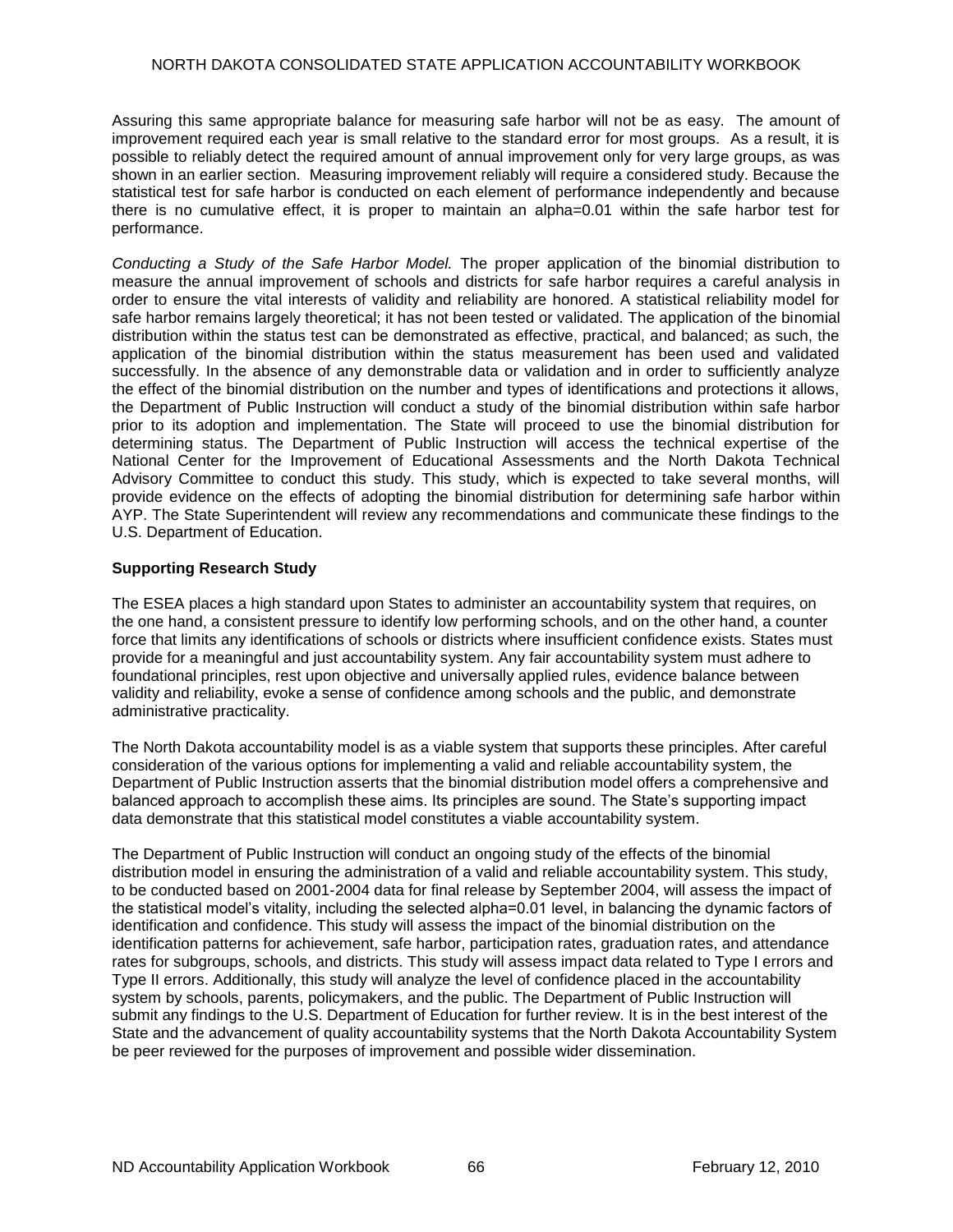Assuring this same appropriate balance for measuring safe harbor will not be as easy. The amount of improvement required each year is small relative to the standard error for most groups. As a result, it is possible to reliably detect the required amount of annual improvement only for very large groups, as was shown in an earlier section. Measuring improvement reliably will require a considered study. Because the statistical test for safe harbor is conducted on each element of performance independently and because there is no cumulative effect, it is proper to maintain an alpha=0.01 within the safe harbor test for performance.

*Conducting a Study of the Safe Harbor Model.* The proper application of the binomial distribution to measure the annual improvement of schools and districts for safe harbor requires a careful analysis in order to ensure the vital interests of validity and reliability are honored. A statistical reliability model for safe harbor remains largely theoretical; it has not been tested or validated. The application of the binomial distribution within the status test can be demonstrated as effective, practical, and balanced; as such, the application of the binomial distribution within the status measurement has been used and validated successfully. In the absence of any demonstrable data or validation and in order to sufficiently analyze the effect of the binomial distribution on the number and types of identifications and protections it allows, the Department of Public Instruction will conduct a study of the binomial distribution within safe harbor prior to its adoption and implementation. The State will proceed to use the binomial distribution for determining status. The Department of Public Instruction will access the technical expertise of the National Center for the Improvement of Educational Assessments and the North Dakota Technical Advisory Committee to conduct this study. This study, which is expected to take several months, will provide evidence on the effects of adopting the binomial distribution for determining safe harbor within AYP. The State Superintendent will review any recommendations and communicate these findings to the U.S. Department of Education.

**Supporting Research Study**

The ESEA places a high standard upon States to administer an accountability system that requires, on the one hand, a consistent pressure to identify low performing schools, and on the other hand, a counter force that limits any identifications of schools or districts where insufficient confidence exists. States must provide for a meaningful and just accountability system. Any fair accountability system must adhere to foundational principles, rest upon objective and universally applied rules, evidence balance between validity and reliability, evoke a sense of confidence among schools and the public, and demonstrate administrative practicality.

The North Dakota accountability model is as a viable system that supports these principles. After careful consideration of the various options for implementing a valid and reliable accountability system, the Department of Public Instruction asserts that the binomial distribution model offers a comprehensive and balanced approach to accomplish these aims. Its principles are sound. The State's supporting impact data demonstrate that this statistical model constitutes a viable accountability system.

The Department of Public Instruction will conduct an ongoing study of the effects of the binomial distribution model in ensuring the administration of a valid and reliable accountability system. This study, to be conducted based on 2001-2004 data for final release by September 2004, will assess the impact of the statistical model's vitality, including the selected alpha=0.01 level, in balancing the dynamic factors of identification and confidence. This study will assess the impact of the binomial distribution on the identification patterns for achievement, safe harbor, participation rates, graduation rates, and attendance rates for subgroups, schools, and districts. This study will assess impact data related to Type I errors and Type II errors. Additionally, this study will analyze the level of confidence placed in the accountability system by schools, parents, policymakers, and the public. The Department of Public Instruction will submit any findings to the U.S. Department of Education for further review. It is in the best interest of the State and the advancement of quality accountability systems that the North Dakota Accountability System be peer reviewed for the purposes of improvement and possible wider dissemination.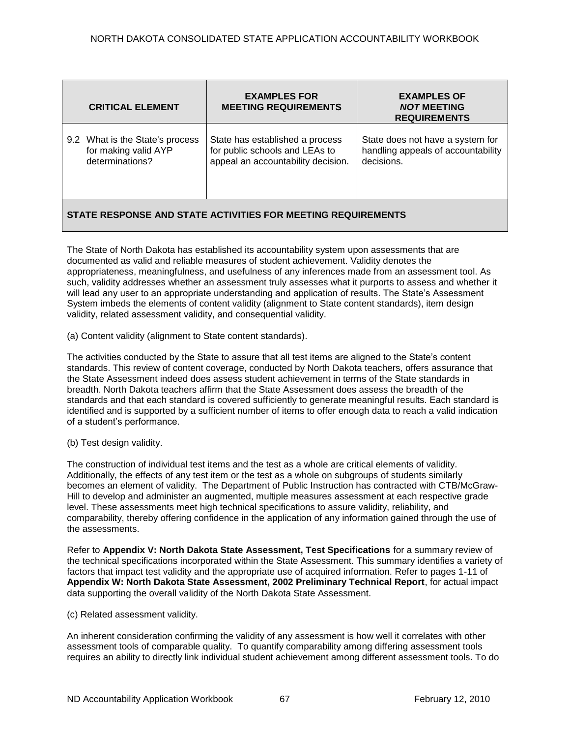| CRITICAL ELEMENT | EXAMPLES FOR MEETING REQUIREMENTS | EXAMPLES OF *NOT* MEETING REQUIREMENTS |
|---|---|---|
| 9.2 What is the State's process for making valid AYP determinations? | State has established a process for public schools and LEAs to appeal an accountability decision. | State does not have a system for handling appeals of accountability decisions. |

**STATE RESPONSE AND STATE ACTIVITIES FOR MEETING REQUIREMENTS**

The State of North Dakota has established its accountability system upon assessments that are documented as valid and reliable measures of student achievement. Validity denotes the appropriateness, meaningfulness, and usefulness of any inferences made from an assessment tool. As such, validity addresses whether an assessment truly assesses what it purports to assess and whether it will lead any user to an appropriate understanding and application of results. The State's Assessment System imbeds the elements of content validity (alignment to State content standards), item design validity, related assessment validity, and consequential validity.

(a) Content validity (alignment to State content standards).

The activities conducted by the State to assure that all test items are aligned to the State's content standards. This review of content coverage, conducted by North Dakota teachers, offers assurance that the State Assessment indeed does assess student achievement in terms of the State standards in breadth. North Dakota teachers affirm that the State Assessment does assess the breadth of the standards and that each standard is covered sufficiently to generate meaningful results. Each standard is identified and is supported by a sufficient number of items to offer enough data to reach a valid indication of a student's performance.

(b) Test design validity.

The construction of individual test items and the test as a whole are critical elements of validity. Additionally, the effects of any test item or the test as a whole on subgroups of students similarly becomes an element of validity. The Department of Public Instruction has contracted with CTB/McGraw-Hill to develop and administer an augmented, multiple measures assessment at each respective grade level. These assessments meet high technical specifications to assure validity, reliability, and comparability, thereby offering confidence in the application of any information gained through the use of the assessments.

Refer to **Appendix V: North Dakota State Assessment, Test Specifications** for a summary review of the technical specifications incorporated within the State Assessment. This summary identifies a variety of factors that impact test validity and the appropriate use of acquired information. Refer to pages 1-11 of **Appendix W: North Dakota State Assessment, 2002 Preliminary Technical Report**, for actual impact data supporting the overall validity of the North Dakota State Assessment.

(c) Related assessment validity.

An inherent consideration confirming the validity of any assessment is how well it correlates with other assessment tools of comparable quality. To quantify comparability among differing assessment tools requires an ability to directly link individual student achievement among different assessment tools. To do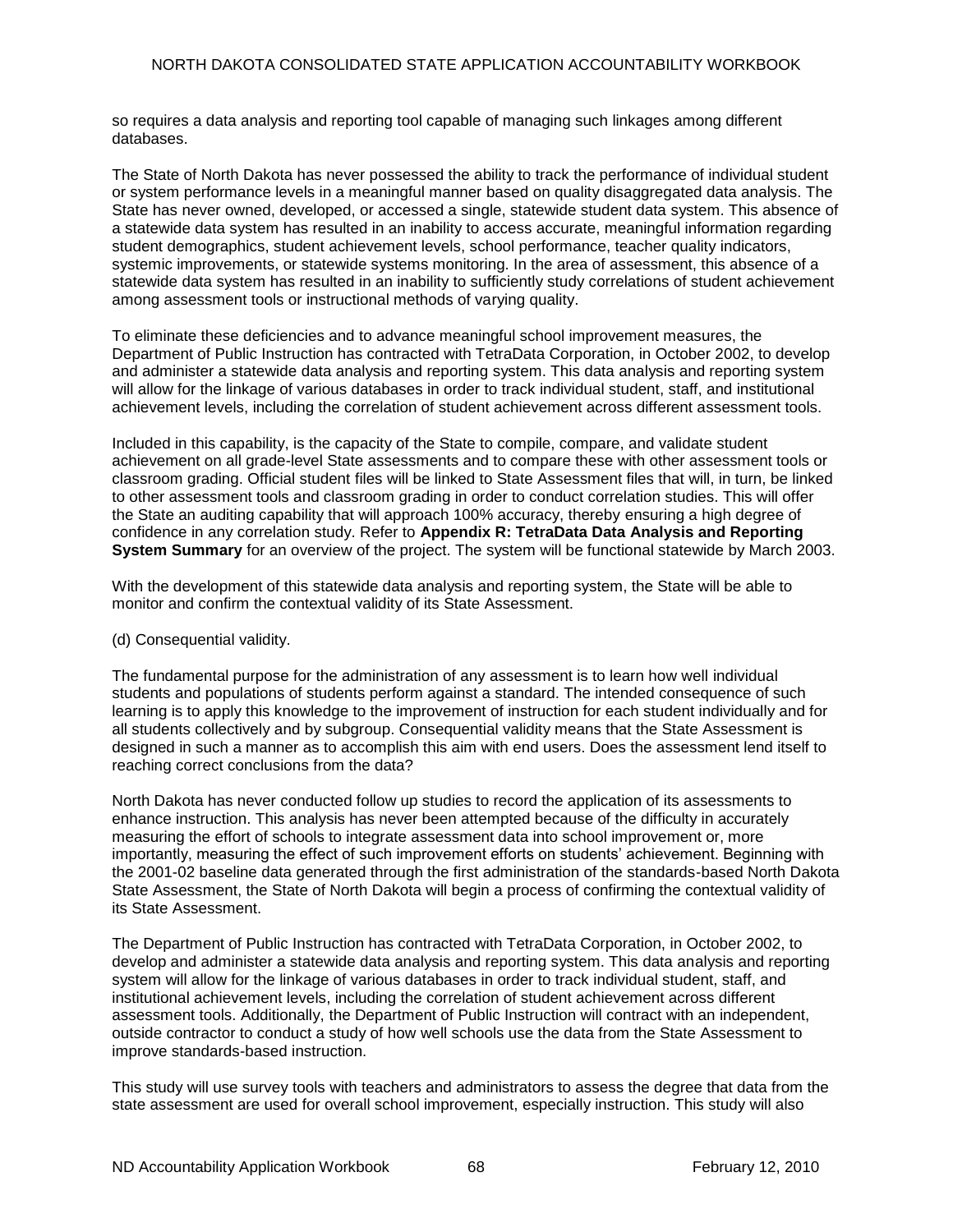so requires a data analysis and reporting tool capable of managing such linkages among different databases.

The State of North Dakota has never possessed the ability to track the performance of individual student or system performance levels in a meaningful manner based on quality disaggregated data analysis. The State has never owned, developed, or accessed a single, statewide student data system. This absence of a statewide data system has resulted in an inability to access accurate, meaningful information regarding student demographics, student achievement levels, school performance, teacher quality indicators, systemic improvements, or statewide systems monitoring. In the area of assessment, this absence of a statewide data system has resulted in an inability to sufficiently study correlations of student achievement among assessment tools or instructional methods of varying quality.

To eliminate these deficiencies and to advance meaningful school improvement measures, the Department of Public Instruction has contracted with TetraData Corporation, in October 2002, to develop and administer a statewide data analysis and reporting system. This data analysis and reporting system will allow for the linkage of various databases in order to track individual student, staff, and institutional achievement levels, including the correlation of student achievement across different assessment tools.

Included in this capability, is the capacity of the State to compile, compare, and validate student achievement on all grade-level State assessments and to compare these with other assessment tools or classroom grading. Official student files will be linked to State Assessment files that will, in turn, be linked to other assessment tools and classroom grading in order to conduct correlation studies. This will offer the State an auditing capability that will approach 100% accuracy, thereby ensuring a high degree of confidence in any correlation study. Refer to **Appendix R: TetraData Data Analysis and Reporting System Summary** for an overview of the project. The system will be functional statewide by March 2003.

With the development of this statewide data analysis and reporting system, the State will be able to monitor and confirm the contextual validity of its State Assessment.

(d) Consequential validity.

The fundamental purpose for the administration of any assessment is to learn how well individual students and populations of students perform against a standard. The intended consequence of such learning is to apply this knowledge to the improvement of instruction for each student individually and for all students collectively and by subgroup. Consequential validity means that the State Assessment is designed in such a manner as to accomplish this aim with end users. Does the assessment lend itself to reaching correct conclusions from the data?

North Dakota has never conducted follow up studies to record the application of its assessments to enhance instruction. This analysis has never been attempted because of the difficulty in accurately measuring the effort of schools to integrate assessment data into school improvement or, more importantly, measuring the effect of such improvement efforts on students' achievement. Beginning with the 2001-02 baseline data generated through the first administration of the standards-based North Dakota State Assessment, the State of North Dakota will begin a process of confirming the contextual validity of its State Assessment.

The Department of Public Instruction has contracted with TetraData Corporation, in October 2002, to develop and administer a statewide data analysis and reporting system. This data analysis and reporting system will allow for the linkage of various databases in order to track individual student, staff, and institutional achievement levels, including the correlation of student achievement across different assessment tools. Additionally, the Department of Public Instruction will contract with an independent, outside contractor to conduct a study of how well schools use the data from the State Assessment to improve standards-based instruction.

This study will use survey tools with teachers and administrators to assess the degree that data from the state assessment are used for overall school improvement, especially instruction. This study will also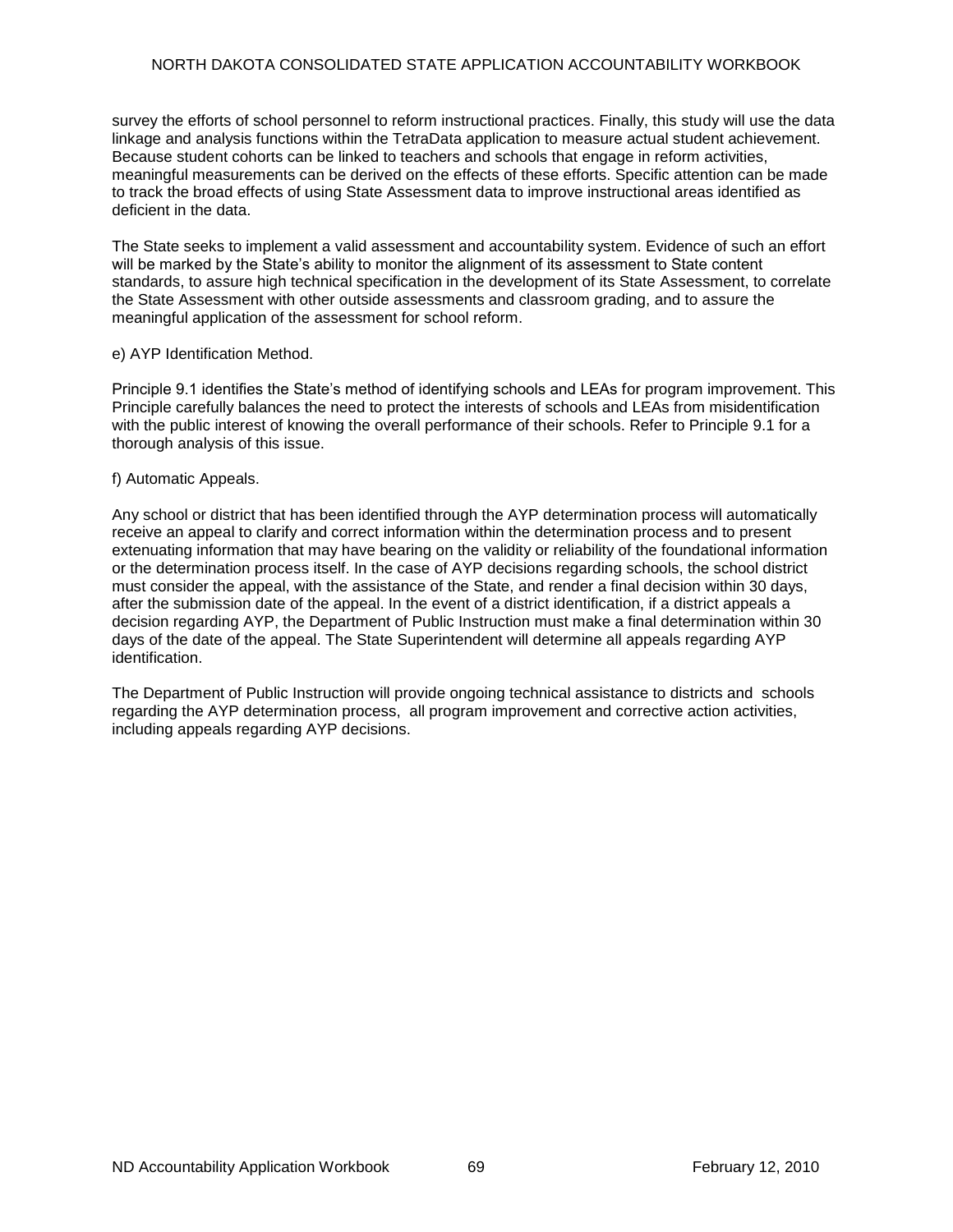survey the efforts of school personnel to reform instructional practices. Finally, this study will use the data linkage and analysis functions within the TetraData application to measure actual student achievement. Because student cohorts can be linked to teachers and schools that engage in reform activities, meaningful measurements can be derived on the effects of these efforts. Specific attention can be made to track the broad effects of using State Assessment data to improve instructional areas identified as deficient in the data.

The State seeks to implement a valid assessment and accountability system. Evidence of such an effort will be marked by the State's ability to monitor the alignment of its assessment to State content standards, to assure high technical specification in the development of its State Assessment, to correlate the State Assessment with other outside assessments and classroom grading, and to assure the meaningful application of the assessment for school reform.

e) AYP Identification Method.

Principle 9.1 identifies the State's method of identifying schools and LEAs for program improvement. This Principle carefully balances the need to protect the interests of schools and LEAs from misidentification with the public interest of knowing the overall performance of their schools. Refer to Principle 9.1 for a thorough analysis of this issue.

f) Automatic Appeals.

Any school or district that has been identified through the AYP determination process will automatically receive an appeal to clarify and correct information within the determination process and to present extenuating information that may have bearing on the validity or reliability of the foundational information or the determination process itself. In the case of AYP decisions regarding schools, the school district must consider the appeal, with the assistance of the State, and render a final decision within 30 days, after the submission date of the appeal. In the event of a district identification, if a district appeals a decision regarding AYP, the Department of Public Instruction must make a final determination within 30 days of the date of the appeal. The State Superintendent will determine all appeals regarding AYP identification.

The Department of Public Instruction will provide ongoing technical assistance to districts and schools regarding the AYP determination process, all program improvement and corrective action activities, including appeals regarding AYP decisions.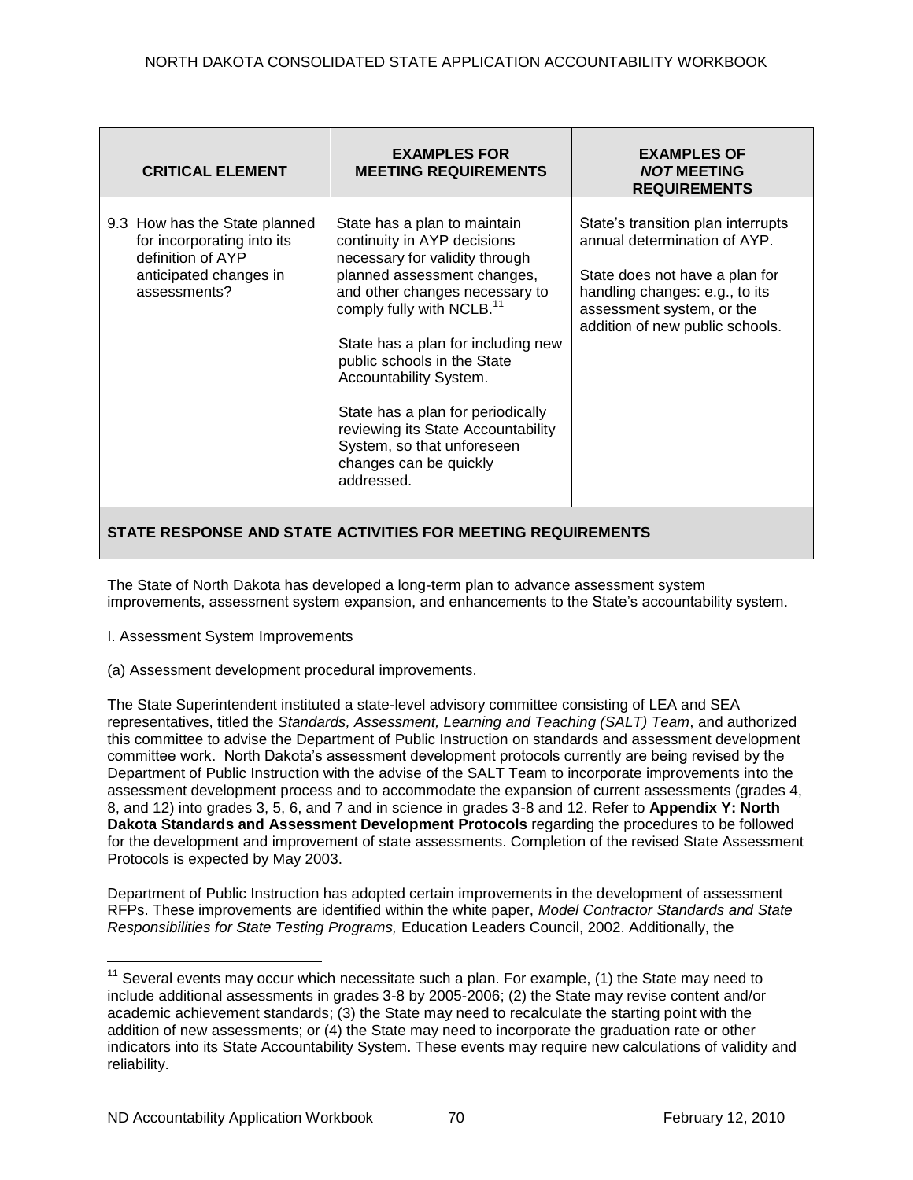| CRITICAL ELEMENT | EXAMPLES FOR MEETING REQUIREMENTS | EXAMPLES OF *NOT* MEETING REQUIREMENTS |
|---|---|---|
| 9.3 How has the State planned for incorporating into its definition of AYP anticipated changes in assessments? | State has a plan to maintain continuity in AYP decisions necessary for validity through planned assessment changes, and other changes necessary to comply fully with NCLB.[11]<br><br>State has a plan for including new public schools in the State Accountability System.<br><br>State has a plan for periodically reviewing its State Accountability System, so that unforeseen changes can be quickly addressed. | State's transition plan interrupts annual determination of AYP.<br><br>State does not have a plan for handling changes: e.g., to its assessment system, or the addition of new public schools. |

**STATE RESPONSE AND STATE ACTIVITIES FOR MEETING REQUIREMENTS**

The State of North Dakota has developed a long-term plan to advance assessment system improvements, assessment system expansion, and enhancements to the State's accountability system.

I. Assessment System Improvements

(a) Assessment development procedural improvements.

The State Superintendent instituted a state-level advisory committee consisting of LEA and SEA representatives, titled the *Standards, Assessment, Learning and Teaching (SALT) Team*, and authorized this committee to advise the Department of Public Instruction on standards and assessment development committee work. North Dakota's assessment development protocols currently are being revised by the Department of Public Instruction with the advise of the SALT Team to incorporate improvements into the assessment development process and to accommodate the expansion of current assessments (grades 4, 8, and 12) into grades 3, 5, 6, and 7 and in science in grades 3-8 and 12. Refer to **Appendix Y: North Dakota Standards and Assessment Development Protocols** regarding the procedures to be followed for the development and improvement of state assessments. Completion of the revised State Assessment Protocols is expected by May 2003.

Department of Public Instruction has adopted certain improvements in the development of assessment RFPs. These improvements are identified within the white paper, *Model Contractor Standards and State Responsibilities for State Testing Programs,* Education Leaders Council, 2002. Additionally, the

[11] Several events may occur which necessitate such a plan. For example, (1) the State may need to include additional assessments in grades 3-8 by 2005-2006; (2) the State may revise content and/or academic achievement standards; (3) the State may need to recalculate the starting point with the addition of new assessments; or (4) the State may need to incorporate the graduation rate or other indicators into its State Accountability System. These events may require new calculations of validity and reliability.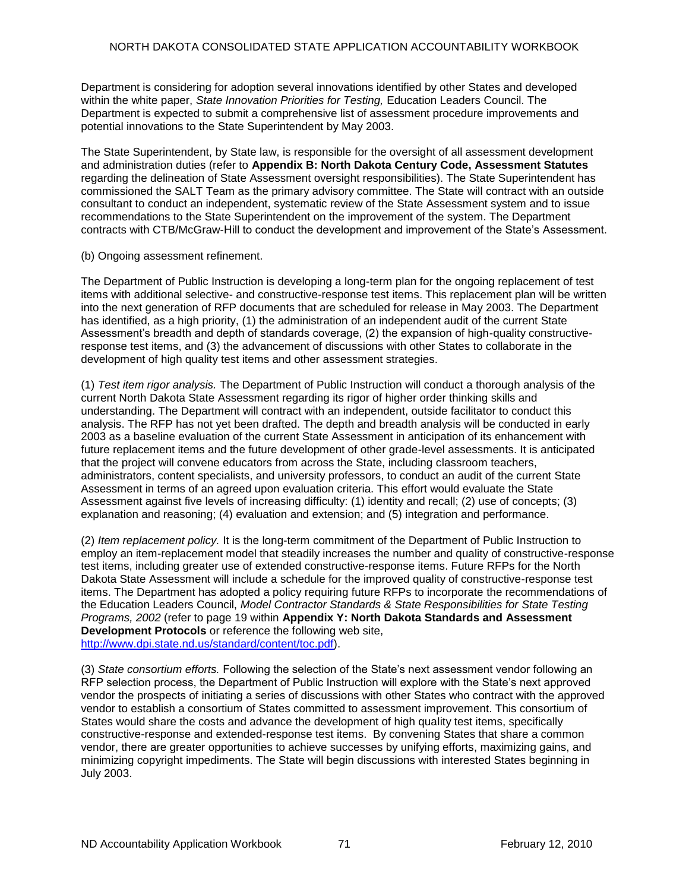Department is considering for adoption several innovations identified by other States and developed within the white paper, *State Innovation Priorities for Testing,* Education Leaders Council. The Department is expected to submit a comprehensive list of assessment procedure improvements and potential innovations to the State Superintendent by May 2003.

The State Superintendent, by State law, is responsible for the oversight of all assessment development and administration duties (refer to **Appendix B: North Dakota Century Code, Assessment Statutes** regarding the delineation of State Assessment oversight responsibilities). The State Superintendent has commissioned the SALT Team as the primary advisory committee. The State will contract with an outside consultant to conduct an independent, systematic review of the State Assessment system and to issue recommendations to the State Superintendent on the improvement of the system. The Department contracts with CTB/McGraw-Hill to conduct the development and improvement of the State's Assessment.

(b) Ongoing assessment refinement.

The Department of Public Instruction is developing a long-term plan for the ongoing replacement of test items with additional selective- and constructive-response test items. This replacement plan will be written into the next generation of RFP documents that are scheduled for release in May 2003. The Department has identified, as a high priority, (1) the administration of an independent audit of the current State Assessment's breadth and depth of standards coverage, (2) the expansion of high-quality constructive-response test items, and (3) the advancement of discussions with other States to collaborate in the development of high quality test items and other assessment strategies.

(1) *Test item rigor analysis.* The Department of Public Instruction will conduct a thorough analysis of the current North Dakota State Assessment regarding its rigor of higher order thinking skills and understanding. The Department will contract with an independent, outside facilitator to conduct this analysis. The RFP has not yet been drafted. The depth and breadth analysis will be conducted in early 2003 as a baseline evaluation of the current State Assessment in anticipation of its enhancement with future replacement items and the future development of other grade-level assessments. It is anticipated that the project will convene educators from across the State, including classroom teachers, administrators, content specialists, and university professors, to conduct an audit of the current State Assessment in terms of an agreed upon evaluation criteria. This effort would evaluate the State Assessment against five levels of increasing difficulty: (1) identity and recall; (2) use of concepts; (3) explanation and reasoning; (4) evaluation and extension; and (5) integration and performance.

(2) *Item replacement policy.* It is the long-term commitment of the Department of Public Instruction to employ an item-replacement model that steadily increases the number and quality of constructive-response test items, including greater use of extended constructive-response items. Future RFPs for the North Dakota State Assessment will include a schedule for the improved quality of constructive-response test items. The Department has adopted a policy requiring future RFPs to incorporate the recommendations of the Education Leaders Council, *Model Contractor Standards & State Responsibilities for State Testing Programs, 2002* (refer to page 19 within **Appendix Y: North Dakota Standards and Assessment Development Protocols** or reference the following web site, http://www.dpi.state.nd.us/standard/content/toc.pdf).

(3) *State consortium efforts.* Following the selection of the State's next assessment vendor following an RFP selection process, the Department of Public Instruction will explore with the State's next approved vendor the prospects of initiating a series of discussions with other States who contract with the approved vendor to establish a consortium of States committed to assessment improvement. This consortium of States would share the costs and advance the development of high quality test items, specifically constructive-response and extended-response test items. By convening States that share a common vendor, there are greater opportunities to achieve successes by unifying efforts, maximizing gains, and minimizing copyright impediments. The State will begin discussions with interested States beginning in July 2003.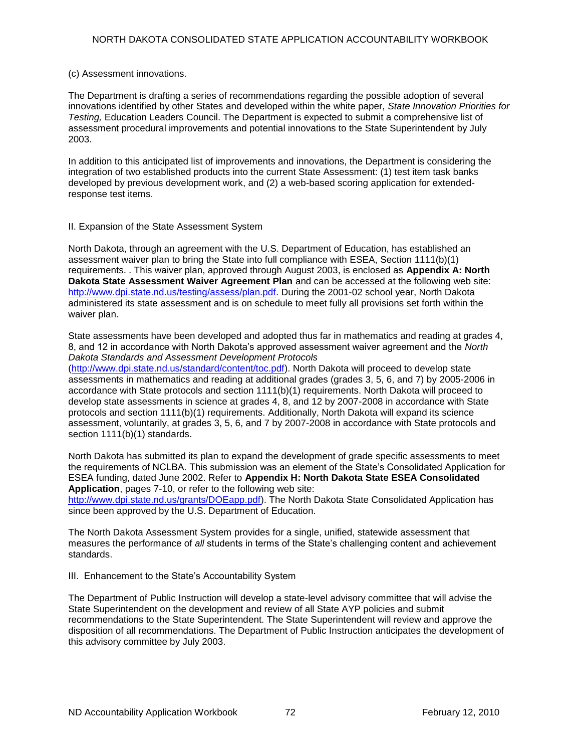(c) Assessment innovations.

The Department is drafting a series of recommendations regarding the possible adoption of several innovations identified by other States and developed within the white paper, *State Innovation Priorities for Testing,* Education Leaders Council. The Department is expected to submit a comprehensive list of assessment procedural improvements and potential innovations to the State Superintendent by July 2003.

In addition to this anticipated list of improvements and innovations, the Department is considering the integration of two established products into the current State Assessment: (1) test item task banks developed by previous development work, and (2) a web-based scoring application for extended-response test items.

II. Expansion of the State Assessment System

North Dakota, through an agreement with the U.S. Department of Education, has established an assessment waiver plan to bring the State into full compliance with ESEA, Section 1111(b)(1) requirements. . This waiver plan, approved through August 2003, is enclosed as **Appendix A: North Dakota State Assessment Waiver Agreement Plan** and can be accessed at the following web site: [http://www.dpi.state.nd.us/testing/assess/plan.pdf](http://www.dpi.state.nd.us/testing/assess/plan.pdf). During the 2001-02 school year, North Dakota administered its state assessment and is on schedule to meet fully all provisions set forth within the waiver plan.

State assessments have been developed and adopted thus far in mathematics and reading at grades 4, 8, and 12 in accordance with North Dakota's approved assessment waiver agreement and the *North Dakota Standards and Assessment Development Protocols* ([http://www.dpi.state.nd.us/standard/content/toc.pdf](http://www.dpi.state.nd.us/standard/content/toc.pdf)). North Dakota will proceed to develop state assessments in mathematics and reading at additional grades (grades 3, 5, 6, and 7) by 2005-2006 in accordance with State protocols and section 1111(b)(1) requirements. North Dakota will proceed to develop state assessments in science at grades 4, 8, and 12 by 2007-2008 in accordance with State protocols and section 1111(b)(1) requirements. Additionally, North Dakota will expand its science assessment, voluntarily, at grades 3, 5, 6, and 7 by 2007-2008 in accordance with State protocols and section 1111(b)(1) standards.

North Dakota has submitted its plan to expand the development of grade specific assessments to meet the requirements of NCLBA. This submission was an element of the State's Consolidated Application for ESEA funding, dated June 2002. Refer to **Appendix H: North Dakota State ESEA Consolidated Application**, pages 7-10, or refer to the following web site: [http://www.dpi.state.nd.us/grants/DOEapp.pdf](http://www.dpi.state.nd.us/grants/DOEapp.pdf)). The North Dakota State Consolidated Application has since been approved by the U.S. Department of Education.

The North Dakota Assessment System provides for a single, unified, statewide assessment that measures the performance of *all* students in terms of the State's challenging content and achievement standards.

III. Enhancement to the State's Accountability System

The Department of Public Instruction will develop a state-level advisory committee that will advise the State Superintendent on the development and review of all State AYP policies and submit recommendations to the State Superintendent. The State Superintendent will review and approve the disposition of all recommendations. The Department of Public Instruction anticipates the development of this advisory committee by July 2003.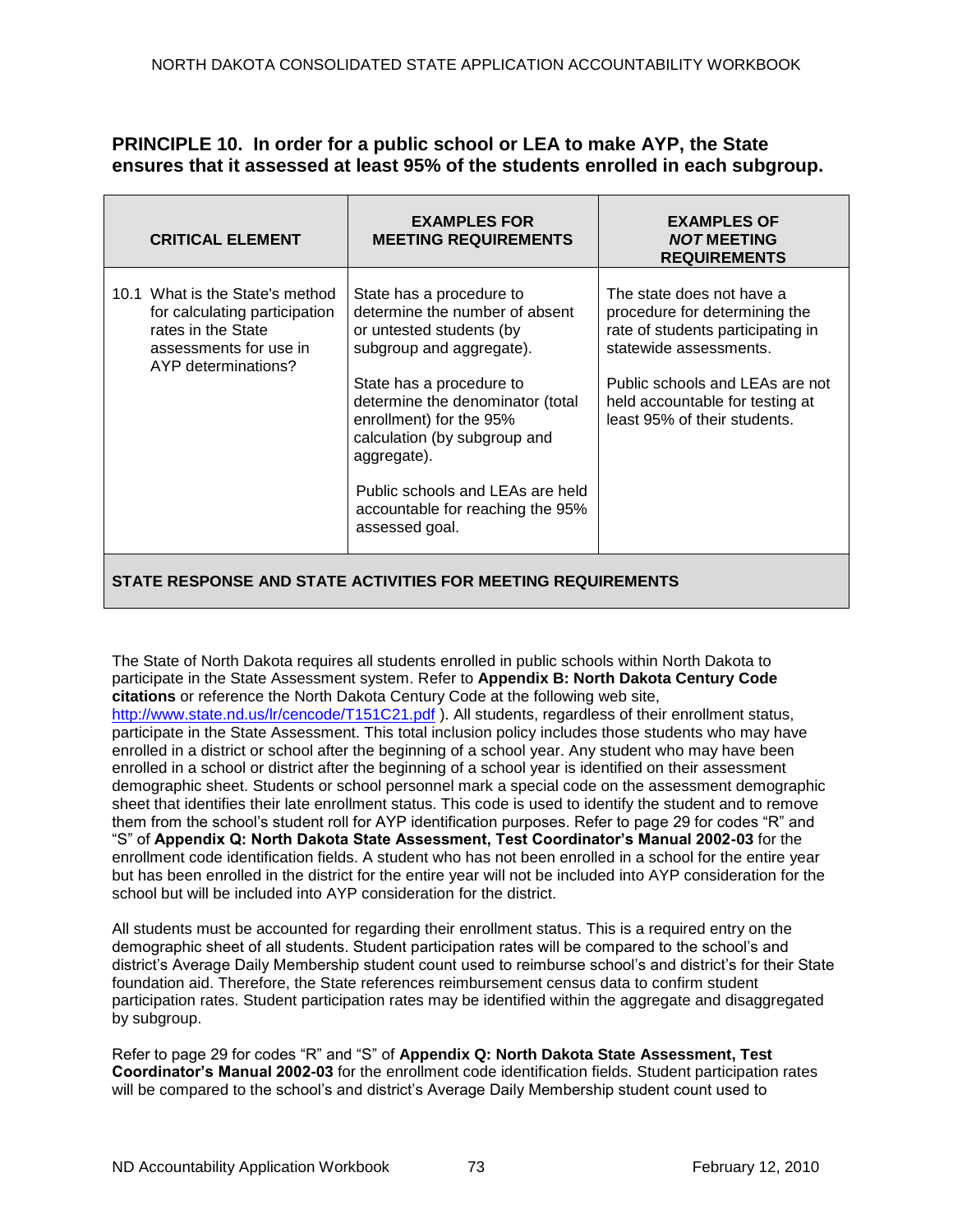## PRINCIPLE 10. In order for a public school or LEA to make AYP, the State ensures that it assessed at least 95% of the students enrolled in each subgroup.

| CRITICAL ELEMENT | EXAMPLES FOR MEETING REQUIREMENTS | EXAMPLES OF *NOT* MEETING REQUIREMENTS |
|---|---|---|
| 10.1 What is the State's method for calculating participation rates in the State assessments for use in AYP determinations? | State has a procedure to determine the number of absent or untested students (by subgroup and aggregate).<br><br>State has a procedure to determine the denominator (total enrollment) for the 95% calculation (by subgroup and aggregate).<br><br>Public schools and LEAs are held accountable for reaching the 95% assessed goal. | The state does not have a procedure for determining the rate of students participating in statewide assessments.<br><br>Public schools and LEAs are not held accountable for testing at least 95% of their students. |

**STATE RESPONSE AND STATE ACTIVITIES FOR MEETING REQUIREMENTS**

The State of North Dakota requires all students enrolled in public schools within North Dakota to participate in the State Assessment system. Refer to **Appendix B: North Dakota Century Code citations** or reference the North Dakota Century Code at the following web site, http://www.state.nd.us/lr/cencode/T151C21.pdf ). All students, regardless of their enrollment status, participate in the State Assessment. This total inclusion policy includes those students who may have enrolled in a district or school after the beginning of a school year. Any student who may have been enrolled in a school or district after the beginning of a school year is identified on their assessment demographic sheet. Students or school personnel mark a special code on the assessment demographic sheet that identifies their late enrollment status. This code is used to identify the student and to remove them from the school's student roll for AYP identification purposes. Refer to page 29 for codes "R" and "S" of **Appendix Q: North Dakota State Assessment, Test Coordinator's Manual 2002-03** for the enrollment code identification fields. A student who has not been enrolled in a school for the entire year but has been enrolled in the district for the entire year will not be included into AYP consideration for the school but will be included into AYP consideration for the district.

All students must be accounted for regarding their enrollment status. This is a required entry on the demographic sheet of all students. Student participation rates will be compared to the school's and district's Average Daily Membership student count used to reimburse school's and district's for their State foundation aid. Therefore, the State references reimbursement census data to confirm student participation rates. Student participation rates may be identified within the aggregate and disaggregated by subgroup.

Refer to page 29 for codes "R" and "S" of **Appendix Q: North Dakota State Assessment, Test Coordinator's Manual 2002-03** for the enrollment code identification fields. Student participation rates will be compared to the school's and district's Average Daily Membership student count used to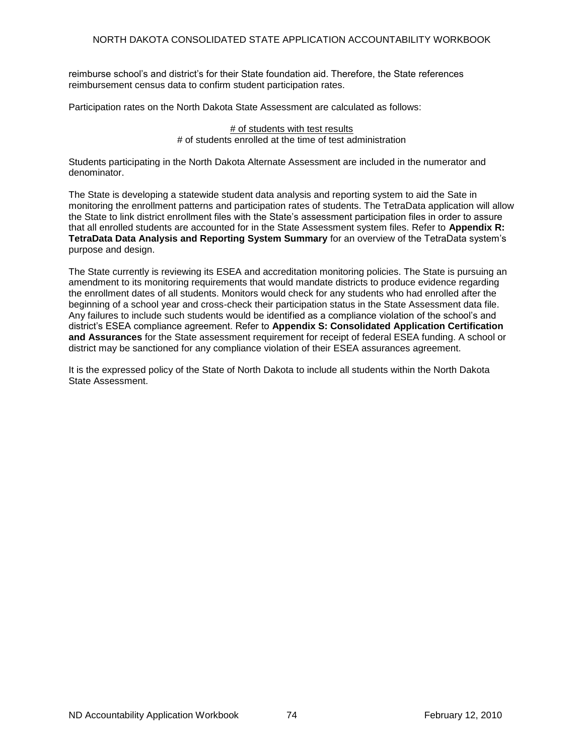reimburse school's and district's for their State foundation aid. Therefore, the State references reimbursement census data to confirm student participation rates.

Participation rates on the North Dakota State Assessment are calculated as follows:

$$\frac{\text{\# of students with test results}}{\text{\# of students enrolled at the time of test administration}}$$

Students participating in the North Dakota Alternate Assessment are included in the numerator and denominator.

The State is developing a statewide student data analysis and reporting system to aid the Sate in monitoring the enrollment patterns and participation rates of students. The TetraData application will allow the State to link district enrollment files with the State's assessment participation files in order to assure that all enrolled students are accounted for in the State Assessment system files. Refer to **Appendix R: TetraData Data Analysis and Reporting System Summary** for an overview of the TetraData system's purpose and design.

The State currently is reviewing its ESEA and accreditation monitoring policies. The State is pursuing an amendment to its monitoring requirements that would mandate districts to produce evidence regarding the enrollment dates of all students. Monitors would check for any students who had enrolled after the beginning of a school year and cross-check their participation status in the State Assessment data file. Any failures to include such students would be identified as a compliance violation of the school's and district's ESEA compliance agreement. Refer to **Appendix S: Consolidated Application Certification and Assurances** for the State assessment requirement for receipt of federal ESEA funding. A school or district may be sanctioned for any compliance violation of their ESEA assurances agreement.

It is the expressed policy of the State of North Dakota to include all students within the North Dakota State Assessment.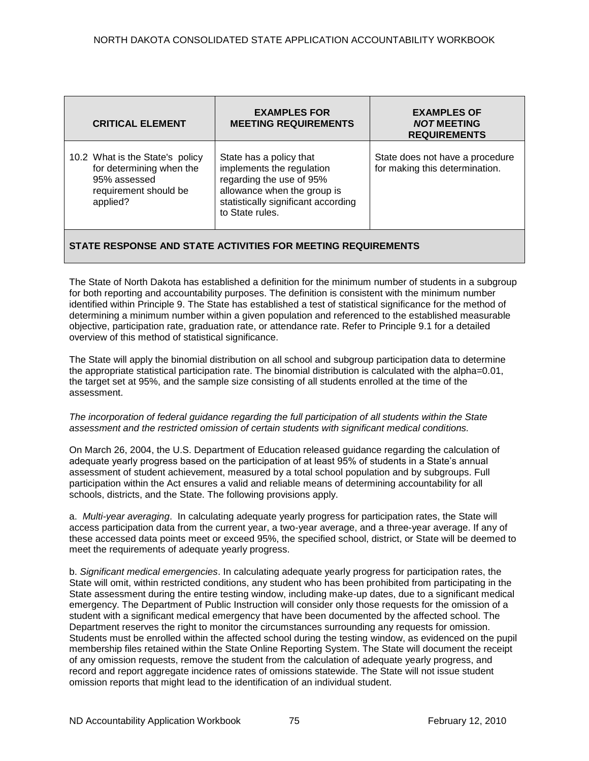| CRITICAL ELEMENT | EXAMPLES FOR MEETING REQUIREMENTS | EXAMPLES OF *NOT* MEETING REQUIREMENTS |
|---|---|---|
| 10.2 What is the State's policy for determining when the 95% assessed requirement should be applied? | State has a policy that implements the regulation regarding the use of 95% allowance when the group is statistically significant according to State rules. | State does not have a procedure for making this determination. |

**STATE RESPONSE AND STATE ACTIVITIES FOR MEETING REQUIREMENTS**

The State of North Dakota has established a definition for the minimum number of students in a subgroup for both reporting and accountability purposes. The definition is consistent with the minimum number identified within Principle 9. The State has established a test of statistical significance for the method of determining a minimum number within a given population and referenced to the established measurable objective, participation rate, graduation rate, or attendance rate. Refer to Principle 9.1 for a detailed overview of this method of statistical significance.

The State will apply the binomial distribution on all school and subgroup participation data to determine the appropriate statistical participation rate. The binomial distribution is calculated with the alpha=0.01, the target set at 95%, and the sample size consisting of all students enrolled at the time of the assessment.

*The incorporation of federal guidance regarding the full participation of all students within the State assessment and the restricted omission of certain students with significant medical conditions.*

On March 26, 2004, the U.S. Department of Education released guidance regarding the calculation of adequate yearly progress based on the participation of at least 95% of students in a State's annual assessment of student achievement, measured by a total school population and by subgroups. Full participation within the Act ensures a valid and reliable means of determining accountability for all schools, districts, and the State. The following provisions apply.

a. *Multi-year averaging*. In calculating adequate yearly progress for participation rates, the State will access participation data from the current year, a two-year average, and a three-year average. If any of these accessed data points meet or exceed 95%, the specified school, district, or State will be deemed to meet the requirements of adequate yearly progress.

b. *Significant medical emergencies*. In calculating adequate yearly progress for participation rates, the State will omit, within restricted conditions, any student who has been prohibited from participating in the State assessment during the entire testing window, including make-up dates, due to a significant medical emergency. The Department of Public Instruction will consider only those requests for the omission of a student with a significant medical emergency that have been documented by the affected school. The Department reserves the right to monitor the circumstances surrounding any requests for omission. Students must be enrolled within the affected school during the testing window, as evidenced on the pupil membership files retained within the State Online Reporting System. The State will document the receipt of any omission requests, remove the student from the calculation of adequate yearly progress, and record and report aggregate incidence rates of omissions statewide. The State will not issue student omission reports that might lead to the identification of an individual student.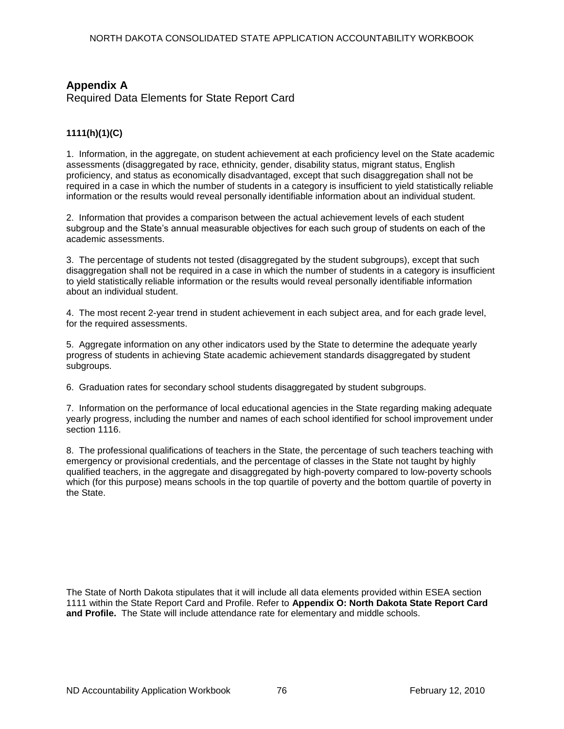## Appendix A

Required Data Elements for State Report Card

**1111(h)(1)(C)**

1. Information, in the aggregate, on student achievement at each proficiency level on the State academic assessments (disaggregated by race, ethnicity, gender, disability status, migrant status, English proficiency, and status as economically disadvantaged, except that such disaggregation shall not be required in a case in which the number of students in a category is insufficient to yield statistically reliable information or the results would reveal personally identifiable information about an individual student.

2. Information that provides a comparison between the actual achievement levels of each student subgroup and the State's annual measurable objectives for each such group of students on each of the academic assessments.

3. The percentage of students not tested (disaggregated by the student subgroups), except that such disaggregation shall not be required in a case in which the number of students in a category is insufficient to yield statistically reliable information or the results would reveal personally identifiable information about an individual student.

4. The most recent 2-year trend in student achievement in each subject area, and for each grade level, for the required assessments.

5. Aggregate information on any other indicators used by the State to determine the adequate yearly progress of students in achieving State academic achievement standards disaggregated by student subgroups.

6. Graduation rates for secondary school students disaggregated by student subgroups.

7. Information on the performance of local educational agencies in the State regarding making adequate yearly progress, including the number and names of each school identified for school improvement under section 1116.

8. The professional qualifications of teachers in the State, the percentage of such teachers teaching with emergency or provisional credentials, and the percentage of classes in the State not taught by highly qualified teachers, in the aggregate and disaggregated by high-poverty compared to low-poverty schools which (for this purpose) means schools in the top quartile of poverty and the bottom quartile of poverty in the State.

The State of North Dakota stipulates that it will include all data elements provided within ESEA section 1111 within the State Report Card and Profile. Refer to **Appendix O: North Dakota State Report Card and Profile.** The State will include attendance rate for elementary and middle schools.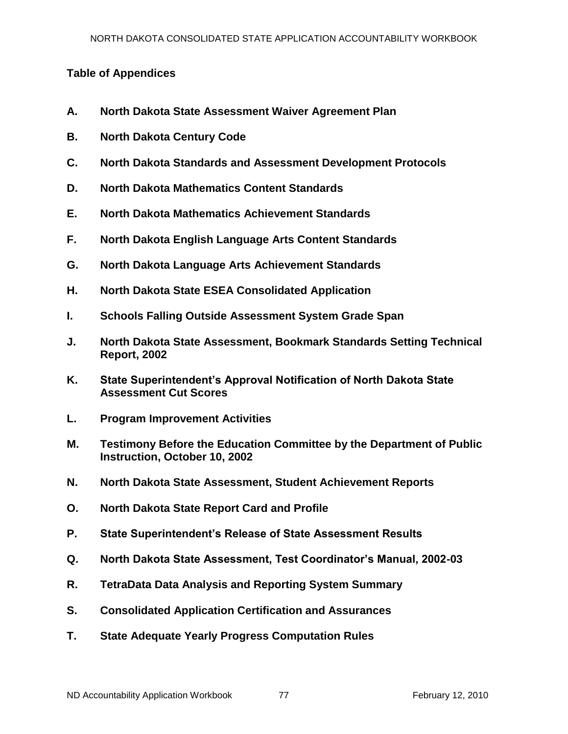## Table of Appendices

- **A. North Dakota State Assessment Waiver Agreement Plan**
- **B. North Dakota Century Code**
- **C. North Dakota Standards and Assessment Development Protocols**
- **D. North Dakota Mathematics Content Standards**
- **E. North Dakota Mathematics Achievement Standards**
- **F. North Dakota English Language Arts Content Standards**
- **G. North Dakota Language Arts Achievement Standards**
- **H. North Dakota State ESEA Consolidated Application**
- **I. Schools Falling Outside Assessment System Grade Span**
- **J. North Dakota State Assessment, Bookmark Standards Setting Technical Report, 2002**
- **K. State Superintendent's Approval Notification of North Dakota State Assessment Cut Scores**
- **L. Program Improvement Activities**
- **M. Testimony Before the Education Committee by the Department of Public Instruction, October 10, 2002**
- **N. North Dakota State Assessment, Student Achievement Reports**
- **O. North Dakota State Report Card and Profile**
- **P. State Superintendent's Release of State Assessment Results**
- **Q. North Dakota State Assessment, Test Coordinator's Manual, 2002-03**
- **R. TetraData Data Analysis and Reporting System Summary**
- **S. Consolidated Application Certification and Assurances**
- **T. State Adequate Yearly Progress Computation Rules**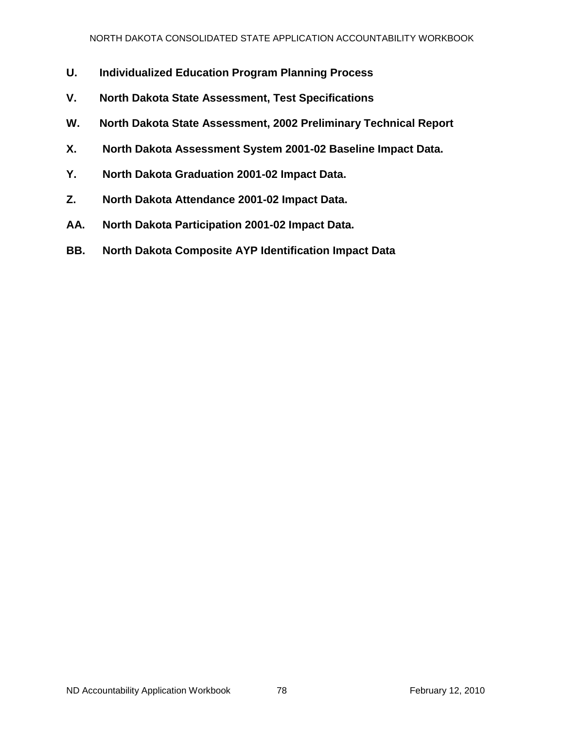**U. Individualized Education Program Planning Process**

**V. North Dakota State Assessment, Test Specifications**

**W. North Dakota State Assessment, 2002 Preliminary Technical Report**

**X. North Dakota Assessment System 2001-02 Baseline Impact Data.**

**Y. North Dakota Graduation 2001-02 Impact Data.**

**Z. North Dakota Attendance 2001-02 Impact Data.**

**AA. North Dakota Participation 2001-02 Impact Data.**

**BB. North Dakota Composite AYP Identification Impact Data**